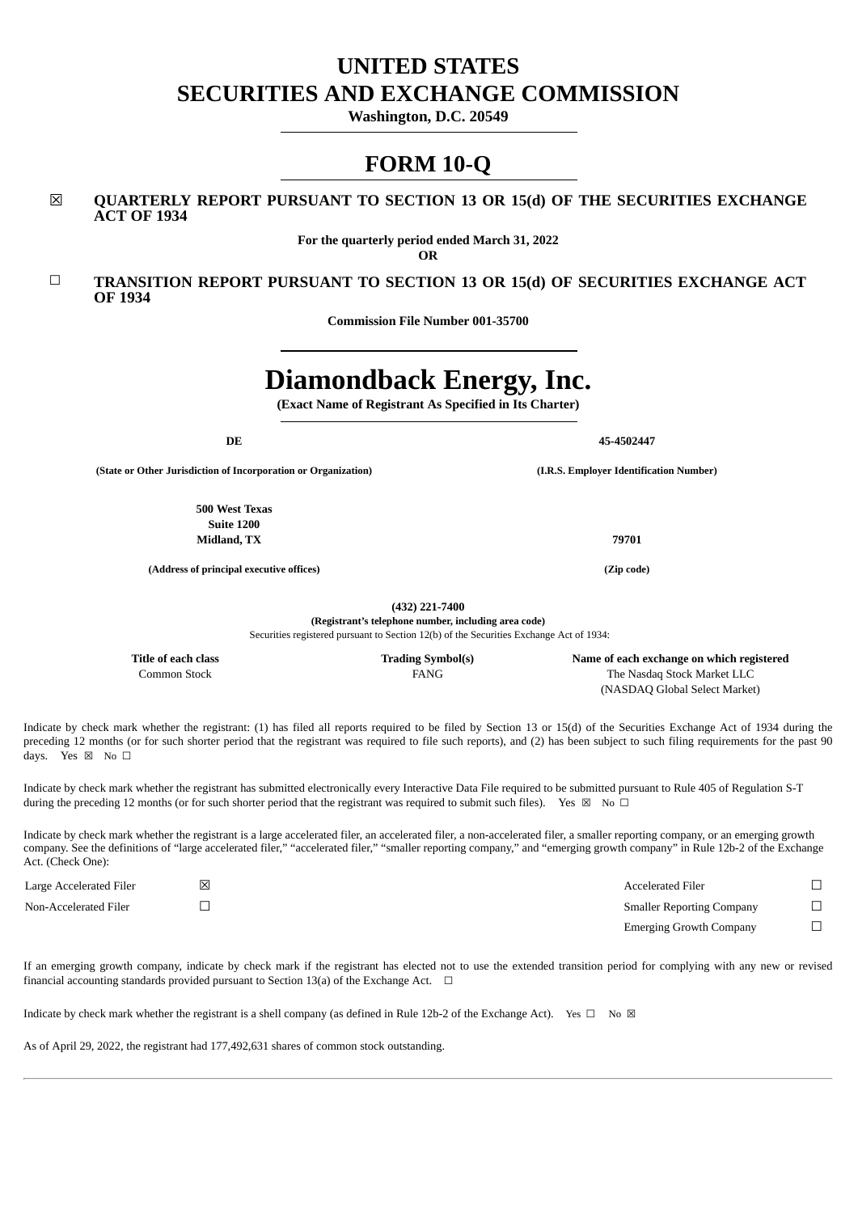# UNITED STATES
# SECURITIES AND EXCHANGE COMMISSION

**Washington, D.C. 20549**

# FORM 10-Q

☒ **QUARTERLY REPORT PURSUANT TO SECTION 13 OR 15(d) OF THE SECURITIES EXCHANGE ACT OF 1934**

**For the quarterly period ended March 31, 2022**

**OR**

☐ **TRANSITION REPORT PURSUANT TO SECTION 13 OR 15(d) OF SECURITIES EXCHANGE ACT OF 1934**

**Commission File Number 001-35700**

# Diamondback Energy, Inc.

**(Exact Name of Registrant As Specified in Its Charter)**

| **DE** | **45-4502447** |
|---|---|
| **(State or Other Jurisdiction of Incorporation or Organization)** | **(I.R.S. Employer Identification Number)** |
| **500 West Texas Suite 1200 Midland, TX** | **79701** |
| **(Address of principal executive offices)** | **(Zip code)** |

**(432) 221-7400**

**(Registrant's telephone number, including area code)**

Securities registered pursuant to Section 12(b) of the Securities Exchange Act of 1934:

| Title of each class | Trading Symbol(s) | Name of each exchange on which registered |
|---|---|---|
| Common Stock | FANG | The Nasdaq Stock Market LLC (NASDAQ Global Select Market) |

Indicate by check mark whether the registrant: (1) has filed all reports required to be filed by Section 13 or 15(d) of the Securities Exchange Act of 1934 during the preceding 12 months (or for such shorter period that the registrant was required to file such reports), and (2) has been subject to such filing requirements for the past 90 days. Yes ☒ No ☐

Indicate by check mark whether the registrant has submitted electronically every Interactive Data File required to be submitted pursuant to Rule 405 of Regulation S-T during the preceding 12 months (or for such shorter period that the registrant was required to submit such files). Yes ☒ No ☐

Indicate by check mark whether the registrant is a large accelerated filer, an accelerated filer, a non-accelerated filer, a smaller reporting company, or an emerging growth company. See the definitions of "large accelerated filer," "accelerated filer," "smaller reporting company," and "emerging growth company" in Rule 12b-2 of the Exchange Act. (Check One):

| | | | |
|---|---|---|---|
| Large Accelerated Filer | ☒ | Accelerated Filer | ☐ |
| Non-Accelerated Filer | ☐ | Smaller Reporting Company | ☐ |
| | | Emerging Growth Company | ☐ |

If an emerging growth company, indicate by check mark if the registrant has elected not to use the extended transition period for complying with any new or revised financial accounting standards provided pursuant to Section 13(a) of the Exchange Act. ☐

Indicate by check mark whether the registrant is a shell company (as defined in Rule 12b-2 of the Exchange Act). Yes ☐ No ☒

As of April 29, 2022, the registrant had 177,492,631 shares of common stock outstanding.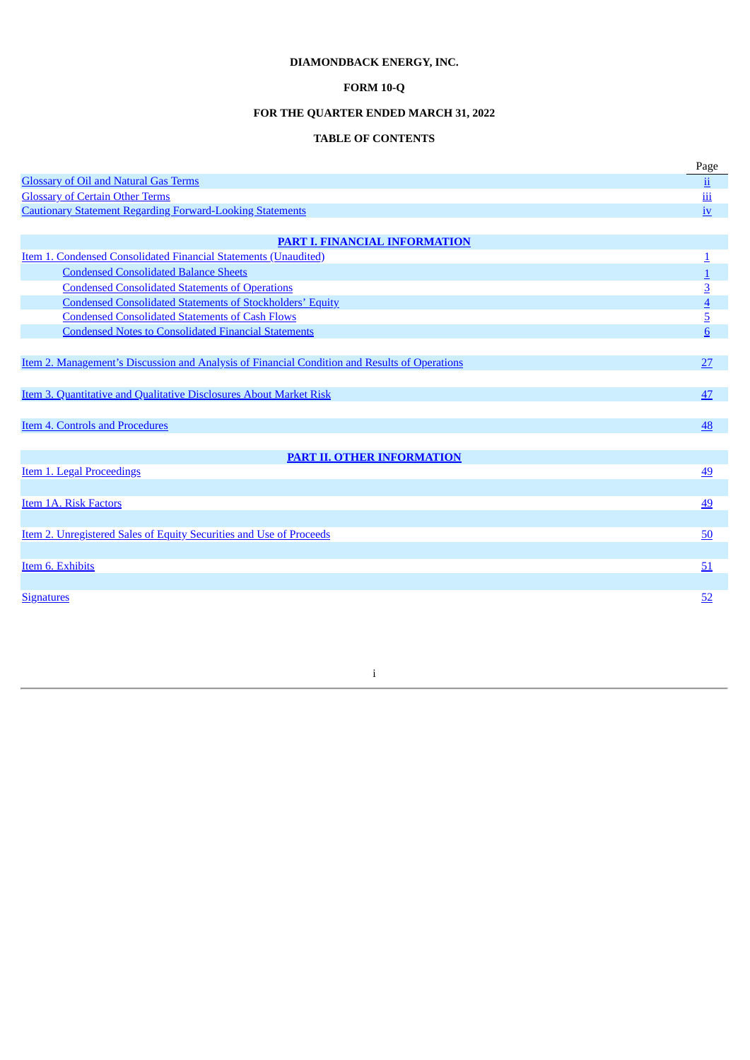**DIAMONDBACK ENERGY, INC.**

**FORM 10-Q**

**FOR THE QUARTER ENDED MARCH 31, 2022**

**TABLE OF CONTENTS**

| | Page |
|---|---|
| Glossary of Oil and Natural Gas Terms | ii |
| Glossary of Certain Other Terms | iii |
| Cautionary Statement Regarding Forward-Looking Statements | iv |
| **PART I. FINANCIAL INFORMATION** | |
| Item 1. Condensed Consolidated Financial Statements (Unaudited) | 1 |
| Condensed Consolidated Balance Sheets | 1 |
| Condensed Consolidated Statements of Operations | 3 |
| Condensed Consolidated Statements of Stockholders' Equity | 4 |
| Condensed Consolidated Statements of Cash Flows | 5 |
| Condensed Notes to Consolidated Financial Statements | 6 |
| Item 2. Management's Discussion and Analysis of Financial Condition and Results of Operations | 27 |
| Item 3. Quantitative and Qualitative Disclosures About Market Risk | 47 |
| Item 4. Controls and Procedures | 48 |
| **PART II. OTHER INFORMATION** | |
| Item 1. Legal Proceedings | 49 |
| Item 1A. Risk Factors | 49 |
| Item 2. Unregistered Sales of Equity Securities and Use of Proceeds | 50 |
| Item 6. Exhibits | 51 |
| Signatures | 52 |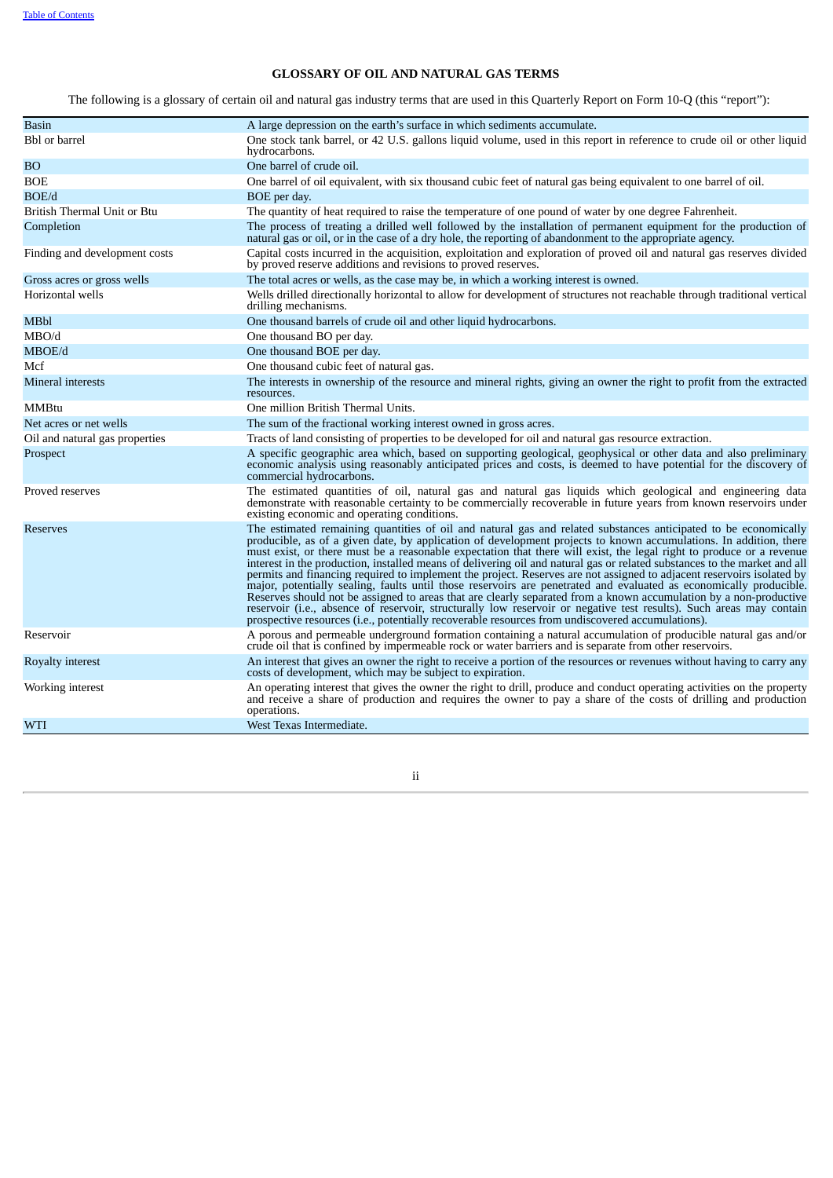# GLOSSARY OF OIL AND NATURAL GAS TERMS

The following is a glossary of certain oil and natural gas industry terms that are used in this Quarterly Report on Form 10-Q (this "report"):

| Term | Definition |
|---|---|
| Basin | A large depression on the earth's surface in which sediments accumulate. |
| Bbl or barrel | One stock tank barrel, or 42 U.S. gallons liquid volume, used in this report in reference to crude oil or other liquid hydrocarbons. |
| BO | One barrel of crude oil. |
| BOE | One barrel of oil equivalent, with six thousand cubic feet of natural gas being equivalent to one barrel of oil. |
| BOE/d | BOE per day. |
| British Thermal Unit or Btu | The quantity of heat required to raise the temperature of one pound of water by one degree Fahrenheit. |
| Completion | The process of treating a drilled well followed by the installation of permanent equipment for the production of natural gas or oil, or in the case of a dry hole, the reporting of abandonment to the appropriate agency. |
| Finding and development costs | Capital costs incurred in the acquisition, exploitation and exploration of proved oil and natural gas reserves divided by proved reserve additions and revisions to proved reserves. |
| Gross acres or gross wells | The total acres or wells, as the case may be, in which a working interest is owned. |
| Horizontal wells | Wells drilled directionally horizontal to allow for development of structures not reachable through traditional vertical drilling mechanisms. |
| MBbl | One thousand barrels of crude oil and other liquid hydrocarbons. |
| MBO/d | One thousand BO per day. |
| MBOE/d | One thousand BOE per day. |
| Mcf | One thousand cubic feet of natural gas. |
| Mineral interests | The interests in ownership of the resource and mineral rights, giving an owner the right to profit from the extracted resources. |
| MMBtu | One million British Thermal Units. |
| Net acres or net wells | The sum of the fractional working interest owned in gross acres. |
| Oil and natural gas properties | Tracts of land consisting of properties to be developed for oil and natural gas resource extraction. |
| Prospect | A specific geographic area which, based on supporting geological, geophysical or other data and also preliminary economic analysis using reasonably anticipated prices and costs, is deemed to have potential for the discovery of commercial hydrocarbons. |
| Proved reserves | The estimated quantities of oil, natural gas and natural gas liquids which geological and engineering data demonstrate with reasonable certainty to be commercially recoverable in future years from known reservoirs under existing economic and operating conditions. |
| Reserves | The estimated remaining quantities of oil and natural gas and related substances anticipated to be economically producible, as of a given date, by application of development projects to known accumulations. In addition, there must exist, or there must be a reasonable expectation that there will exist, the legal right to produce or a revenue interest in the production, installed means of delivering oil and natural gas or related substances to the market and all permits and financing required to implement the project. Reserves are not assigned to adjacent reservoirs isolated by major, potentially sealing, faults until those reservoirs are penetrated and evaluated as economically producible. Reserves should not be assigned to areas that are clearly separated from a known accumulation by a non-productive reservoir (i.e., absence of reservoir, structurally low reservoir or negative test results). Such areas may contain prospective resources (i.e., potentially recoverable resources from undiscovered accumulations). |
| Reservoir | A porous and permeable underground formation containing a natural accumulation of producible natural gas and/or crude oil that is confined by impermeable rock or water barriers and is separate from other reservoirs. |
| Royalty interest | An interest that gives an owner the right to receive a portion of the resources or revenues without having to carry any costs of development, which may be subject to expiration. |
| Working interest | An operating interest that gives the owner the right to drill, produce and conduct operating activities on the property and receive a share of production and requires the owner to pay a share of the costs of drilling and production operations. |
| WTI | West Texas Intermediate. |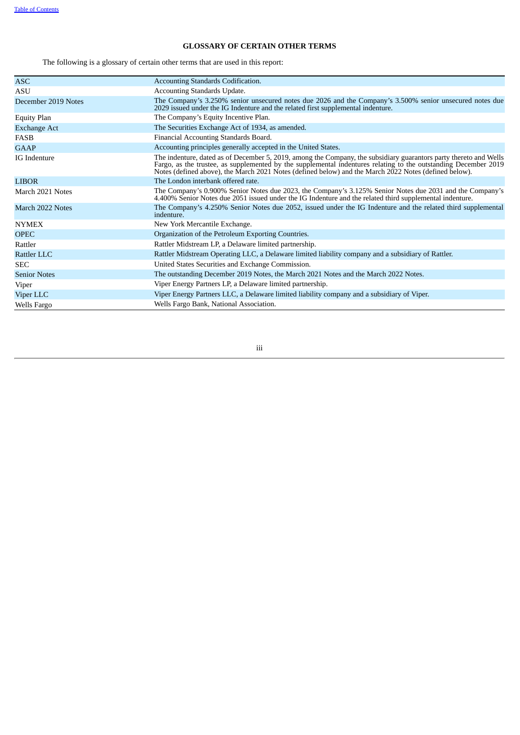## GLOSSARY OF CERTAIN OTHER TERMS

The following is a glossary of certain other terms that are used in this report:

| | |
|---|---|
| ASC | Accounting Standards Codification. |
| ASU | Accounting Standards Update. |
| December 2019 Notes | The Company's 3.250% senior unsecured notes due 2026 and the Company's 3.500% senior unsecured notes due 2029 issued under the IG Indenture and the related first supplemental indenture. |
| Equity Plan | The Company's Equity Incentive Plan. |
| Exchange Act | The Securities Exchange Act of 1934, as amended. |
| FASB | Financial Accounting Standards Board. |
| GAAP | Accounting principles generally accepted in the United States. |
| IG Indenture | The indenture, dated as of December 5, 2019, among the Company, the subsidiary guarantors party thereto and Wells Fargo, as the trustee, as supplemented by the supplemental indentures relating to the outstanding December 2019 Notes (defined above), the March 2021 Notes (defined below) and the March 2022 Notes (defined below). |
| LIBOR | The London interbank offered rate. |
| March 2021 Notes | The Company's 0.900% Senior Notes due 2023, the Company's 3.125% Senior Notes due 2031 and the Company's 4.400% Senior Notes due 2051 issued under the IG Indenture and the related third supplemental indenture. |
| March 2022 Notes | The Company's 4.250% Senior Notes due 2052, issued under the IG Indenture and the related third supplemental indenture. |
| NYMEX | New York Mercantile Exchange. |
| OPEC | Organization of the Petroleum Exporting Countries. |
| Rattler | Rattler Midstream LP, a Delaware limited partnership. |
| Rattler LLC | Rattler Midstream Operating LLC, a Delaware limited liability company and a subsidiary of Rattler. |
| SEC | United States Securities and Exchange Commission. |
| Senior Notes | The outstanding December 2019 Notes, the March 2021 Notes and the March 2022 Notes. |
| Viper | Viper Energy Partners LP, a Delaware limited partnership. |
| Viper LLC | Viper Energy Partners LLC, a Delaware limited liability company and a subsidiary of Viper. |
| Wells Fargo | Wells Fargo Bank, National Association. |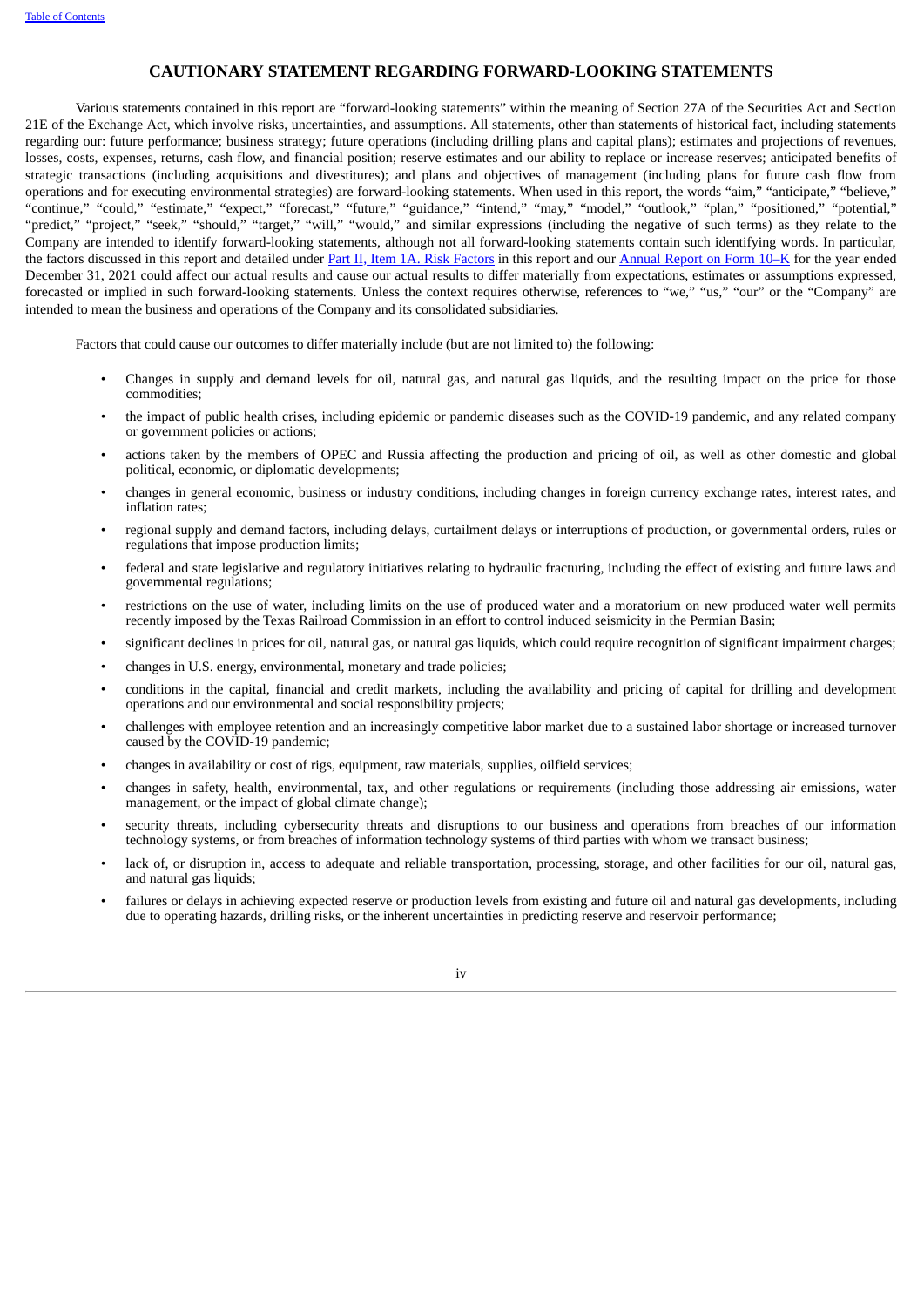# CAUTIONARY STATEMENT REGARDING FORWARD-LOOKING STATEMENTS

Various statements contained in this report are "forward-looking statements" within the meaning of Section 27A of the Securities Act and Section 21E of the Exchange Act, which involve risks, uncertainties, and assumptions. All statements, other than statements of historical fact, including statements regarding our: future performance; business strategy; future operations (including drilling plans and capital plans); estimates and projections of revenues, losses, costs, expenses, returns, cash flow, and financial position; reserve estimates and our ability to replace or increase reserves; anticipated benefits of strategic transactions (including acquisitions and divestitures); and plans and objectives of management (including plans for future cash flow from operations and for executing environmental strategies) are forward-looking statements. When used in this report, the words "aim," "anticipate," "believe," "continue," "could," "estimate," "expect," "forecast," "future," "guidance," "intend," "may," "model," "outlook," "plan," "positioned," "potential," "predict," "project," "seek," "should," "target," "will," "would," and similar expressions (including the negative of such terms) as they relate to the Company are intended to identify forward-looking statements, although not all forward-looking statements contain such identifying words. In particular, the factors discussed in this report and detailed under Part II, Item 1A. Risk Factors in this report and our Annual Report on Form 10–K for the year ended December 31, 2021 could affect our actual results and cause our actual results to differ materially from expectations, estimates or assumptions expressed, forecasted or implied in such forward-looking statements. Unless the context requires otherwise, references to "we," "us," "our" or the "Company" are intended to mean the business and operations of the Company and its consolidated subsidiaries.

Factors that could cause our outcomes to differ materially include (but are not limited to) the following:

- Changes in supply and demand levels for oil, natural gas, and natural gas liquids, and the resulting impact on the price for those commodities;
- the impact of public health crises, including epidemic or pandemic diseases such as the COVID-19 pandemic, and any related company or government policies or actions;
- actions taken by the members of OPEC and Russia affecting the production and pricing of oil, as well as other domestic and global political, economic, or diplomatic developments;
- changes in general economic, business or industry conditions, including changes in foreign currency exchange rates, interest rates, and inflation rates;
- regional supply and demand factors, including delays, curtailment delays or interruptions of production, or governmental orders, rules or regulations that impose production limits;
- federal and state legislative and regulatory initiatives relating to hydraulic fracturing, including the effect of existing and future laws and governmental regulations;
- restrictions on the use of water, including limits on the use of produced water and a moratorium on new produced water well permits recently imposed by the Texas Railroad Commission in an effort to control induced seismicity in the Permian Basin;
- significant declines in prices for oil, natural gas, or natural gas liquids, which could require recognition of significant impairment charges;
- changes in U.S. energy, environmental, monetary and trade policies;
- conditions in the capital, financial and credit markets, including the availability and pricing of capital for drilling and development operations and our environmental and social responsibility projects;
- challenges with employee retention and an increasingly competitive labor market due to a sustained labor shortage or increased turnover caused by the COVID-19 pandemic;
- changes in availability or cost of rigs, equipment, raw materials, supplies, oilfield services;
- changes in safety, health, environmental, tax, and other regulations or requirements (including those addressing air emissions, water management, or the impact of global climate change);
- security threats, including cybersecurity threats and disruptions to our business and operations from breaches of our information technology systems, or from breaches of information technology systems of third parties with whom we transact business;
- lack of, or disruption in, access to adequate and reliable transportation, processing, storage, and other facilities for our oil, natural gas, and natural gas liquids;
- failures or delays in achieving expected reserve or production levels from existing and future oil and natural gas developments, including due to operating hazards, drilling risks, or the inherent uncertainties in predicting reserve and reservoir performance;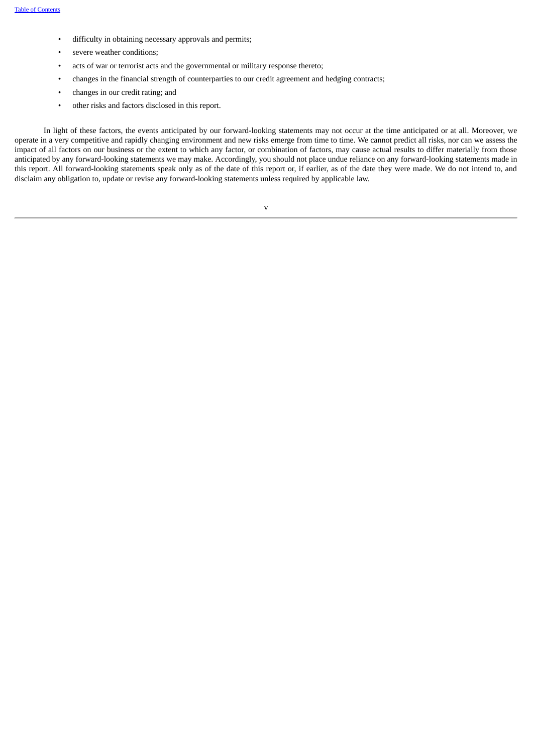- difficulty in obtaining necessary approvals and permits;
- severe weather conditions;
- acts of war or terrorist acts and the governmental or military response thereto;
- changes in the financial strength of counterparties to our credit agreement and hedging contracts;
- changes in our credit rating; and
- other risks and factors disclosed in this report.

In light of these factors, the events anticipated by our forward-looking statements may not occur at the time anticipated or at all. Moreover, we operate in a very competitive and rapidly changing environment and new risks emerge from time to time. We cannot predict all risks, nor can we assess the impact of all factors on our business or the extent to which any factor, or combination of factors, may cause actual results to differ materially from those anticipated by any forward-looking statements we may make. Accordingly, you should not place undue reliance on any forward-looking statements made in this report. All forward-looking statements speak only as of the date of this report or, if earlier, as of the date they were made. We do not intend to, and disclaim any obligation to, update or revise any forward-looking statements unless required by applicable law.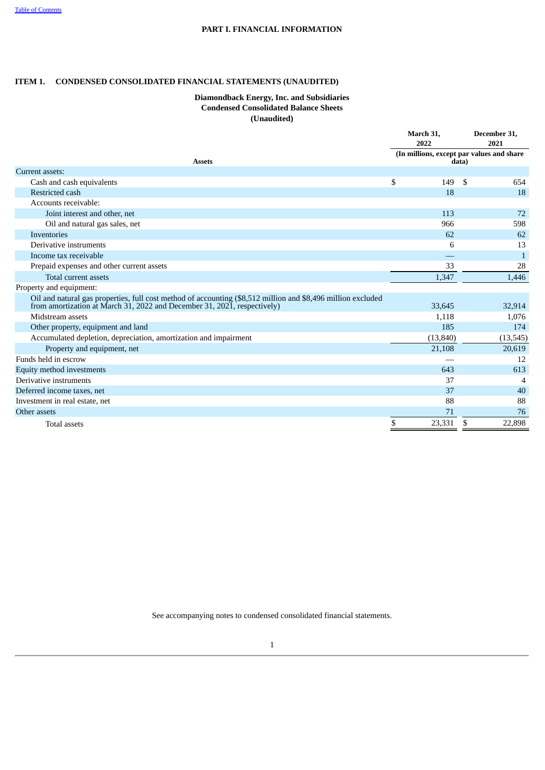# PART I. FINANCIAL INFORMATION

## ITEM 1. CONDENSED CONSOLIDATED FINANCIAL STATEMENTS (UNAUDITED)

### Diamondback Energy, Inc. and Subsidiaries
### Condensed Consolidated Balance Sheets
### (Unaudited)

| Assets | March 31, 2022 | December 31, 2021 |
|---|---|---|
| | (In millions, except par values and share data) | |
| Current assets: | | |
| Cash and cash equivalents | $ 149 | $ 654 |
| Restricted cash | 18 | 18 |
| Accounts receivable: | | |
| Joint interest and other, net | 113 | 72 |
| Oil and natural gas sales, net | 966 | 598 |
| Inventories | 62 | 62 |
| Derivative instruments | 6 | 13 |
| Income tax receivable | — | 1 |
| Prepaid expenses and other current assets | 33 | 28 |
| Total current assets | 1,347 | 1,446 |
| Property and equipment: | | |
| Oil and natural gas properties, full cost method of accounting ($8,512 million and $8,496 million excluded from amortization at March 31, 2022 and December 31, 2021, respectively) | 33,645 | 32,914 |
| Midstream assets | 1,118 | 1,076 |
| Other property, equipment and land | 185 | 174 |
| Accumulated depletion, depreciation, amortization and impairment | (13,840) | (13,545) |
| Property and equipment, net | 21,108 | 20,619 |
| Funds held in escrow | — | 12 |
| Equity method investments | 643 | 613 |
| Derivative instruments | 37 | 4 |
| Deferred income taxes, net | 37 | 40 |
| Investment in real estate, net | 88 | 88 |
| Other assets | 71 | 76 |
| Total assets | $ 23,331 | $ 22,898 |

See accompanying notes to condensed consolidated financial statements.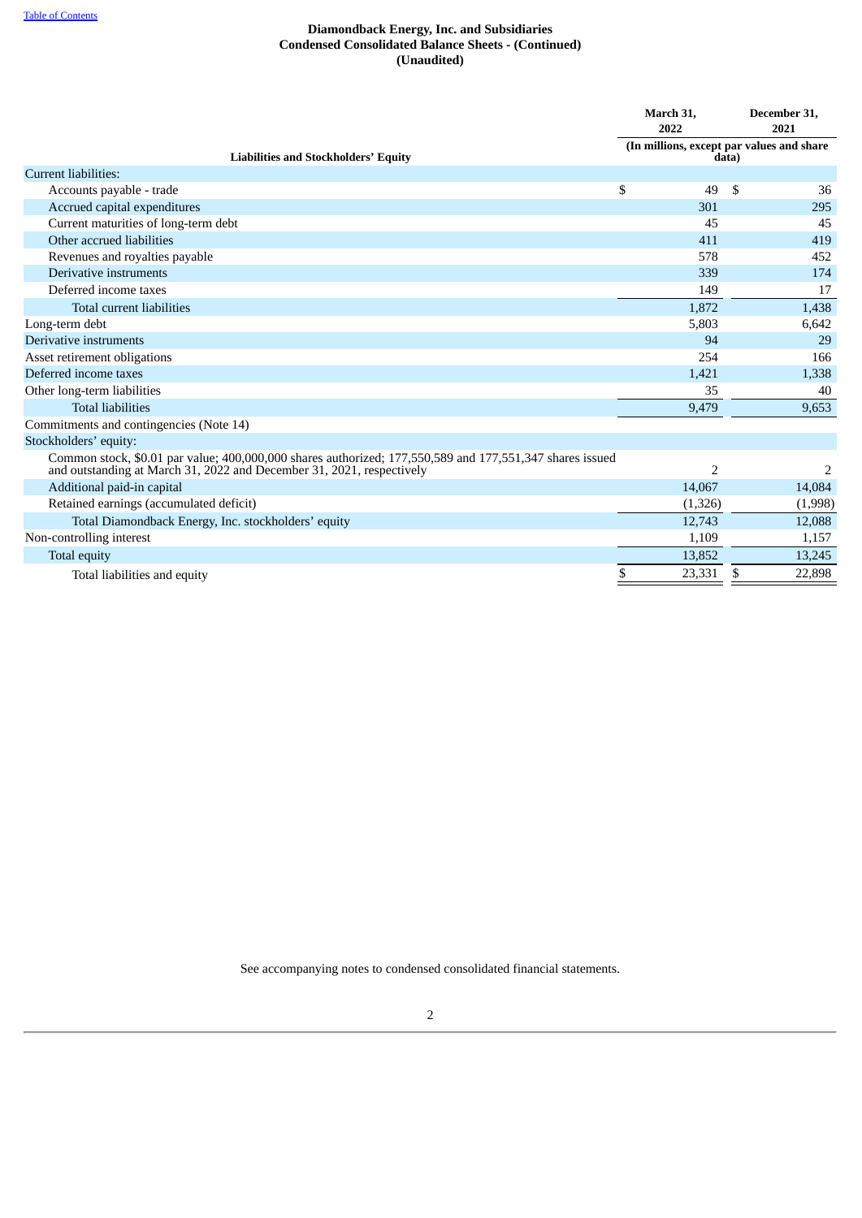[Table of Contents](#)

# Diamondback Energy, Inc. and Subsidiaries
## Condensed Consolidated Balance Sheets - (Continued)
### (Unaudited)

| Liabilities and Stockholders' Equity | March 31, 2022 | December 31, 2021 |
|---|---|---|
| | (In millions, except par values and share data) | |
| Current liabilities: | | |
| Accounts payable - trade | $ 49 | $ 36 |
| Accrued capital expenditures | 301 | 295 |
| Current maturities of long-term debt | 45 | 45 |
| Other accrued liabilities | 411 | 419 |
| Revenues and royalties payable | 578 | 452 |
| Derivative instruments | 339 | 174 |
| Deferred income taxes | 149 | 17 |
| Total current liabilities | 1,872 | 1,438 |
| Long-term debt | 5,803 | 6,642 |
| Derivative instruments | 94 | 29 |
| Asset retirement obligations | 254 | 166 |
| Deferred income taxes | 1,421 | 1,338 |
| Other long-term liabilities | 35 | 40 |
| Total liabilities | 9,479 | 9,653 |
| Commitments and contingencies (Note 14) | | |
| Stockholders' equity: | | |
| Common stock, $0.01 par value; 400,000,000 shares authorized; 177,550,589 and 177,551,347 shares issued and outstanding at March 31, 2022 and December 31, 2021, respectively | 2 | 2 |
| Additional paid-in capital | 14,067 | 14,084 |
| Retained earnings (accumulated deficit) | (1,326) | (1,998) |
| Total Diamondback Energy, Inc. stockholders' equity | 12,743 | 12,088 |
| Non-controlling interest | 1,109 | 1,157 |
| Total equity | 13,852 | 13,245 |
| Total liabilities and equity | $ 23,331 | $ 22,898 |

See accompanying notes to condensed consolidated financial statements.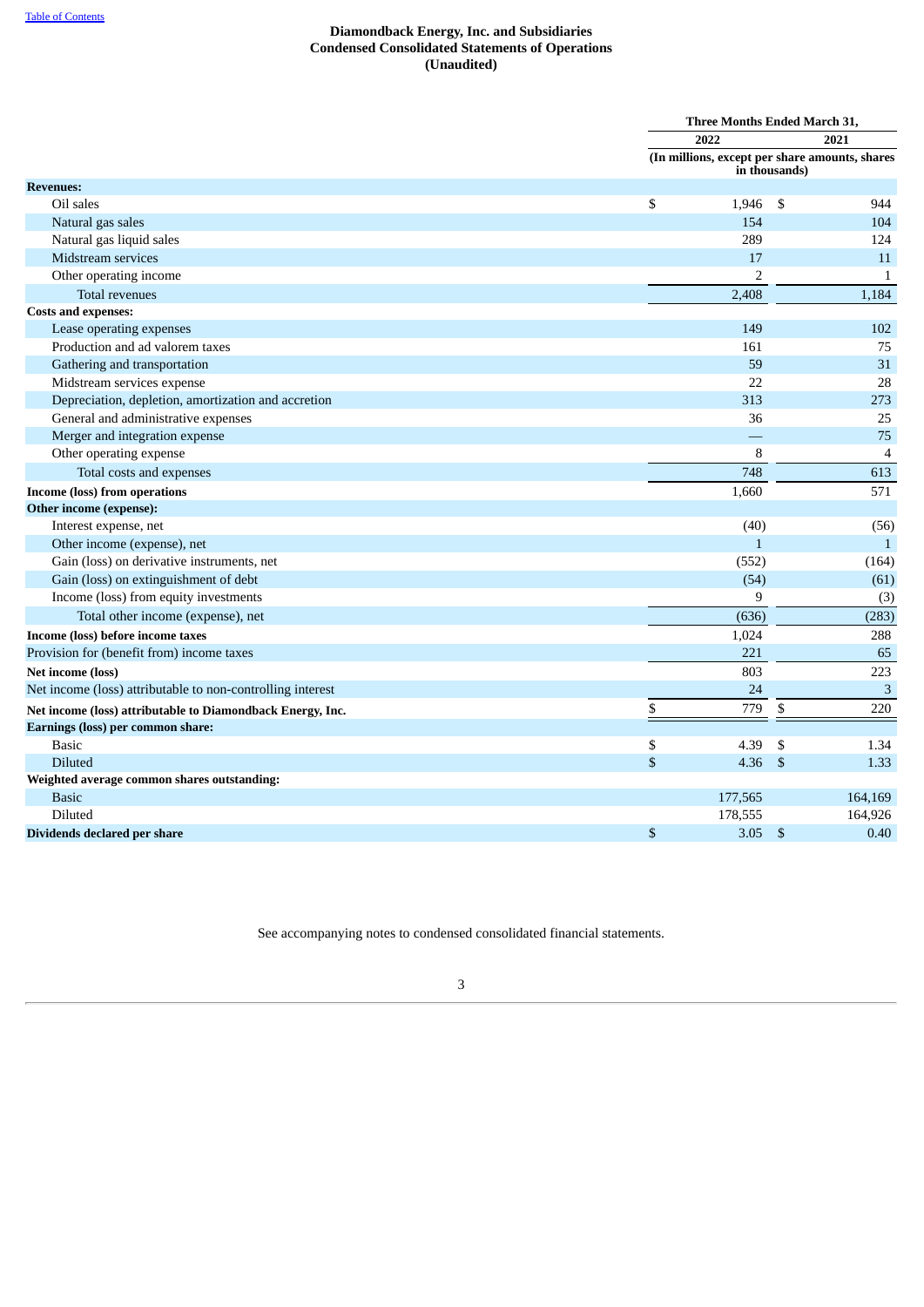**Diamondback Energy, Inc. and Subsidiaries**
**Condensed Consolidated Statements of Operations**
**(Unaudited)**

| | Three Months Ended March 31, | |
|---|---|---|
| | 2022 | 2021 |
| | (In millions, except per share amounts, shares in thousands) | |
| **Revenues:** | | |
| Oil sales | $ 1,946 | $ 944 |
| Natural gas sales | 154 | 104 |
| Natural gas liquid sales | 289 | 124 |
| Midstream services | 17 | 11 |
| Other operating income | 2 | 1 |
| Total revenues | 2,408 | 1,184 |
| **Costs and expenses:** | | |
| Lease operating expenses | 149 | 102 |
| Production and ad valorem taxes | 161 | 75 |
| Gathering and transportation | 59 | 31 |
| Midstream services expense | 22 | 28 |
| Depreciation, depletion, amortization and accretion | 313 | 273 |
| General and administrative expenses | 36 | 25 |
| Merger and integration expense | — | 75 |
| Other operating expense | 8 | 4 |
| Total costs and expenses | 748 | 613 |
| **Income (loss) from operations** | 1,660 | 571 |
| **Other income (expense):** | | |
| Interest expense, net | (40) | (56) |
| Other income (expense), net | 1 | 1 |
| Gain (loss) on derivative instruments, net | (552) | (164) |
| Gain (loss) on extinguishment of debt | (54) | (61) |
| Income (loss) from equity investments | 9 | (3) |
| Total other income (expense), net | (636) | (283) |
| **Income (loss) before income taxes** | 1,024 | 288 |
| Provision for (benefit from) income taxes | 221 | 65 |
| **Net income (loss)** | 803 | 223 |
| Net income (loss) attributable to non-controlling interest | 24 | 3 |
| **Net income (loss) attributable to Diamondback Energy, Inc.** | $ 779 | $ 220 |
| **Earnings (loss) per common share:** | | |
| Basic | $ 4.39 | $ 1.34 |
| Diluted | $ 4.36 | $ 1.33 |
| **Weighted average common shares outstanding:** | | |
| Basic | 177,565 | 164,169 |
| Diluted | 178,555 | 164,926 |
| **Dividends declared per share** | $ 3.05 | $ 0.40 |

See accompanying notes to condensed consolidated financial statements.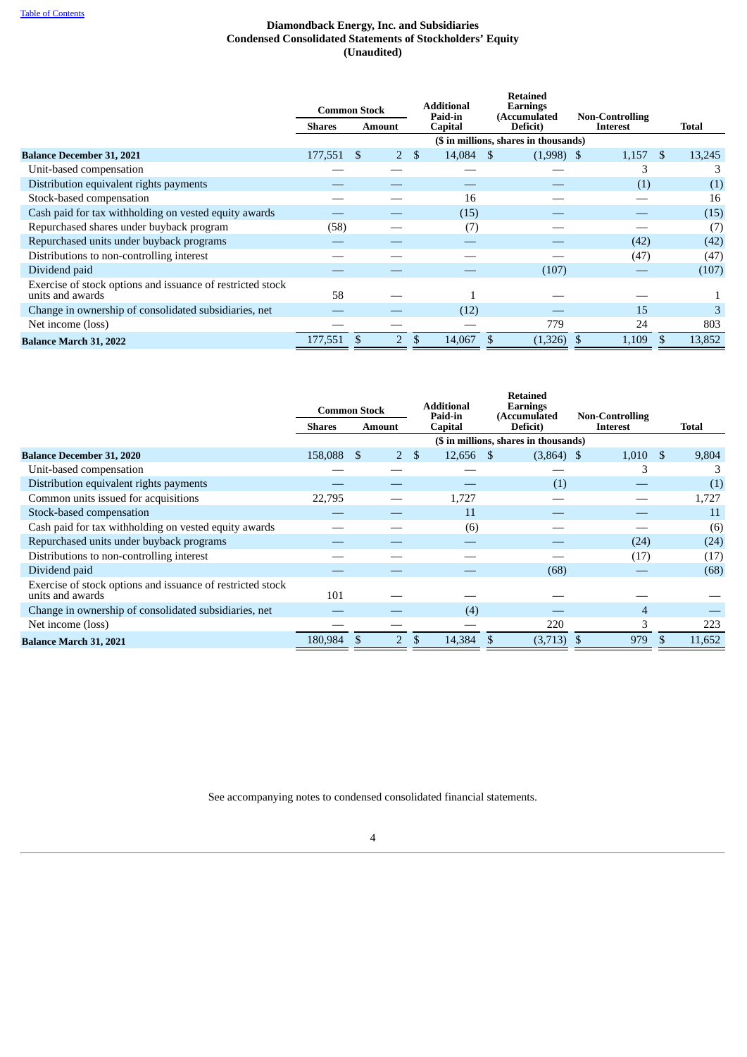[Table of Contents](#)

# Diamondback Energy, Inc. and Subsidiaries
## Condensed Consolidated Statements of Stockholders' Equity
### (Unaudited)

| | Common Stock | | Additional Paid-in Capital | Retained Earnings (Accumulated Deficit) | Non-Controlling Interest | Total |
|---|---|---|---|---|---|---|
| | Shares | Amount | | | | |
| | ($ in millions, shares in thousands) | | | | | |
| **Balance December 31, 2021** | 177,551 | $ 2 | $ 14,084 | $ (1,998) | $ 1,157 | $ 13,245 |
| Unit-based compensation | — | — | — | — | 3 | 3 |
| Distribution equivalent rights payments | — | — | — | — | (1) | (1) |
| Stock-based compensation | — | — | 16 | — | — | 16 |
| Cash paid for tax withholding on vested equity awards | — | — | (15) | — | — | (15) |
| Repurchased shares under buyback program | (58) | — | (7) | — | — | (7) |
| Repurchased units under buyback programs | — | — | — | — | (42) | (42) |
| Distributions to non-controlling interest | — | — | — | — | (47) | (47) |
| Dividend paid | — | — | — | (107) | — | (107) |
| Exercise of stock options and issuance of restricted stock units and awards | 58 | — | 1 | — | — | 1 |
| Change in ownership of consolidated subsidiaries, net | — | — | (12) | — | 15 | 3 |
| Net income (loss) | — | — | — | 779 | 24 | 803 |
| **Balance March 31, 2022** | 177,551 | $ 2 | $ 14,067 | $ (1,326) | $ 1,109 | $ 13,852 |

| | Common Stock | | Additional Paid-in Capital | Retained Earnings (Accumulated Deficit) | Non-Controlling Interest | Total |
|---|---|---|---|---|---|---|
| | Shares | Amount | | | | |
| | ($ in millions, shares in thousands) | | | | | |
| **Balance December 31, 2020** | 158,088 | $ 2 | $ 12,656 | $ (3,864) | $ 1,010 | $ 9,804 |
| Unit-based compensation | — | — | — | — | 3 | 3 |
| Distribution equivalent rights payments | — | — | — | (1) | — | (1) |
| Common units issued for acquisitions | 22,795 | — | 1,727 | — | — | 1,727 |
| Stock-based compensation | — | — | 11 | — | — | 11 |
| Cash paid for tax withholding on vested equity awards | — | — | (6) | — | — | (6) |
| Repurchased units under buyback programs | — | — | — | — | (24) | (24) |
| Distributions to non-controlling interest | — | — | — | — | (17) | (17) |
| Dividend paid | — | — | — | (68) | — | (68) |
| Exercise of stock options and issuance of restricted stock units and awards | 101 | — | — | — | — | — |
| Change in ownership of consolidated subsidiaries, net | — | — | (4) | — | 4 | — |
| Net income (loss) | — | — | — | 220 | 3 | 223 |
| **Balance March 31, 2021** | 180,984 | $ 2 | $ 14,384 | $ (3,713) | $ 979 | $ 11,652 |

See accompanying notes to condensed consolidated financial statements.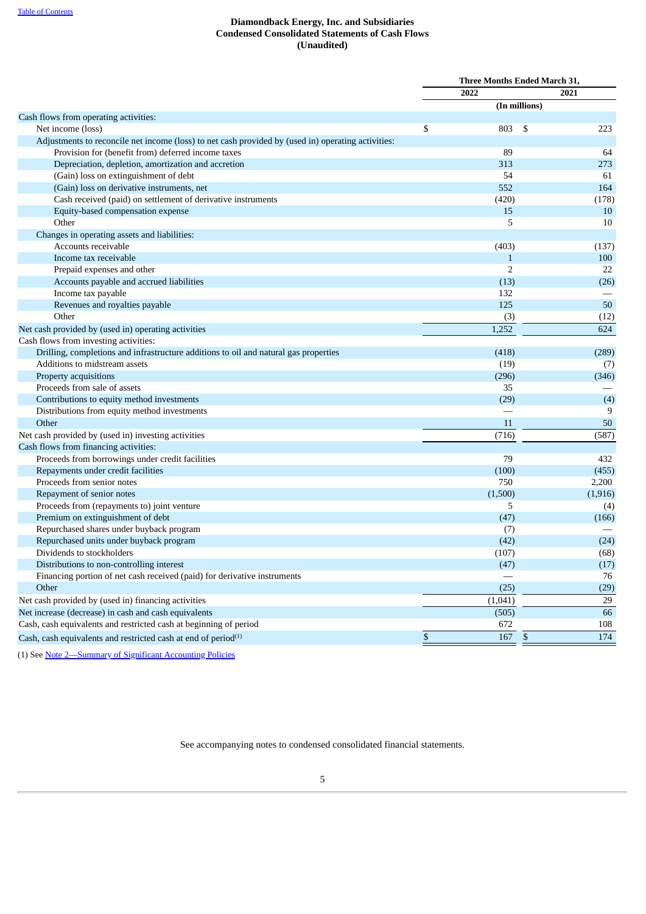**Diamondback Energy, Inc. and Subsidiaries**
**Condensed Consolidated Statements of Cash Flows**
**(Unaudited)**

| | Three Months Ended March 31, | |
|---|---|---|
| | 2022 | 2021 |
| | (In millions) | |
| Cash flows from operating activities: | | |
| Net income (loss) | $ 803 | $ 223 |
| Adjustments to reconcile net income (loss) to net cash provided by (used in) operating activities: | | |
| Provision for (benefit from) deferred income taxes | 89 | 64 |
| Depreciation, depletion, amortization and accretion | 313 | 273 |
| (Gain) loss on extinguishment of debt | 54 | 61 |
| (Gain) loss on derivative instruments, net | 552 | 164 |
| Cash received (paid) on settlement of derivative instruments | (420) | (178) |
| Equity-based compensation expense | 15 | 10 |
| Other | 5 | 10 |
| Changes in operating assets and liabilities: | | |
| Accounts receivable | (403) | (137) |
| Income tax receivable | 1 | 100 |
| Prepaid expenses and other | 2 | 22 |
| Accounts payable and accrued liabilities | (13) | (26) |
| Income tax payable | 132 | — |
| Revenues and royalties payable | 125 | 50 |
| Other | (3) | (12) |
| Net cash provided by (used in) operating activities | 1,252 | 624 |
| Cash flows from investing activities: | | |
| Drilling, completions and infrastructure additions to oil and natural gas properties | (418) | (289) |
| Additions to midstream assets | (19) | (7) |
| Property acquisitions | (296) | (346) |
| Proceeds from sale of assets | 35 | — |
| Contributions to equity method investments | (29) | (4) |
| Distributions from equity method investments | — | 9 |
| Other | 11 | 50 |
| Net cash provided by (used in) investing activities | (716) | (587) |
| Cash flows from financing activities: | | |
| Proceeds from borrowings under credit facilities | 79 | 432 |
| Repayments under credit facilities | (100) | (455) |
| Proceeds from senior notes | 750 | 2,200 |
| Repayment of senior notes | (1,500) | (1,916) |
| Proceeds from (repayments to) joint venture | 5 | (4) |
| Premium on extinguishment of debt | (47) | (166) |
| Repurchased shares under buyback program | (7) | — |
| Repurchased units under buyback program | (42) | (24) |
| Dividends to stockholders | (107) | (68) |
| Distributions to non-controlling interest | (47) | (17) |
| Financing portion of net cash received (paid) for derivative instruments | — | 76 |
| Other | (25) | (29) |
| Net cash provided by (used in) financing activities | (1,041) | 29 |
| Net increase (decrease) in cash and cash equivalents | (505) | 66 |
| Cash, cash equivalents and restricted cash at beginning of period | 672 | 108 |
| Cash, cash equivalents and restricted cash at end of period[1] | $ 167 | $ 174 |

(1) See Note 2—Summary of Significant Accounting Policies

See accompanying notes to condensed consolidated financial statements.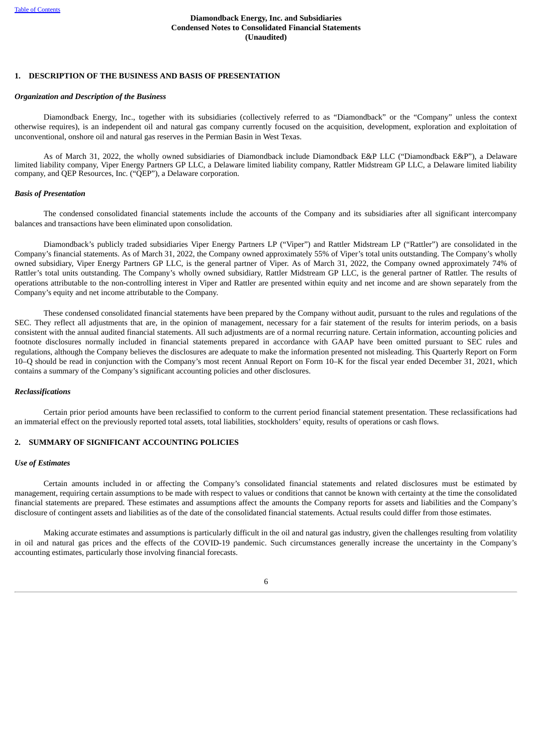**Diamondback Energy, Inc. and Subsidiaries**
**Condensed Notes to Consolidated Financial Statements**
**(Unaudited)**

## 1. DESCRIPTION OF THE BUSINESS AND BASIS OF PRESENTATION

### *Organization and Description of the Business*

Diamondback Energy, Inc., together with its subsidiaries (collectively referred to as "Diamondback" or the "Company" unless the context otherwise requires), is an independent oil and natural gas company currently focused on the acquisition, development, exploration and exploitation of unconventional, onshore oil and natural gas reserves in the Permian Basin in West Texas.

As of March 31, 2022, the wholly owned subsidiaries of Diamondback include Diamondback E&P LLC ("Diamondback E&P"), a Delaware limited liability company, Viper Energy Partners GP LLC, a Delaware limited liability company, Rattler Midstream GP LLC, a Delaware limited liability company, and QEP Resources, Inc. ("QEP"), a Delaware corporation.

### *Basis of Presentation*

The condensed consolidated financial statements include the accounts of the Company and its subsidiaries after all significant intercompany balances and transactions have been eliminated upon consolidation.

Diamondback's publicly traded subsidiaries Viper Energy Partners LP ("Viper") and Rattler Midstream LP ("Rattler") are consolidated in the Company's financial statements. As of March 31, 2022, the Company owned approximately 55% of Viper's total units outstanding. The Company's wholly owned subsidiary, Viper Energy Partners GP LLC, is the general partner of Viper. As of March 31, 2022, the Company owned approximately 74% of Rattler's total units outstanding. The Company's wholly owned subsidiary, Rattler Midstream GP LLC, is the general partner of Rattler. The results of operations attributable to the non-controlling interest in Viper and Rattler are presented within equity and net income and are shown separately from the Company's equity and net income attributable to the Company.

These condensed consolidated financial statements have been prepared by the Company without audit, pursuant to the rules and regulations of the SEC. They reflect all adjustments that are, in the opinion of management, necessary for a fair statement of the results for interim periods, on a basis consistent with the annual audited financial statements. All such adjustments are of a normal recurring nature. Certain information, accounting policies and footnote disclosures normally included in financial statements prepared in accordance with GAAP have been omitted pursuant to SEC rules and regulations, although the Company believes the disclosures are adequate to make the information presented not misleading. This Quarterly Report on Form 10–Q should be read in conjunction with the Company's most recent Annual Report on Form 10–K for the fiscal year ended December 31, 2021, which contains a summary of the Company's significant accounting policies and other disclosures.

### *Reclassifications*

Certain prior period amounts have been reclassified to conform to the current period financial statement presentation. These reclassifications had an immaterial effect on the previously reported total assets, total liabilities, stockholders' equity, results of operations or cash flows.

## 2. SUMMARY OF SIGNIFICANT ACCOUNTING POLICIES

### *Use of Estimates*

Certain amounts included in or affecting the Company's consolidated financial statements and related disclosures must be estimated by management, requiring certain assumptions to be made with respect to values or conditions that cannot be known with certainty at the time the consolidated financial statements are prepared. These estimates and assumptions affect the amounts the Company reports for assets and liabilities and the Company's disclosure of contingent assets and liabilities as of the date of the consolidated financial statements. Actual results could differ from those estimates.

Making accurate estimates and assumptions is particularly difficult in the oil and natural gas industry, given the challenges resulting from volatility in oil and natural gas prices and the effects of the COVID-19 pandemic. Such circumstances generally increase the uncertainty in the Company's accounting estimates, particularly those involving financial forecasts.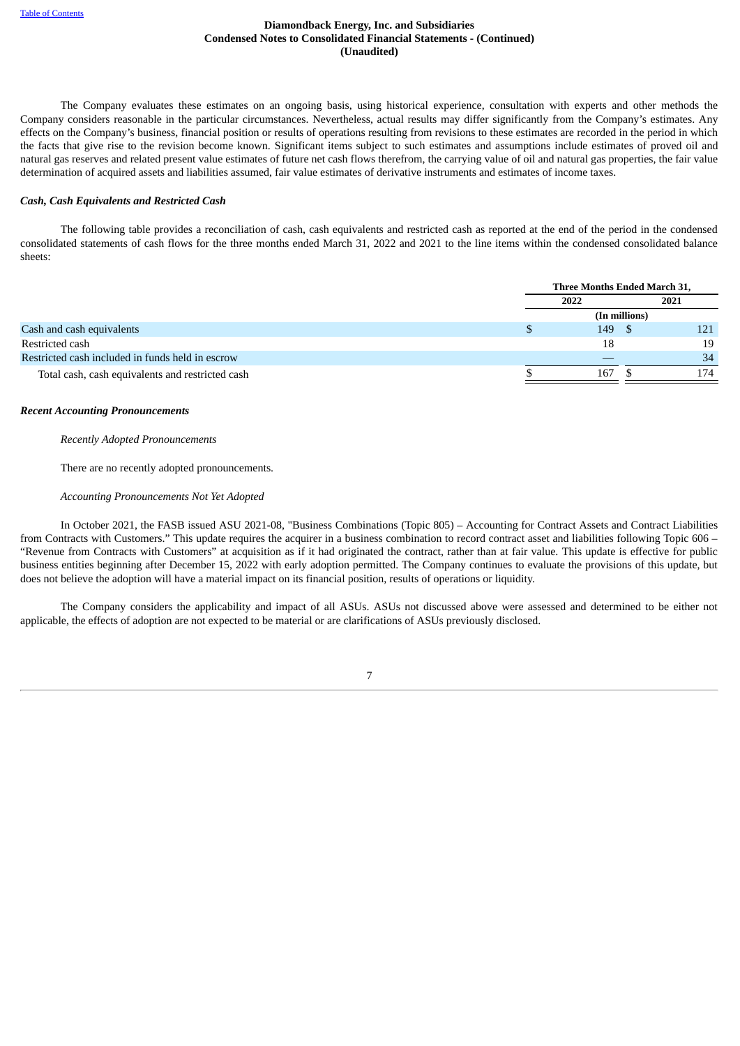The Company evaluates these estimates on an ongoing basis, using historical experience, consultation with experts and other methods the Company considers reasonable in the particular circumstances. Nevertheless, actual results may differ significantly from the Company's estimates. Any effects on the Company's business, financial position or results of operations resulting from revisions to these estimates are recorded in the period in which the facts that give rise to the revision become known. Significant items subject to such estimates and assumptions include estimates of proved oil and natural gas reserves and related present value estimates of future net cash flows therefrom, the carrying value of oil and natural gas properties, the fair value determination of acquired assets and liabilities assumed, fair value estimates of derivative instruments and estimates of income taxes.

***Cash, Cash Equivalents and Restricted Cash***

The following table provides a reconciliation of cash, cash equivalents and restricted cash as reported at the end of the period in the condensed consolidated statements of cash flows for the three months ended March 31, 2022 and 2021 to the line items within the condensed consolidated balance sheets:

| | Three Months Ended March 31, | |
|---|---|---|
| | 2022 | 2021 |
| | (In millions) | |
| Cash and cash equivalents | $ 149 | $ 121 |
| Restricted cash | 18 | 19 |
| Restricted cash included in funds held in escrow | — | 34 |
| Total cash, cash equivalents and restricted cash | $ 167 | $ 174 |

***Recent Accounting Pronouncements***

*Recently Adopted Pronouncements*

There are no recently adopted pronouncements.

*Accounting Pronouncements Not Yet Adopted*

In October 2021, the FASB issued ASU 2021-08, "Business Combinations (Topic 805) – Accounting for Contract Assets and Contract Liabilities from Contracts with Customers." This update requires the acquirer in a business combination to record contract asset and liabilities following Topic 606 – "Revenue from Contracts with Customers" at acquisition as if it had originated the contract, rather than at fair value. This update is effective for public business entities beginning after December 15, 2022 with early adoption permitted. The Company continues to evaluate the provisions of this update, but does not believe the adoption will have a material impact on its financial position, results of operations or liquidity.

The Company considers the applicability and impact of all ASUs. ASUs not discussed above were assessed and determined to be either not applicable, the effects of adoption are not expected to be material or are clarifications of ASUs previously disclosed.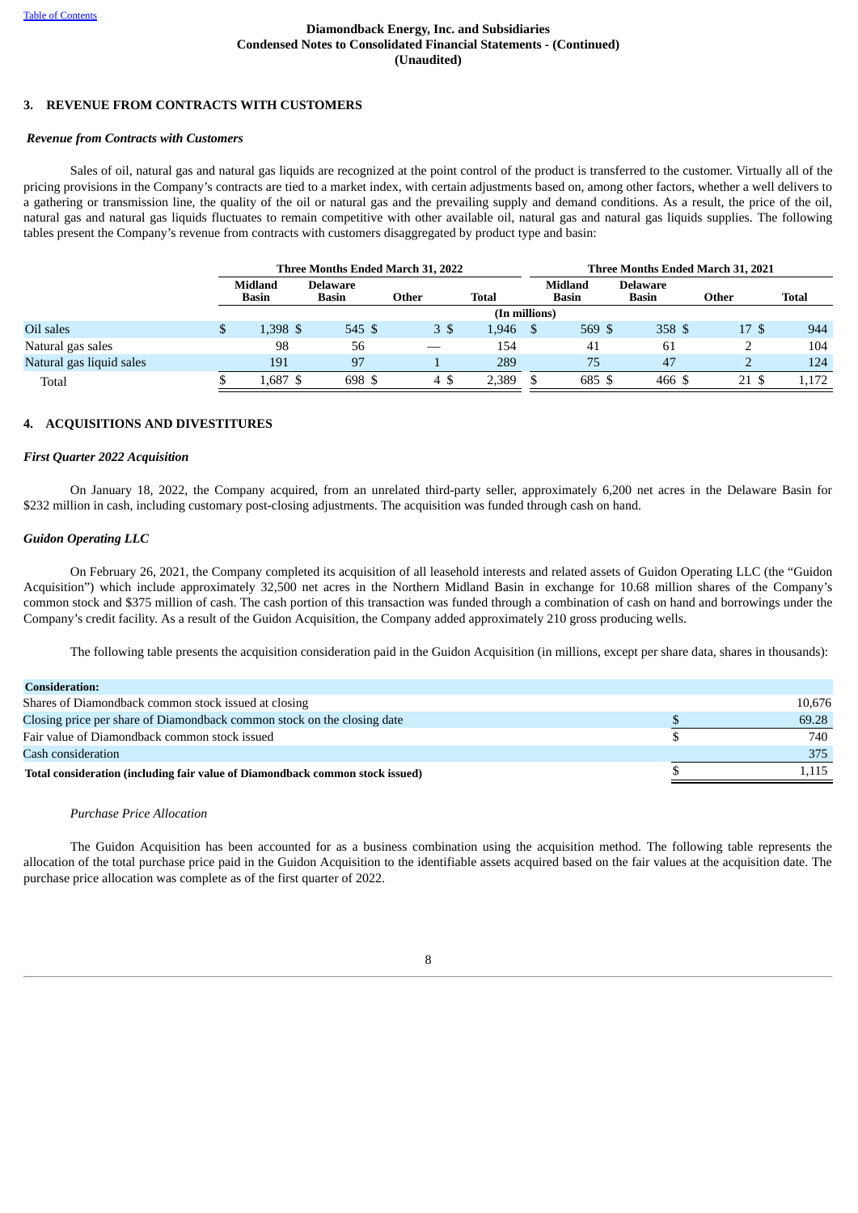**Diamondback Energy, Inc. and Subsidiaries**
**Condensed Notes to Consolidated Financial Statements - (Continued)**
**(Unaudited)**

## 3. REVENUE FROM CONTRACTS WITH CUSTOMERS

***Revenue from Contracts with Customers***

Sales of oil, natural gas and natural gas liquids are recognized at the point control of the product is transferred to the customer. Virtually all of the pricing provisions in the Company's contracts are tied to a market index, with certain adjustments based on, among other factors, whether a well delivers to a gathering or transmission line, the quality of the oil or natural gas and the prevailing supply and demand conditions. As a result, the price of the oil, natural gas and natural gas liquids fluctuates to remain competitive with other available oil, natural gas and natural gas liquids supplies. The following tables present the Company's revenue from contracts with customers disaggregated by product type and basin:

| | Three Months Ended March 31, 2022 | | | | Three Months Ended March 31, 2021 | | | |
|---|---|---|---|---|---|---|---|---|
| | Midland Basin | Delaware Basin | Other | Total | Midland Basin | Delaware Basin | Other | Total |
| | (In millions) | | | | | | | |
| Oil sales | $ 1,398 | $ 545 | $ 3 | $ 1,946 | $ 569 | $ 358 | $ 17 | $ 944 |
| Natural gas sales | 98 | 56 | — | 154 | 41 | 61 | 2 | 104 |
| Natural gas liquid sales | 191 | 97 | 1 | 289 | 75 | 47 | 2 | 124 |
| Total | $ 1,687 | $ 698 | $ 4 | $ 2,389 | $ 685 | $ 466 | $ 21 | $ 1,172 |

## 4. ACQUISITIONS AND DIVESTITURES

***First Quarter 2022 Acquisition***

On January 18, 2022, the Company acquired, from an unrelated third-party seller, approximately 6,200 net acres in the Delaware Basin for $232 million in cash, including customary post-closing adjustments. The acquisition was funded through cash on hand.

***Guidon Operating LLC***

On February 26, 2021, the Company completed its acquisition of all leasehold interests and related assets of Guidon Operating LLC (the "Guidon Acquisition") which include approximately 32,500 net acres in the Northern Midland Basin in exchange for 10.68 million shares of the Company's common stock and $375 million of cash. The cash portion of this transaction was funded through a combination of cash on hand and borrowings under the Company's credit facility. As a result of the Guidon Acquisition, the Company added approximately 210 gross producing wells.

The following table presents the acquisition consideration paid in the Guidon Acquisition (in millions, except per share data, shares in thousands):

| **Consideration:** | |
|---|---|
| Shares of Diamondback common stock issued at closing | 10,676 |
| Closing price per share of Diamondback common stock on the closing date | $ 69.28 |
| Fair value of Diamondback common stock issued | $ 740 |
| Cash consideration | 375 |
| **Total consideration (including fair value of Diamondback common stock issued)** | $ 1,115 |

*Purchase Price Allocation*

The Guidon Acquisition has been accounted for as a business combination using the acquisition method. The following table represents the allocation of the total purchase price paid in the Guidon Acquisition to the identifiable assets acquired based on the fair values at the acquisition date. The purchase price allocation was complete as of the first quarter of 2022.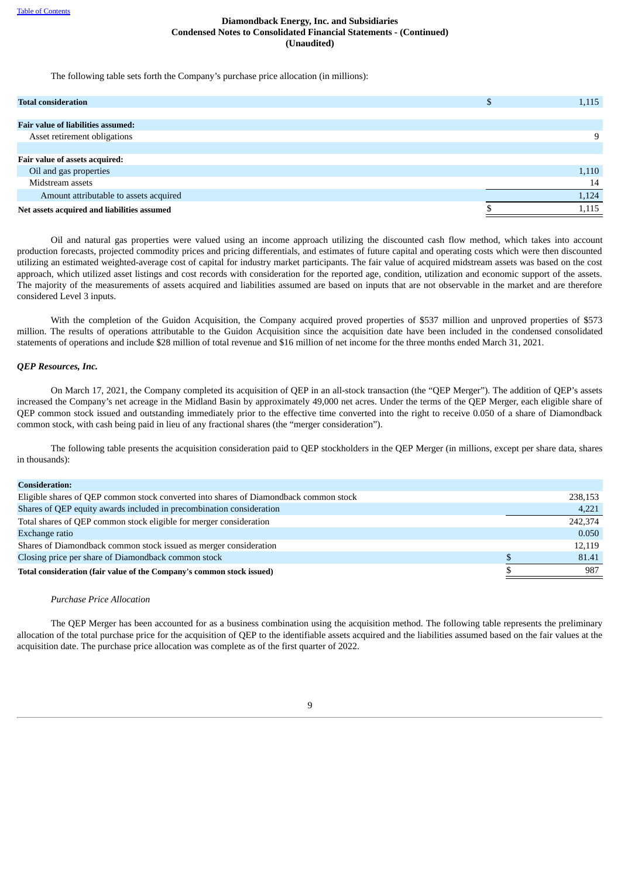The following table sets forth the Company's purchase price allocation (in millions):

| | |
|---|---|
| **Total consideration** | $ 1,115 |
| | |
| **Fair value of liabilities assumed:** | |
| Asset retirement obligations | 9 |
| | |
| **Fair value of assets acquired:** | |
| Oil and gas properties | 1,110 |
| Midstream assets | 14 |
| Amount attributable to assets acquired | 1,124 |
| **Net assets acquired and liabilities assumed** | $ 1,115 |

Oil and natural gas properties were valued using an income approach utilizing the discounted cash flow method, which takes into account production forecasts, projected commodity prices and pricing differentials, and estimates of future capital and operating costs which were then discounted utilizing an estimated weighted-average cost of capital for industry market participants. The fair value of acquired midstream assets was based on the cost approach, which utilized asset listings and cost records with consideration for the reported age, condition, utilization and economic support of the assets. The majority of the measurements of assets acquired and liabilities assumed are based on inputs that are not observable in the market and are therefore considered Level 3 inputs.

With the completion of the Guidon Acquisition, the Company acquired proved properties of $537 million and unproved properties of $573 million. The results of operations attributable to the Guidon Acquisition since the acquisition date have been included in the condensed consolidated statements of operations and include $28 million of total revenue and $16 million of net income for the three months ended March 31, 2021.

***QEP Resources, Inc.***

On March 17, 2021, the Company completed its acquisition of QEP in an all-stock transaction (the "QEP Merger"). The addition of QEP's assets increased the Company's net acreage in the Midland Basin by approximately 49,000 net acres. Under the terms of the QEP Merger, each eligible share of QEP common stock issued and outstanding immediately prior to the effective time converted into the right to receive 0.050 of a share of Diamondback common stock, with cash being paid in lieu of any fractional shares (the "merger consideration").

The following table presents the acquisition consideration paid to QEP stockholders in the QEP Merger (in millions, except per share data, shares in thousands):

| | |
|---|---|
| **Consideration:** | |
| Eligible shares of QEP common stock converted into shares of Diamondback common stock | 238,153 |
| Shares of QEP equity awards included in precombination consideration | 4,221 |
| Total shares of QEP common stock eligible for merger consideration | 242,374 |
| Exchange ratio | 0.050 |
| Shares of Diamondback common stock issued as merger consideration | 12,119 |
| Closing price per share of Diamondback common stock | $ 81.41 |
| **Total consideration (fair value of the Company's common stock issued)** | $ 987 |

*Purchase Price Allocation*

The QEP Merger has been accounted for as a business combination using the acquisition method. The following table represents the preliminary allocation of the total purchase price for the acquisition of QEP to the identifiable assets acquired and the liabilities assumed based on the fair values at the acquisition date. The purchase price allocation was complete as of the first quarter of 2022.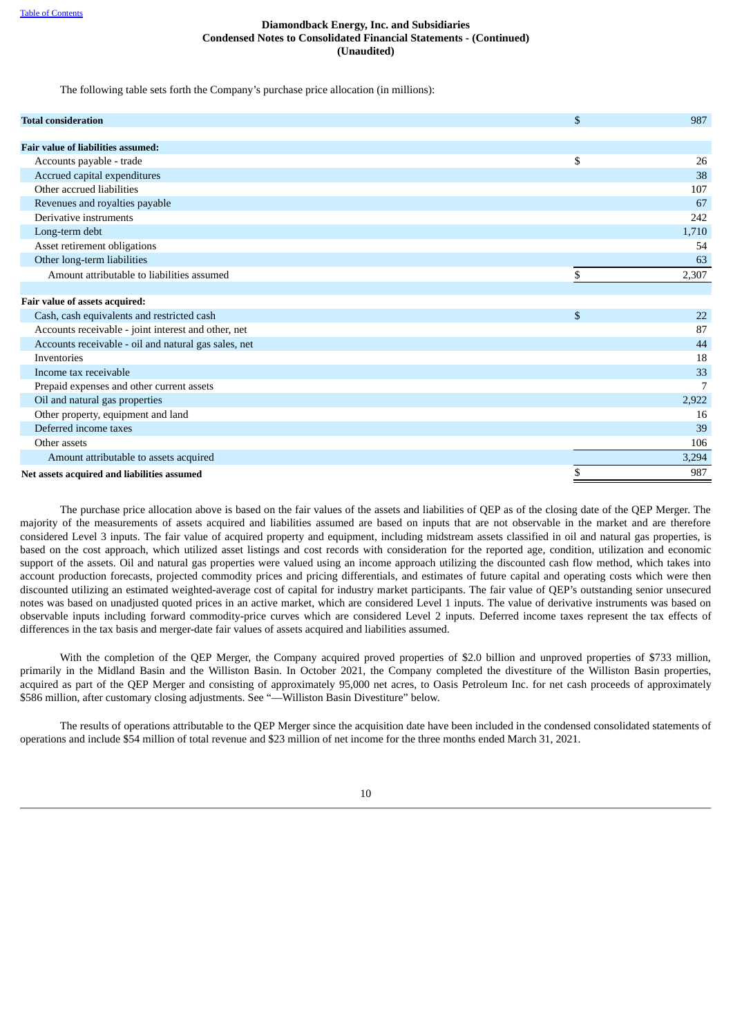The following table sets forth the Company's purchase price allocation (in millions):

| | | |
|---|---|---|
| **Total consideration** | $ | 987 |
| | | |
| **Fair value of liabilities assumed:** | | |
| Accounts payable - trade | $ | 26 |
| Accrued capital expenditures | | 38 |
| Other accrued liabilities | | 107 |
| Revenues and royalties payable | | 67 |
| Derivative instruments | | 242 |
| Long-term debt | | 1,710 |
| Asset retirement obligations | | 54 |
| Other long-term liabilities | | 63 |
| Amount attributable to liabilities assumed | $ | 2,307 |
| | | |
| **Fair value of assets acquired:** | | |
| Cash, cash equivalents and restricted cash | $ | 22 |
| Accounts receivable - joint interest and other, net | | 87 |
| Accounts receivable - oil and natural gas sales, net | | 44 |
| Inventories | | 18 |
| Income tax receivable | | 33 |
| Prepaid expenses and other current assets | | 7 |
| Oil and natural gas properties | | 2,922 |
| Other property, equipment and land | | 16 |
| Deferred income taxes | | 39 |
| Other assets | | 106 |
| Amount attributable to assets acquired | | 3,294 |
| **Net assets acquired and liabilities assumed** | $ | 987 |

The purchase price allocation above is based on the fair values of the assets and liabilities of QEP as of the closing date of the QEP Merger. The majority of the measurements of assets acquired and liabilities assumed are based on inputs that are not observable in the market and are therefore considered Level 3 inputs. The fair value of acquired property and equipment, including midstream assets classified in oil and natural gas properties, is based on the cost approach, which utilized asset listings and cost records with consideration for the reported age, condition, utilization and economic support of the assets. Oil and natural gas properties were valued using an income approach utilizing the discounted cash flow method, which takes into account production forecasts, projected commodity prices and pricing differentials, and estimates of future capital and operating costs which were then discounted utilizing an estimated weighted-average cost of capital for industry market participants. The fair value of QEP's outstanding senior unsecured notes was based on unadjusted quoted prices in an active market, which are considered Level 1 inputs. The value of derivative instruments was based on observable inputs including forward commodity-price curves which are considered Level 2 inputs. Deferred income taxes represent the tax effects of differences in the tax basis and merger-date fair values of assets acquired and liabilities assumed.

With the completion of the QEP Merger, the Company acquired proved properties of $2.0 billion and unproved properties of $733 million, primarily in the Midland Basin and the Williston Basin. In October 2021, the Company completed the divestiture of the Williston Basin properties, acquired as part of the QEP Merger and consisting of approximately 95,000 net acres, to Oasis Petroleum Inc. for net cash proceeds of approximately $586 million, after customary closing adjustments. See "—Williston Basin Divestiture" below.

The results of operations attributable to the QEP Merger since the acquisition date have been included in the condensed consolidated statements of operations and include $54 million of total revenue and $23 million of net income for the three months ended March 31, 2021.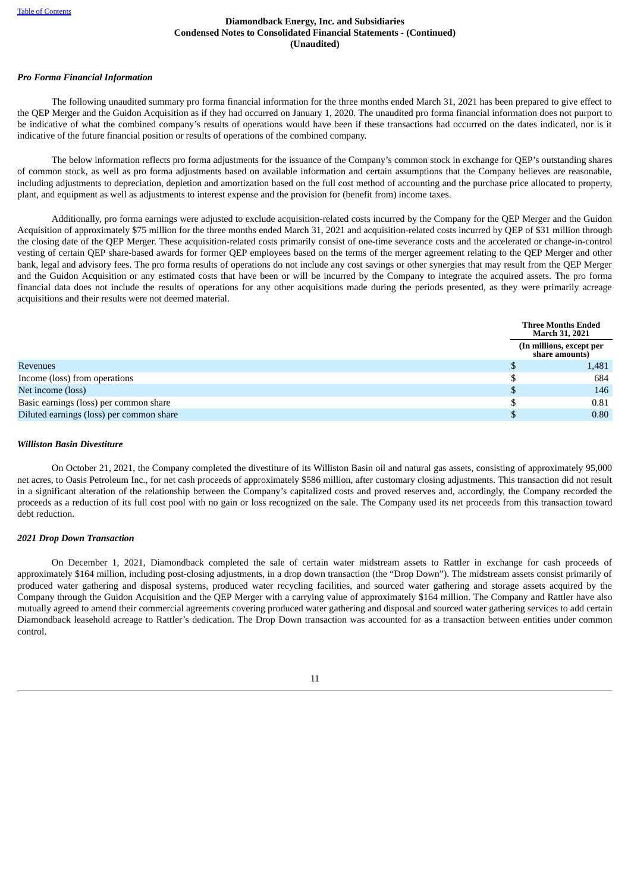*Pro Forma Financial Information*

The following unaudited summary pro forma financial information for the three months ended March 31, 2021 has been prepared to give effect to the QEP Merger and the Guidon Acquisition as if they had occurred on January 1, 2020. The unaudited pro forma financial information does not purport to be indicative of what the combined company's results of operations would have been if these transactions had occurred on the dates indicated, nor is it indicative of the future financial position or results of operations of the combined company.

The below information reflects pro forma adjustments for the issuance of the Company's common stock in exchange for QEP's outstanding shares of common stock, as well as pro forma adjustments based on available information and certain assumptions that the Company believes are reasonable, including adjustments to depreciation, depletion and amortization based on the full cost method of accounting and the purchase price allocated to property, plant, and equipment as well as adjustments to interest expense and the provision for (benefit from) income taxes.

Additionally, pro forma earnings were adjusted to exclude acquisition-related costs incurred by the Company for the QEP Merger and the Guidon Acquisition of approximately $75 million for the three months ended March 31, 2021 and acquisition-related costs incurred by QEP of $31 million through the closing date of the QEP Merger. These acquisition-related costs primarily consist of one-time severance costs and the accelerated or change-in-control vesting of certain QEP share-based awards for former QEP employees based on the terms of the merger agreement relating to the QEP Merger and other bank, legal and advisory fees. The pro forma results of operations do not include any cost savings or other synergies that may result from the QEP Merger and the Guidon Acquisition or any estimated costs that have been or will be incurred by the Company to integrate the acquired assets. The pro forma financial data does not include the results of operations for any other acquisitions made during the periods presented, as they were primarily acreage acquisitions and their results were not deemed material.

| | Three Months Ended March 31, 2021 |
|---|---|
| | (In millions, except per share amounts) |
| Revenues | $ 1,481 |
| Income (loss) from operations | $ 684 |
| Net income (loss) | $ 146 |
| Basic earnings (loss) per common share | $ 0.81 |
| Diluted earnings (loss) per common share | $ 0.80 |

*Williston Basin Divestiture*

On October 21, 2021, the Company completed the divestiture of its Williston Basin oil and natural gas assets, consisting of approximately 95,000 net acres, to Oasis Petroleum Inc., for net cash proceeds of approximately $586 million, after customary closing adjustments. This transaction did not result in a significant alteration of the relationship between the Company's capitalized costs and proved reserves and, accordingly, the Company recorded the proceeds as a reduction of its full cost pool with no gain or loss recognized on the sale. The Company used its net proceeds from this transaction toward debt reduction.

*2021 Drop Down Transaction*

On December 1, 2021, Diamondback completed the sale of certain water midstream assets to Rattler in exchange for cash proceeds of approximately $164 million, including post-closing adjustments, in a drop down transaction (the "Drop Down"). The midstream assets consist primarily of produced water gathering and disposal systems, produced water recycling facilities, and sourced water gathering and storage assets acquired by the Company through the Guidon Acquisition and the QEP Merger with a carrying value of approximately $164 million. The Company and Rattler have also mutually agreed to amend their commercial agreements covering produced water gathering and disposal and sourced water gathering services to add certain Diamondback leasehold acreage to Rattler's dedication. The Drop Down transaction was accounted for as a transaction between entities under common control.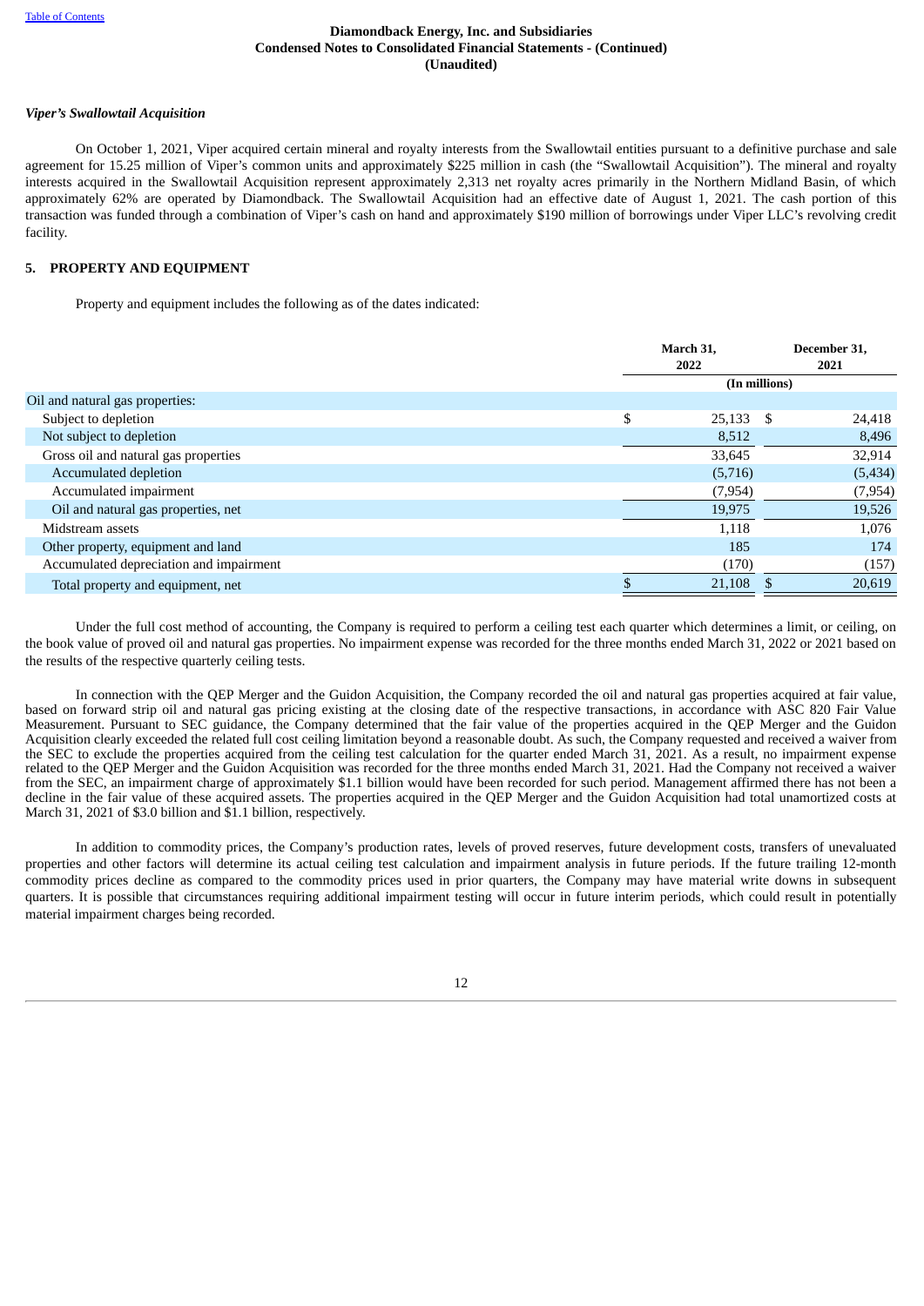### *Viper's Swallowtail Acquisition*

On October 1, 2021, Viper acquired certain mineral and royalty interests from the Swallowtail entities pursuant to a definitive purchase and sale agreement for 15.25 million of Viper's common units and approximately $225 million in cash (the "Swallowtail Acquisition"). The mineral and royalty interests acquired in the Swallowtail Acquisition represent approximately 2,313 net royalty acres primarily in the Northern Midland Basin, of which approximately 62% are operated by Diamondback. The Swallowtail Acquisition had an effective date of August 1, 2021. The cash portion of this transaction was funded through a combination of Viper's cash on hand and approximately $190 million of borrowings under Viper LLC's revolving credit facility.

## 5. PROPERTY AND EQUIPMENT

Property and equipment includes the following as of the dates indicated:

| | March 31, 2022 | December 31, 2021 |
|---|---|---|
| | (In millions) | |
| Oil and natural gas properties: | | |
| Subject to depletion | $ 25,133 | $ 24,418 |
| Not subject to depletion | 8,512 | 8,496 |
| Gross oil and natural gas properties | 33,645 | 32,914 |
| Accumulated depletion | (5,716) | (5,434) |
| Accumulated impairment | (7,954) | (7,954) |
| Oil and natural gas properties, net | 19,975 | 19,526 |
| Midstream assets | 1,118 | 1,076 |
| Other property, equipment and land | 185 | 174 |
| Accumulated depreciation and impairment | (170) | (157) |
| Total property and equipment, net | $ 21,108 | $ 20,619 |

Under the full cost method of accounting, the Company is required to perform a ceiling test each quarter which determines a limit, or ceiling, on the book value of proved oil and natural gas properties. No impairment expense was recorded for the three months ended March 31, 2022 or 2021 based on the results of the respective quarterly ceiling tests.

In connection with the QEP Merger and the Guidon Acquisition, the Company recorded the oil and natural gas properties acquired at fair value, based on forward strip oil and natural gas pricing existing at the closing date of the respective transactions, in accordance with ASC 820 Fair Value Measurement. Pursuant to SEC guidance, the Company determined that the fair value of the properties acquired in the QEP Merger and the Guidon Acquisition clearly exceeded the related full cost ceiling limitation beyond a reasonable doubt. As such, the Company requested and received a waiver from the SEC to exclude the properties acquired from the ceiling test calculation for the quarter ended March 31, 2021. As a result, no impairment expense related to the QEP Merger and the Guidon Acquisition was recorded for the three months ended March 31, 2021. Had the Company not received a waiver from the SEC, an impairment charge of approximately $1.1 billion would have been recorded for such period. Management affirmed there has not been a decline in the fair value of these acquired assets. The properties acquired in the QEP Merger and the Guidon Acquisition had total unamortized costs at March 31, 2021 of $3.0 billion and $1.1 billion, respectively.

In addition to commodity prices, the Company's production rates, levels of proved reserves, future development costs, transfers of unevaluated properties and other factors will determine its actual ceiling test calculation and impairment analysis in future periods. If the future trailing 12-month commodity prices decline as compared to the commodity prices used in prior quarters, the Company may have material write downs in subsequent quarters. It is possible that circumstances requiring additional impairment testing will occur in future interim periods, which could result in potentially material impairment charges being recorded.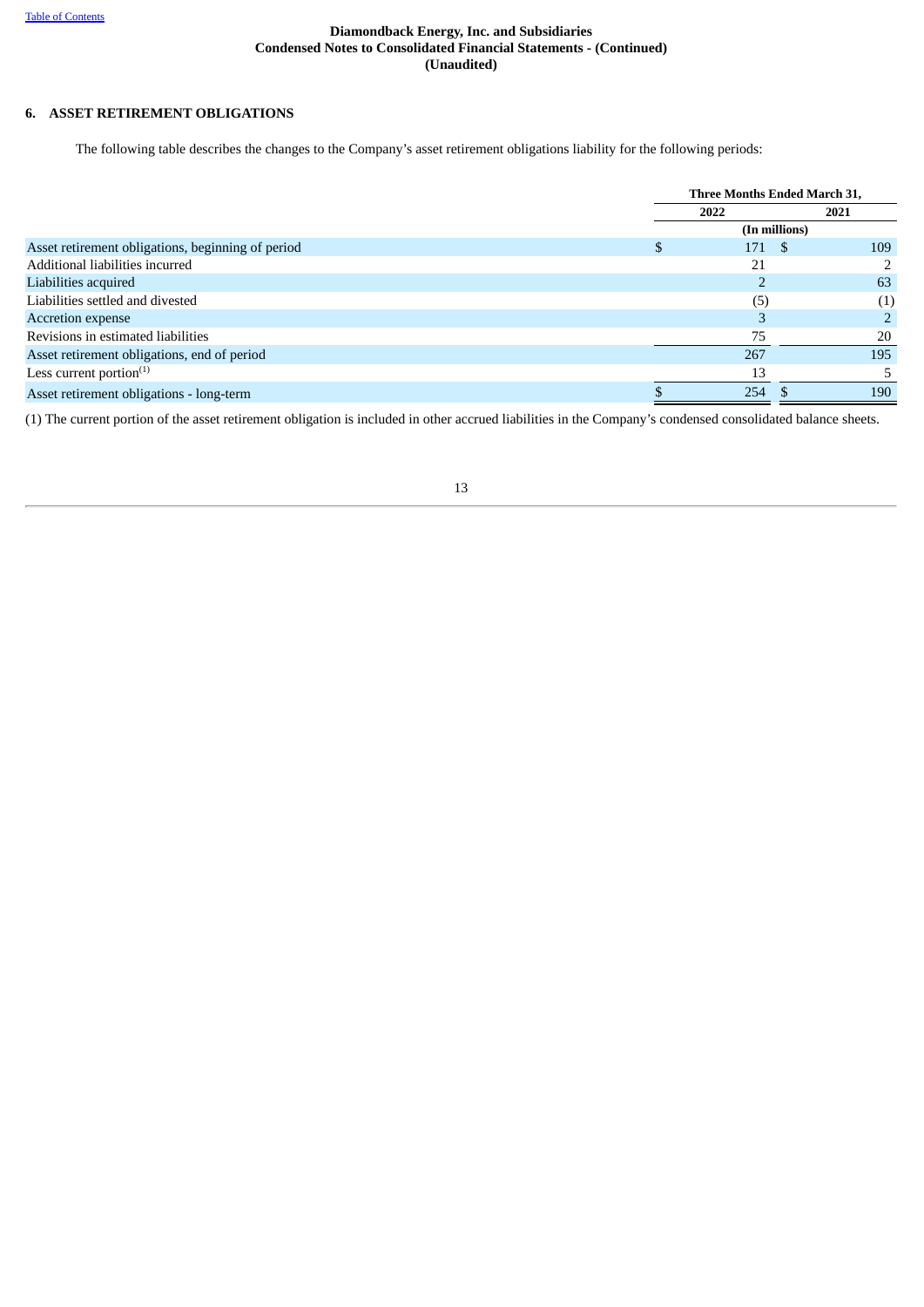## 6. ASSET RETIREMENT OBLIGATIONS

The following table describes the changes to the Company's asset retirement obligations liability for the following periods:

| | Three Months Ended March 31, | |
|---|---|---|
| | 2022 | 2021 |
| | (In millions) | |
| Asset retirement obligations, beginning of period | $ 171 | $ 109 |
| Additional liabilities incurred | 21 | 2 |
| Liabilities acquired | 2 | 63 |
| Liabilities settled and divested | (5) | (1) |
| Accretion expense | 3 | 2 |
| Revisions in estimated liabilities | 75 | 20 |
| Asset retirement obligations, end of period | 267 | 195 |
| Less current portion[(1)] | 13 | 5 |
| Asset retirement obligations - long-term | $ 254 | $ 190 |

(1) The current portion of the asset retirement obligation is included in other accrued liabilities in the Company's condensed consolidated balance sheets.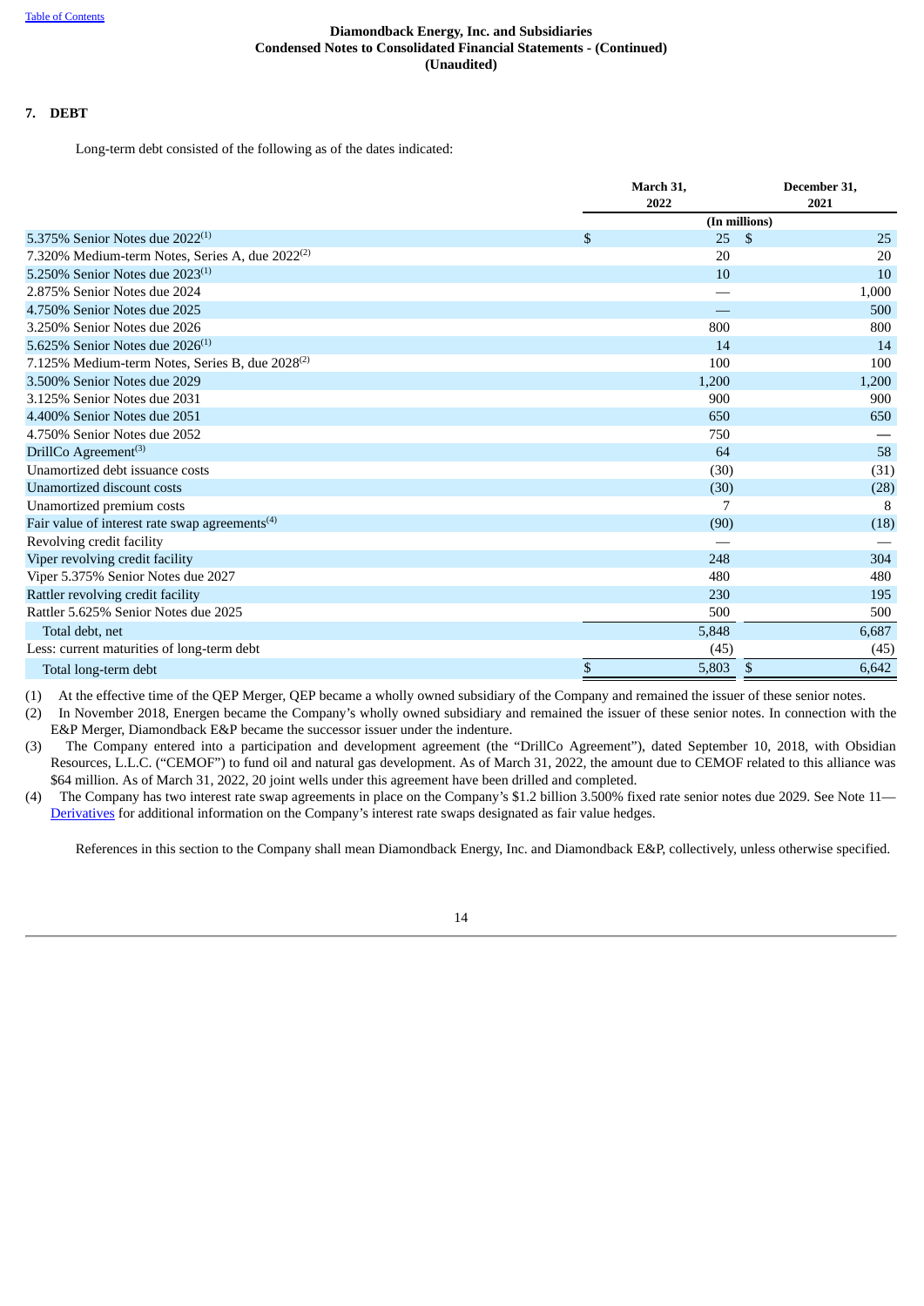Diamondback Energy, Inc. and Subsidiaries
Condensed Notes to Consolidated Financial Statements - (Continued)
(Unaudited)

## 7. DEBT

Long-term debt consisted of the following as of the dates indicated:

| | March 31, 2022 | December 31, 2021 |
|---|---|---|
| | (In millions) | |
| 5.375% Senior Notes due 2022[(1)] | $ 25 | $ 25 |
| 7.320% Medium-term Notes, Series A, due 2022[(2)] | 20 | 20 |
| 5.250% Senior Notes due 2023[(1)] | 10 | 10 |
| 2.875% Senior Notes due 2024 | — | 1,000 |
| 4.750% Senior Notes due 2025 | — | 500 |
| 3.250% Senior Notes due 2026 | 800 | 800 |
| 5.625% Senior Notes due 2026[(1)] | 14 | 14 |
| 7.125% Medium-term Notes, Series B, due 2028[(2)] | 100 | 100 |
| 3.500% Senior Notes due 2029 | 1,200 | 1,200 |
| 3.125% Senior Notes due 2031 | 900 | 900 |
| 4.400% Senior Notes due 2051 | 650 | 650 |
| 4.750% Senior Notes due 2052 | 750 | — |
| DrillCo Agreement[(3)] | 64 | 58 |
| Unamortized debt issuance costs | (30) | (31) |
| Unamortized discount costs | (30) | (28) |
| Unamortized premium costs | 7 | 8 |
| Fair value of interest rate swap agreements[(4)] | (90) | (18) |
| Revolving credit facility | — | — |
| Viper revolving credit facility | 248 | 304 |
| Viper 5.375% Senior Notes due 2027 | 480 | 480 |
| Rattler revolving credit facility | 230 | 195 |
| Rattler 5.625% Senior Notes due 2025 | 500 | 500 |
| Total debt, net | 5,848 | 6,687 |
| Less: current maturities of long-term debt | (45) | (45) |
| Total long-term debt | $ 5,803 | $ 6,642 |

(1) At the effective time of the QEP Merger, QEP became a wholly owned subsidiary of the Company and remained the issuer of these senior notes.

(2) In November 2018, Energen became the Company's wholly owned subsidiary and remained the issuer of these senior notes. In connection with the E&P Merger, Diamondback E&P became the successor issuer under the indenture.

(3) The Company entered into a participation and development agreement (the "DrillCo Agreement"), dated September 10, 2018, with Obsidian Resources, L.L.C. ("CEMOF") to fund oil and natural gas development. As of March 31, 2022, the amount due to CEMOF related to this alliance was $64 million. As of March 31, 2022, 20 joint wells under this agreement have been drilled and completed.

(4) The Company has two interest rate swap agreements in place on the Company's $1.2 billion 3.500% fixed rate senior notes due 2029. See Note 11—Derivatives for additional information on the Company's interest rate swaps designated as fair value hedges.

References in this section to the Company shall mean Diamondback Energy, Inc. and Diamondback E&P, collectively, unless otherwise specified.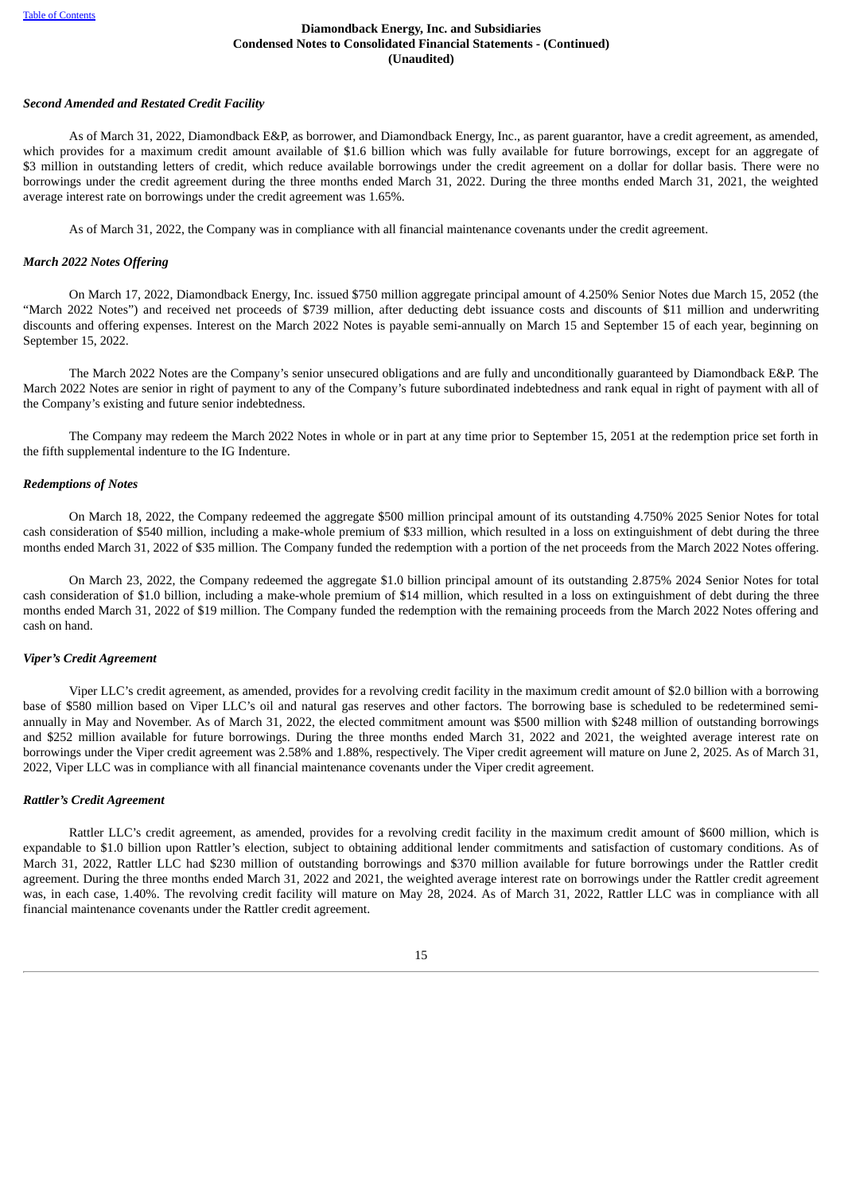### *Second Amended and Restated Credit Facility*

As of March 31, 2022, Diamondback E&P, as borrower, and Diamondback Energy, Inc., as parent guarantor, have a credit agreement, as amended, which provides for a maximum credit amount available of $1.6 billion which was fully available for future borrowings, except for an aggregate of $3 million in outstanding letters of credit, which reduce available borrowings under the credit agreement on a dollar for dollar basis. There were no borrowings under the credit agreement during the three months ended March 31, 2022. During the three months ended March 31, 2021, the weighted average interest rate on borrowings under the credit agreement was 1.65%.

As of March 31, 2022, the Company was in compliance with all financial maintenance covenants under the credit agreement.

### *March 2022 Notes Offering*

On March 17, 2022, Diamondback Energy, Inc. issued $750 million aggregate principal amount of 4.250% Senior Notes due March 15, 2052 (the "March 2022 Notes") and received net proceeds of $739 million, after deducting debt issuance costs and discounts of $11 million and underwriting discounts and offering expenses. Interest on the March 2022 Notes is payable semi-annually on March 15 and September 15 of each year, beginning on September 15, 2022.

The March 2022 Notes are the Company's senior unsecured obligations and are fully and unconditionally guaranteed by Diamondback E&P. The March 2022 Notes are senior in right of payment to any of the Company's future subordinated indebtedness and rank equal in right of payment with all of the Company's existing and future senior indebtedness.

The Company may redeem the March 2022 Notes in whole or in part at any time prior to September 15, 2051 at the redemption price set forth in the fifth supplemental indenture to the IG Indenture.

### *Redemptions of Notes*

On March 18, 2022, the Company redeemed the aggregate $500 million principal amount of its outstanding 4.750% 2025 Senior Notes for total cash consideration of $540 million, including a make-whole premium of $33 million, which resulted in a loss on extinguishment of debt during the three months ended March 31, 2022 of $35 million. The Company funded the redemption with a portion of the net proceeds from the March 2022 Notes offering.

On March 23, 2022, the Company redeemed the aggregate $1.0 billion principal amount of its outstanding 2.875% 2024 Senior Notes for total cash consideration of $1.0 billion, including a make-whole premium of $14 million, which resulted in a loss on extinguishment of debt during the three months ended March 31, 2022 of $19 million. The Company funded the redemption with the remaining proceeds from the March 2022 Notes offering and cash on hand.

### *Viper's Credit Agreement*

Viper LLC's credit agreement, as amended, provides for a revolving credit facility in the maximum credit amount of $2.0 billion with a borrowing base of $580 million based on Viper LLC's oil and natural gas reserves and other factors. The borrowing base is scheduled to be redetermined semi-annually in May and November. As of March 31, 2022, the elected commitment amount was $500 million with $248 million of outstanding borrowings and $252 million available for future borrowings. During the three months ended March 31, 2022 and 2021, the weighted average interest rate on borrowings under the Viper credit agreement was 2.58% and 1.88%, respectively. The Viper credit agreement will mature on June 2, 2025. As of March 31, 2022, Viper LLC was in compliance with all financial maintenance covenants under the Viper credit agreement.

### *Rattler's Credit Agreement*

Rattler LLC's credit agreement, as amended, provides for a revolving credit facility in the maximum credit amount of $600 million, which is expandable to $1.0 billion upon Rattler's election, subject to obtaining additional lender commitments and satisfaction of customary conditions. As of March 31, 2022, Rattler LLC had $230 million of outstanding borrowings and $370 million available for future borrowings under the Rattler credit agreement. During the three months ended March 31, 2022 and 2021, the weighted average interest rate on borrowings under the Rattler credit agreement was, in each case, 1.40%. The revolving credit facility will mature on May 28, 2024. As of March 31, 2022, Rattler LLC was in compliance with all financial maintenance covenants under the Rattler credit agreement.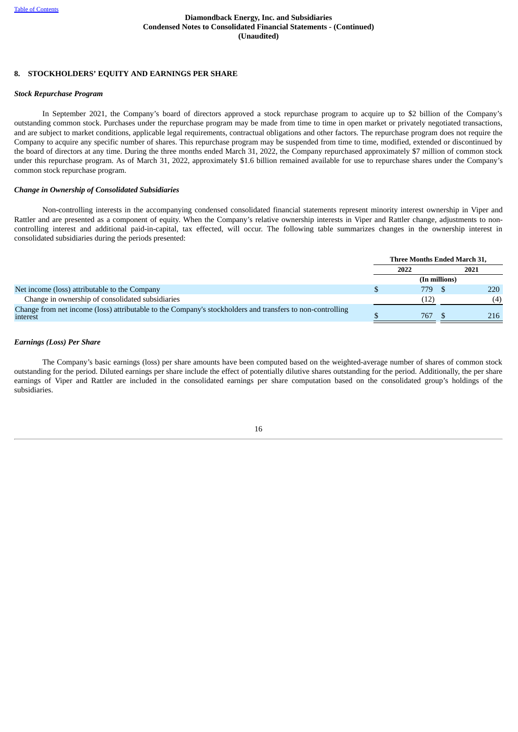**Diamondback Energy, Inc. and Subsidiaries**
**Condensed Notes to Consolidated Financial Statements - (Continued)**
**(Unaudited)**

## 8. STOCKHOLDERS' EQUITY AND EARNINGS PER SHARE

***Stock Repurchase Program***

In September 2021, the Company's board of directors approved a stock repurchase program to acquire up to $2 billion of the Company's outstanding common stock. Purchases under the repurchase program may be made from time to time in open market or privately negotiated transactions, and are subject to market conditions, applicable legal requirements, contractual obligations and other factors. The repurchase program does not require the Company to acquire any specific number of shares. This repurchase program may be suspended from time to time, modified, extended or discontinued by the board of directors at any time. During the three months ended March 31, 2022, the Company repurchased approximately $7 million of common stock under this repurchase program. As of March 31, 2022, approximately $1.6 billion remained available for use to repurchase shares under the Company's common stock repurchase program.

***Change in Ownership of Consolidated Subsidiaries***

Non-controlling interests in the accompanying condensed consolidated financial statements represent minority interest ownership in Viper and Rattler and are presented as a component of equity. When the Company's relative ownership interests in Viper and Rattler change, adjustments to non-controlling interest and additional paid-in-capital, tax effected, will occur. The following table summarizes changes in the ownership interest in consolidated subsidiaries during the periods presented:

| | Three Months Ended March 31, | |
|---|---|---|
| | 2022 | 2021 |
| | (In millions) | |
| Net income (loss) attributable to the Company | $ 779 | $ 220 |
| Change in ownership of consolidated subsidiaries | (12) | (4) |
| Change from net income (loss) attributable to the Company's stockholders and transfers to non-controlling interest | $ 767 | $ 216 |

***Earnings (Loss) Per Share***

The Company's basic earnings (loss) per share amounts have been computed based on the weighted-average number of shares of common stock outstanding for the period. Diluted earnings per share include the effect of potentially dilutive shares outstanding for the period. Additionally, the per share earnings of Viper and Rattler are included in the consolidated earnings per share computation based on the consolidated group's holdings of the subsidiaries.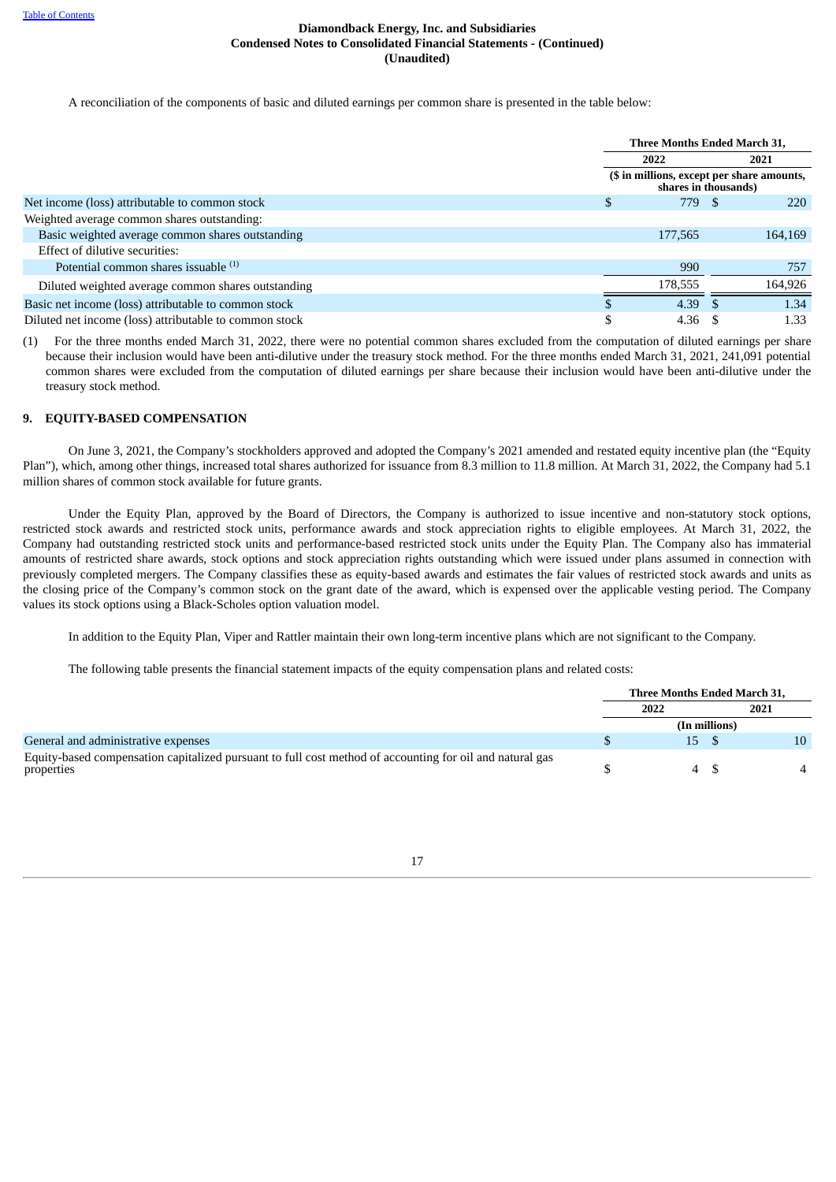A reconciliation of the components of basic and diluted earnings per common share is presented in the table below:

| | Three Months Ended March 31, | |
|---|---|---|
| | 2022 | 2021 |
| | ($ in millions, except per share amounts, shares in thousands) | |
| Net income (loss) attributable to common stock | $ 779 | $ 220 |
| Weighted average common shares outstanding: | | |
| Basic weighted average common shares outstanding | 177,565 | 164,169 |
| Effect of dilutive securities: | | |
| Potential common shares issuable [(1)] | 990 | 757 |
| Diluted weighted average common shares outstanding | 178,555 | 164,926 |
| Basic net income (loss) attributable to common stock | $ 4.39 | $ 1.34 |
| Diluted net income (loss) attributable to common stock | $ 4.36 | $ 1.33 |

(1) For the three months ended March 31, 2022, there were no potential common shares excluded from the computation of diluted earnings per share because their inclusion would have been anti-dilutive under the treasury stock method. For the three months ended March 31, 2021, 241,091 potential common shares were excluded from the computation of diluted earnings per share because their inclusion would have been anti-dilutive under the treasury stock method.

## 9. EQUITY-BASED COMPENSATION

On June 3, 2021, the Company's stockholders approved and adopted the Company's 2021 amended and restated equity incentive plan (the "Equity Plan"), which, among other things, increased total shares authorized for issuance from 8.3 million to 11.8 million. At March 31, 2022, the Company had 5.1 million shares of common stock available for future grants.

Under the Equity Plan, approved by the Board of Directors, the Company is authorized to issue incentive and non-statutory stock options, restricted stock awards and restricted stock units, performance awards and stock appreciation rights to eligible employees. At March 31, 2022, the Company had outstanding restricted stock units and performance-based restricted stock units under the Equity Plan. The Company also has immaterial amounts of restricted share awards, stock options and stock appreciation rights outstanding which were issued under plans assumed in connection with previously completed mergers. The Company classifies these as equity-based awards and estimates the fair values of restricted stock awards and units as the closing price of the Company's common stock on the grant date of the award, which is expensed over the applicable vesting period. The Company values its stock options using a Black-Scholes option valuation model.

In addition to the Equity Plan, Viper and Rattler maintain their own long-term incentive plans which are not significant to the Company.

The following table presents the financial statement impacts of the equity compensation plans and related costs:

| | Three Months Ended March 31, | |
|---|---|---|
| | 2022 | 2021 |
| | (In millions) | |
| General and administrative expenses | $ 15 | $ 10 |
| Equity-based compensation capitalized pursuant to full cost method of accounting for oil and natural gas properties | $ 4 | $ 4 |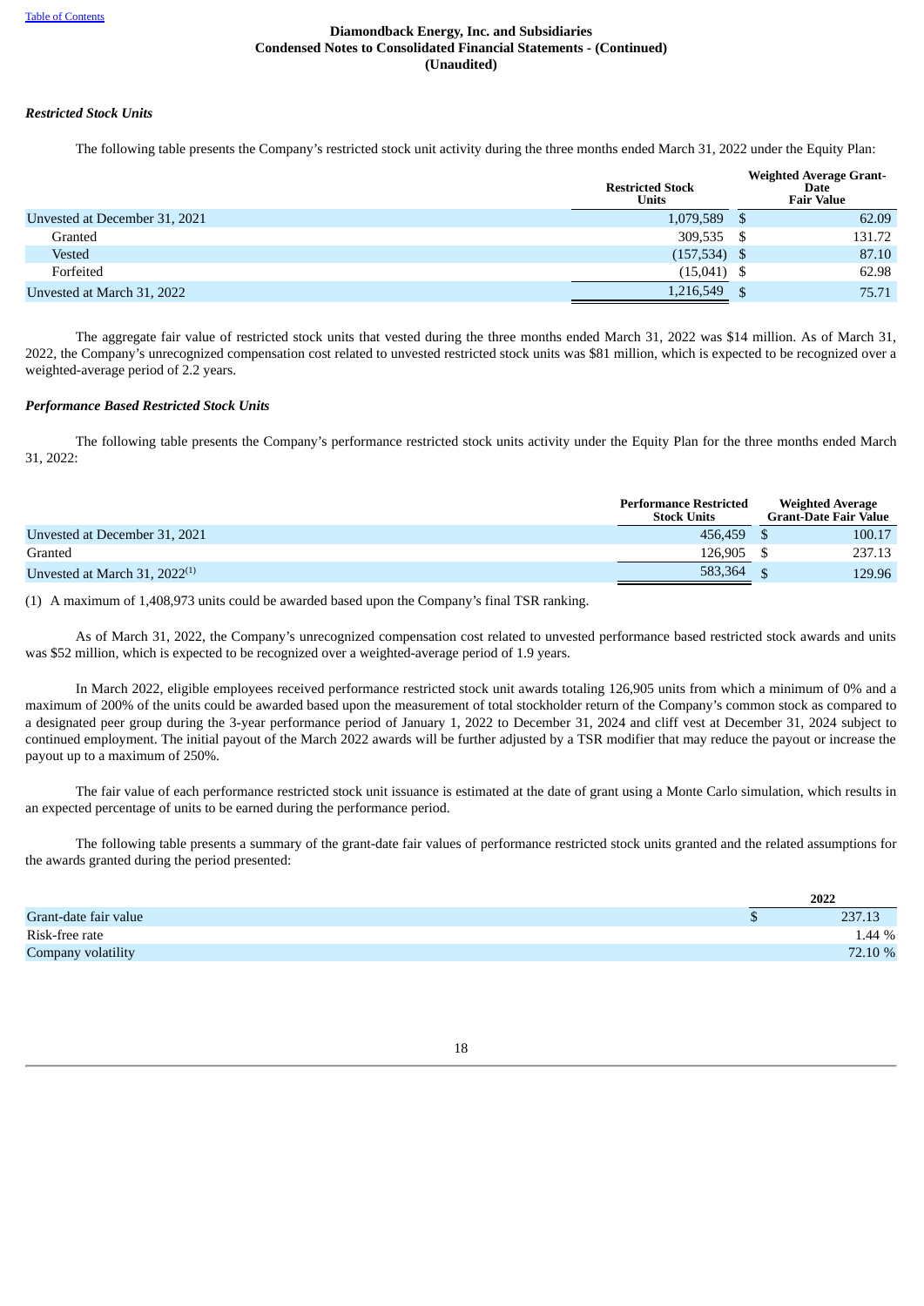### *Restricted Stock Units*

The following table presents the Company's restricted stock unit activity during the three months ended March 31, 2022 under the Equity Plan:

| | Restricted Stock Units | Weighted Average Grant-Date Fair Value |
|---|---|---|
| Unvested at December 31, 2021 | 1,079,589 | $ 62.09 |
| Granted | 309,535 | $ 131.72 |
| Vested | (157,534) | $ 87.10 |
| Forfeited | (15,041) | $ 62.98 |
| Unvested at March 31, 2022 | 1,216,549 | $ 75.71 |

The aggregate fair value of restricted stock units that vested during the three months ended March 31, 2022 was $14 million. As of March 31, 2022, the Company's unrecognized compensation cost related to unvested restricted stock units was $81 million, which is expected to be recognized over a weighted-average period of 2.2 years.

### *Performance Based Restricted Stock Units*

The following table presents the Company's performance restricted stock units activity under the Equity Plan for the three months ended March 31, 2022:

| | Performance Restricted Stock Units | Weighted Average Grant-Date Fair Value |
|---|---|---|
| Unvested at December 31, 2021 | 456,459 | $ 100.17 |
| Granted | 126,905 | $ 237.13 |
| Unvested at March 31, 2022[(1)] | 583,364 | $ 129.96 |

(1) A maximum of 1,408,973 units could be awarded based upon the Company's final TSR ranking.

As of March 31, 2022, the Company's unrecognized compensation cost related to unvested performance based restricted stock awards and units was $52 million, which is expected to be recognized over a weighted-average period of 1.9 years.

In March 2022, eligible employees received performance restricted stock unit awards totaling 126,905 units from which a minimum of 0% and a maximum of 200% of the units could be awarded based upon the measurement of total stockholder return of the Company's common stock as compared to a designated peer group during the 3-year performance period of January 1, 2022 to December 31, 2024 and cliff vest at December 31, 2024 subject to continued employment. The initial payout of the March 2022 awards will be further adjusted by a TSR modifier that may reduce the payout or increase the payout up to a maximum of 250%.

The fair value of each performance restricted stock unit issuance is estimated at the date of grant using a Monte Carlo simulation, which results in an expected percentage of units to be earned during the performance period.

The following table presents a summary of the grant-date fair values of performance restricted stock units granted and the related assumptions for the awards granted during the period presented:

| | 2022 |
|---|---|
| Grant-date fair value | $ 237.13 |
| Risk-free rate | 1.44 % |
| Company volatility | 72.10 % |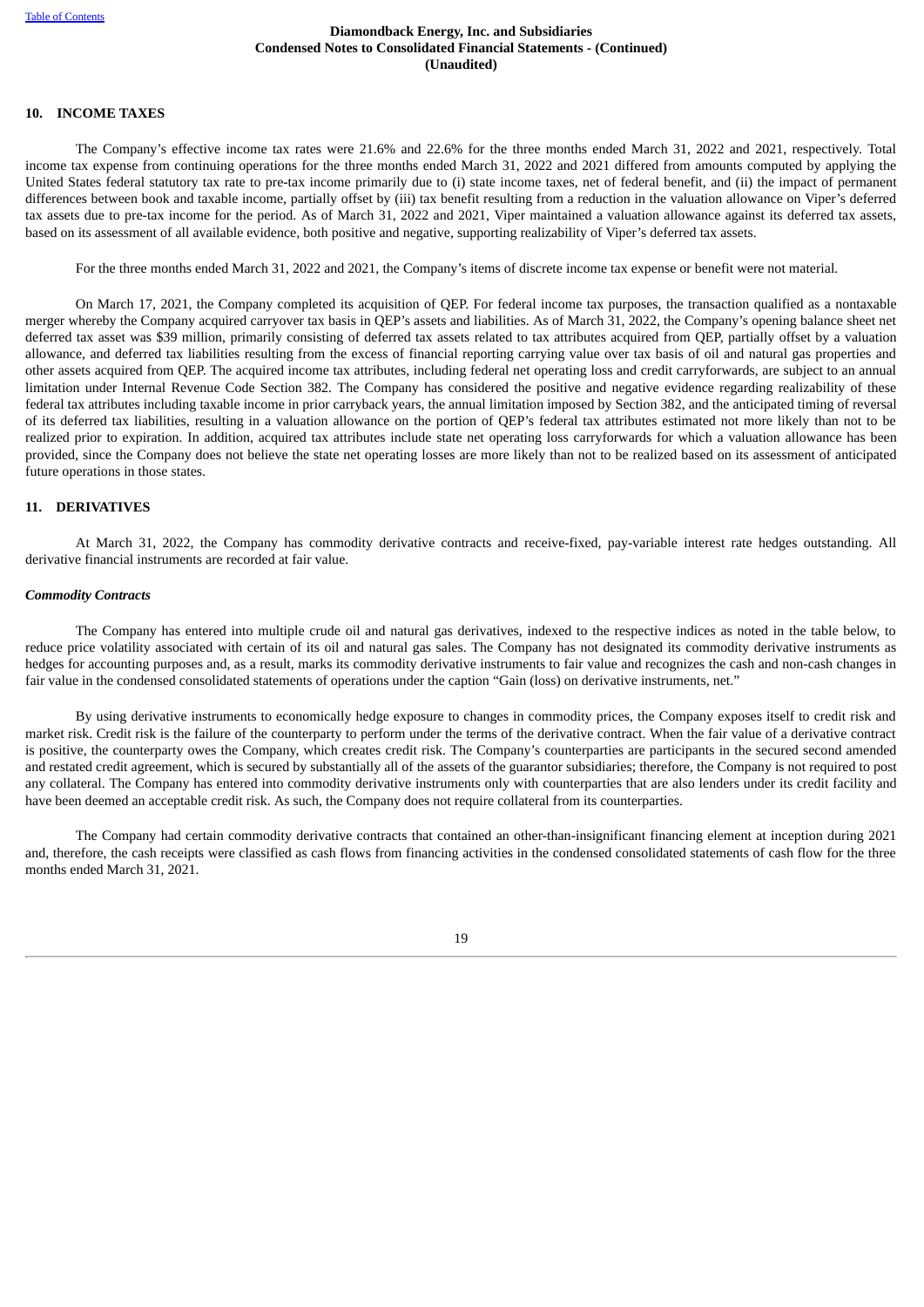## 10. INCOME TAXES

The Company's effective income tax rates were 21.6% and 22.6% for the three months ended March 31, 2022 and 2021, respectively. Total income tax expense from continuing operations for the three months ended March 31, 2022 and 2021 differed from amounts computed by applying the United States federal statutory tax rate to pre-tax income primarily due to (i) state income taxes, net of federal benefit, and (ii) the impact of permanent differences between book and taxable income, partially offset by (iii) tax benefit resulting from a reduction in the valuation allowance on Viper's deferred tax assets due to pre-tax income for the period. As of March 31, 2022 and 2021, Viper maintained a valuation allowance against its deferred tax assets, based on its assessment of all available evidence, both positive and negative, supporting realizability of Viper's deferred tax assets.

For the three months ended March 31, 2022 and 2021, the Company's items of discrete income tax expense or benefit were not material.

On March 17, 2021, the Company completed its acquisition of QEP. For federal income tax purposes, the transaction qualified as a nontaxable merger whereby the Company acquired carryover tax basis in QEP's assets and liabilities. As of March 31, 2022, the Company's opening balance sheet net deferred tax asset was $39 million, primarily consisting of deferred tax assets related to tax attributes acquired from QEP, partially offset by a valuation allowance, and deferred tax liabilities resulting from the excess of financial reporting carrying value over tax basis of oil and natural gas properties and other assets acquired from QEP. The acquired income tax attributes, including federal net operating loss and credit carryforwards, are subject to an annual limitation under Internal Revenue Code Section 382. The Company has considered the positive and negative evidence regarding realizability of these federal tax attributes including taxable income in prior carryback years, the annual limitation imposed by Section 382, and the anticipated timing of reversal of its deferred tax liabilities, resulting in a valuation allowance on the portion of QEP's federal tax attributes estimated not more likely than not to be realized prior to expiration. In addition, acquired tax attributes include state net operating loss carryforwards for which a valuation allowance has been provided, since the Company does not believe the state net operating losses are more likely than not to be realized based on its assessment of anticipated future operations in those states.

## 11. DERIVATIVES

At March 31, 2022, the Company has commodity derivative contracts and receive-fixed, pay-variable interest rate hedges outstanding. All derivative financial instruments are recorded at fair value.

### *Commodity Contracts*

The Company has entered into multiple crude oil and natural gas derivatives, indexed to the respective indices as noted in the table below, to reduce price volatility associated with certain of its oil and natural gas sales. The Company has not designated its commodity derivative instruments as hedges for accounting purposes and, as a result, marks its commodity derivative instruments to fair value and recognizes the cash and non-cash changes in fair value in the condensed consolidated statements of operations under the caption "Gain (loss) on derivative instruments, net."

By using derivative instruments to economically hedge exposure to changes in commodity prices, the Company exposes itself to credit risk and market risk. Credit risk is the failure of the counterparty to perform under the terms of the derivative contract. When the fair value of a derivative contract is positive, the counterparty owes the Company, which creates credit risk. The Company's counterparties are participants in the secured second amended and restated credit agreement, which is secured by substantially all of the assets of the guarantor subsidiaries; therefore, the Company is not required to post any collateral. The Company has entered into commodity derivative instruments only with counterparties that are also lenders under its credit facility and have been deemed an acceptable credit risk. As such, the Company does not require collateral from its counterparties.

The Company had certain commodity derivative contracts that contained an other-than-insignificant financing element at inception during 2021 and, therefore, the cash receipts were classified as cash flows from financing activities in the condensed consolidated statements of cash flow for the three months ended March 31, 2021.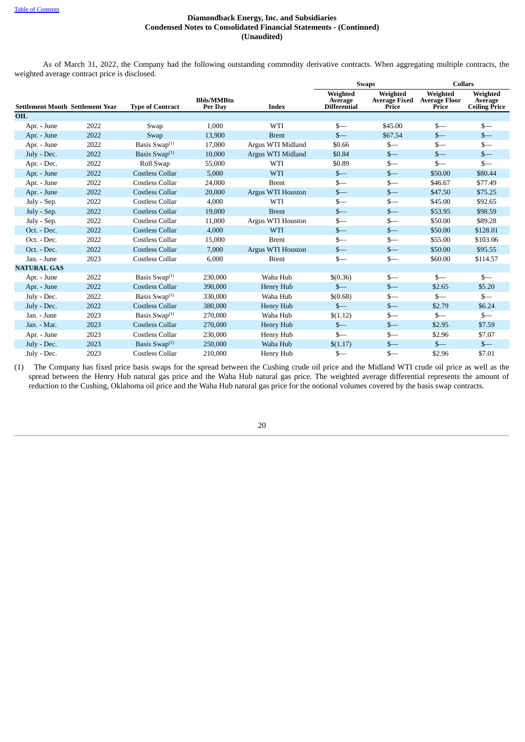Diamondback Energy, Inc. and Subsidiaries
Condensed Notes to Consolidated Financial Statements - (Continued)
(Unaudited)

As of March 31, 2022, the Company had the following outstanding commodity derivative contracts. When aggregating multiple contracts, the weighted average contract price is disclosed.

| | | | | | Swaps | | Collars | |
|---|---|---|---|---|---|---|---|---|
| Settlement Month | Settlement Year | Type of Contract | Bbls/MMBtu Per Day | Index | Weighted Average Differential | Weighted Average Fixed Price | Weighted Average Floor Price | Weighted Average Ceiling Price |
| **OIL** | | | | | | | | |
| Apr. - June | 2022 | Swap | 1,000 | WTI | $— | $45.00 | $— | $— |
| Apr. - June | 2022 | Swap | 13,900 | Brent | $— | $67.54 | $— | $— |
| Apr. - June | 2022 | Basis Swap[(1)] | 17,000 | Argus WTI Midland | $0.66 | $— | $— | $— |
| July - Dec. | 2022 | Basis Swap[(1)] | 10,000 | Argus WTI Midland | $0.84 | $— | $— | $— |
| Apr. - Dec. | 2022 | Roll Swap | 55,000 | WTI | $0.89 | $— | $— | $— |
| Apr. - June | 2022 | Costless Collar | 5,000 | WTI | $— | $— | $50.00 | $80.44 |
| Apr. - June | 2022 | Costless Collar | 24,000 | Brent | $— | $— | $46.67 | $77.49 |
| Apr. - June | 2022 | Costless Collar | 20,000 | Argus WTI Houston | $— | $— | $47.50 | $75.25 |
| July - Sep. | 2022 | Costless Collar | 4,000 | WTI | $— | $— | $45.00 | $92.65 |
| July - Sep. | 2022 | Costless Collar | 19,000 | Brent | $— | $— | $53.95 | $98.59 |
| July - Sep. | 2022 | Costless Collar | 11,000 | Argus WTI Houston | $— | $— | $50.00 | $89.28 |
| Oct. - Dec. | 2022 | Costless Collar | 4,000 | WTI | $— | $— | $50.00 | $128.01 |
| Oct. - Dec. | 2022 | Costless Collar | 15,000 | Brent | $— | $— | $55.00 | $103.06 |
| Oct. - Dec. | 2022 | Costless Collar | 7,000 | Argus WTI Houston | $— | $— | $50.00 | $95.55 |
| Jan. - June | 2023 | Costless Collar | 6,000 | Brent | $— | $— | $60.00 | $114.57 |
| **NATURAL GAS** | | | | | | | | |
| Apr. - June | 2022 | Basis Swap[(1)] | 230,000 | Waha Hub | $(0.36) | $— | $— | $— |
| Apr. - June | 2022 | Costless Collar | 390,000 | Henry Hub | $— | $— | $2.65 | $5.20 |
| July - Dec. | 2022 | Basis Swap[(1)] | 330,000 | Waha Hub | $(0.68) | $— | $— | $— |
| July - Dec. | 2022 | Costless Collar | 380,000 | Henry Hub | $— | $— | $2.79 | $6.24 |
| Jan. - June | 2023 | Basis Swap[(1)] | 270,000 | Waha Hub | $(1.12) | $— | $— | $— |
| Jan. - Mar. | 2023 | Costless Collar | 270,000 | Henry Hub | $— | $— | $2.95 | $7.59 |
| Apr. - June | 2023 | Costless Collar | 230,000 | Henry Hub | $— | $— | $2.96 | $7.07 |
| July - Dec. | 2023 | Basis Swap[(1)] | 250,000 | Waha Hub | $(1.17) | $— | $— | $— |
| July - Dec. | 2023 | Costless Collar | 210,000 | Henry Hub | $— | $— | $2.96 | $7.01 |

(1) The Company has fixed price basis swaps for the spread between the Cushing crude oil price and the Midland WTI crude oil price as well as the spread between the Henry Hub natural gas price and the Waha Hub natural gas price. The weighted average differential represents the amount of reduction to the Cushing, Oklahoma oil price and the Waha Hub natural gas price for the notional volumes covered by the basis swap contracts.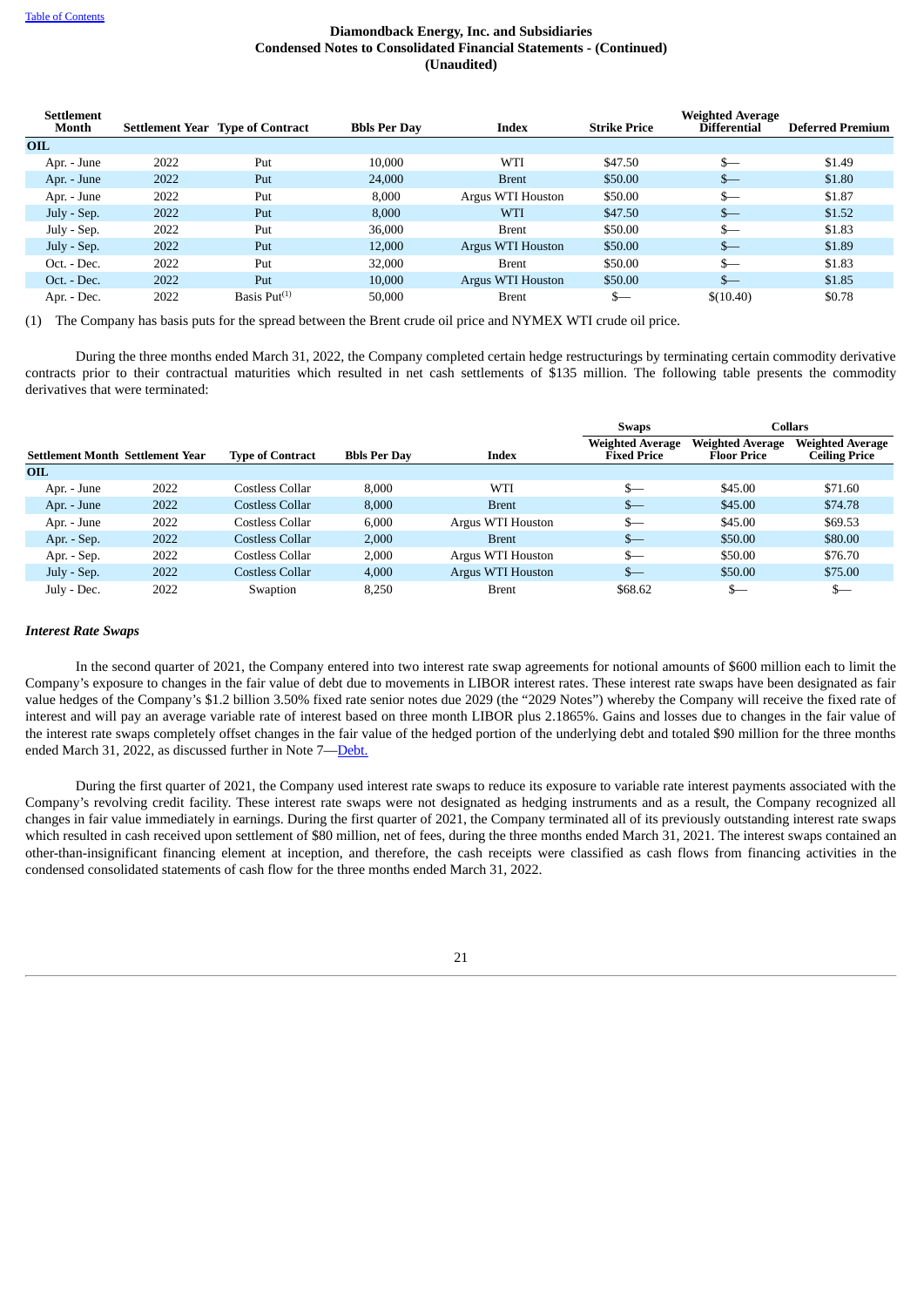| Settlement Month | Settlement Year | Type of Contract | Bbls Per Day | Index | Strike Price | Weighted Average Differential | Deferred Premium |
|---|---|---|---|---|---|---|---|
| **OIL** | | | | | | | |
| Apr. - June | 2022 | Put | 10,000 | WTI | $47.50 | $— | $1.49 |
| Apr. - June | 2022 | Put | 24,000 | Brent | $50.00 | $— | $1.80 |
| Apr. - June | 2022 | Put | 8,000 | Argus WTI Houston | $50.00 | $— | $1.87 |
| July - Sep. | 2022 | Put | 8,000 | WTI | $47.50 | $— | $1.52 |
| July - Sep. | 2022 | Put | 36,000 | Brent | $50.00 | $— | $1.83 |
| July - Sep. | 2022 | Put | 12,000 | Argus WTI Houston | $50.00 | $— | $1.89 |
| Oct. - Dec. | 2022 | Put | 32,000 | Brent | $50.00 | $— | $1.83 |
| Oct. - Dec. | 2022 | Put | 10,000 | Argus WTI Houston | $50.00 | $— | $1.85 |
| Apr. - Dec. | 2022 | Basis Put[1] | 50,000 | Brent | $— | $(10.40) | $0.78 |

(1) The Company has basis puts for the spread between the Brent crude oil price and NYMEX WTI crude oil price.

During the three months ended March 31, 2022, the Company completed certain hedge restructurings by terminating certain commodity derivative contracts prior to their contractual maturities which resulted in net cash settlements of $135 million. The following table presents the commodity derivatives that were terminated:

| | | | | | Swaps | Collars | |
|---|---|---|---|---|---|---|---|
| Settlement Month | Settlement Year | Type of Contract | Bbls Per Day | Index | Weighted Average Fixed Price | Weighted Average Floor Price | Weighted Average Ceiling Price |
| **OIL** | | | | | | | |
| Apr. - June | 2022 | Costless Collar | 8,000 | WTI | $— | $45.00 | $71.60 |
| Apr. - June | 2022 | Costless Collar | 8,000 | Brent | $— | $45.00 | $74.78 |
| Apr. - June | 2022 | Costless Collar | 6,000 | Argus WTI Houston | $— | $45.00 | $69.53 |
| Apr. - Sep. | 2022 | Costless Collar | 2,000 | Brent | $— | $50.00 | $80.00 |
| Apr. - Sep. | 2022 | Costless Collar | 2,000 | Argus WTI Houston | $— | $50.00 | $76.70 |
| July - Sep. | 2022 | Costless Collar | 4,000 | Argus WTI Houston | $— | $50.00 | $75.00 |
| July - Dec. | 2022 | Swaption | 8,250 | Brent | $68.62 | $— | $— |

***Interest Rate Swaps***

In the second quarter of 2021, the Company entered into two interest rate swap agreements for notional amounts of $600 million each to limit the Company's exposure to changes in the fair value of debt due to movements in LIBOR interest rates. These interest rate swaps have been designated as fair value hedges of the Company's $1.2 billion 3.50% fixed rate senior notes due 2029 (the "2029 Notes") whereby the Company will receive the fixed rate of interest and will pay an average variable rate of interest based on three month LIBOR plus 2.1865%. Gains and losses due to changes in the fair value of the interest rate swaps completely offset changes in the fair value of the hedged portion of the underlying debt and totaled $90 million for the three months ended March 31, 2022, as discussed further in Note 7—Debt.

During the first quarter of 2021, the Company used interest rate swaps to reduce its exposure to variable rate interest payments associated with the Company's revolving credit facility. These interest rate swaps were not designated as hedging instruments and as a result, the Company recognized all changes in fair value immediately in earnings. During the first quarter of 2021, the Company terminated all of its previously outstanding interest rate swaps which resulted in cash received upon settlement of $80 million, net of fees, during the three months ended March 31, 2021. The interest swaps contained an other-than-insignificant financing element at inception, and therefore, the cash receipts were classified as cash flows from financing activities in the condensed consolidated statements of cash flow for the three months ended March 31, 2022.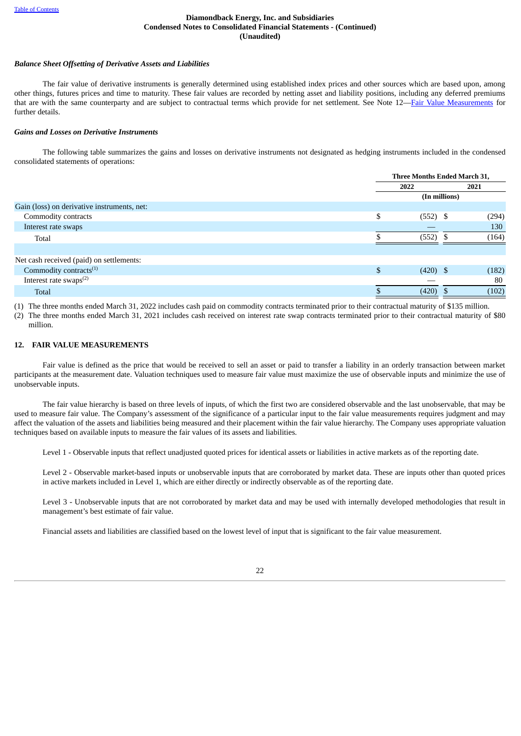***Balance Sheet Offsetting of Derivative Assets and Liabilities***

The fair value of derivative instruments is generally determined using established index prices and other sources which are based upon, among other things, futures prices and time to maturity. These fair values are recorded by netting asset and liability positions, including any deferred premiums that are with the same counterparty and are subject to contractual terms which provide for net settlement. See Note 12—Fair Value Measurements for further details.

***Gains and Losses on Derivative Instruments***

The following table summarizes the gains and losses on derivative instruments not designated as hedging instruments included in the condensed consolidated statements of operations:

| | Three Months Ended March 31, | |
|---|---|---|
| | 2022 | 2021 |
| | (In millions) | |
| Gain (loss) on derivative instruments, net: | | |
| Commodity contracts | $ (552) | $ (294) |
| Interest rate swaps | — | 130 |
| Total | $ (552) | $ (164) |
| | | |
| Net cash received (paid) on settlements: | | |
| Commodity contracts[(1)] | $ (420) | $ (182) |
| Interest rate swaps[(2)] | — | 80 |
| Total | $ (420) | $ (102) |

(1) The three months ended March 31, 2022 includes cash paid on commodity contracts terminated prior to their contractual maturity of $135 million.

(2) The three months ended March 31, 2021 includes cash received on interest rate swap contracts terminated prior to their contractual maturity of $80 million.

## 12. FAIR VALUE MEASUREMENTS

Fair value is defined as the price that would be received to sell an asset or paid to transfer a liability in an orderly transaction between market participants at the measurement date. Valuation techniques used to measure fair value must maximize the use of observable inputs and minimize the use of unobservable inputs.

The fair value hierarchy is based on three levels of inputs, of which the first two are considered observable and the last unobservable, that may be used to measure fair value. The Company's assessment of the significance of a particular input to the fair value measurements requires judgment and may affect the valuation of the assets and liabilities being measured and their placement within the fair value hierarchy. The Company uses appropriate valuation techniques based on available inputs to measure the fair values of its assets and liabilities.

Level 1 - Observable inputs that reflect unadjusted quoted prices for identical assets or liabilities in active markets as of the reporting date.

Level 2 - Observable market-based inputs or unobservable inputs that are corroborated by market data. These are inputs other than quoted prices in active markets included in Level 1, which are either directly or indirectly observable as of the reporting date.

Level 3 - Unobservable inputs that are not corroborated by market data and may be used with internally developed methodologies that result in management's best estimate of fair value.

Financial assets and liabilities are classified based on the lowest level of input that is significant to the fair value measurement.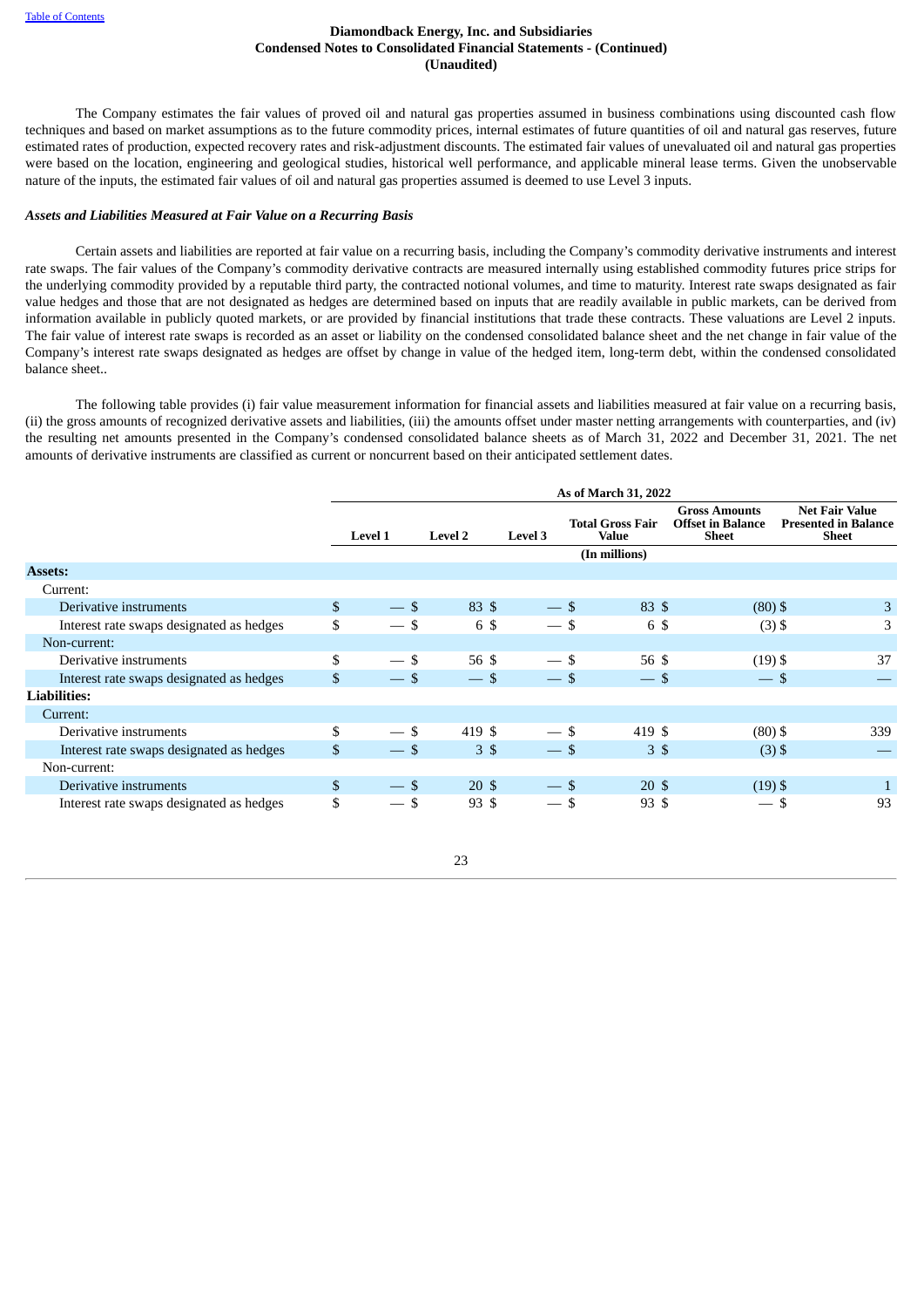The Company estimates the fair values of proved oil and natural gas properties assumed in business combinations using discounted cash flow techniques and based on market assumptions as to the future commodity prices, internal estimates of future quantities of oil and natural gas reserves, future estimated rates of production, expected recovery rates and risk-adjustment discounts. The estimated fair values of unevaluated oil and natural gas properties were based on the location, engineering and geological studies, historical well performance, and applicable mineral lease terms. Given the unobservable nature of the inputs, the estimated fair values of oil and natural gas properties assumed is deemed to use Level 3 inputs.

***Assets and Liabilities Measured at Fair Value on a Recurring Basis***

Certain assets and liabilities are reported at fair value on a recurring basis, including the Company's commodity derivative instruments and interest rate swaps. The fair values of the Company's commodity derivative contracts are measured internally using established commodity futures price strips for the underlying commodity provided by a reputable third party, the contracted notional volumes, and time to maturity. Interest rate swaps designated as fair value hedges and those that are not designated as hedges are determined based on inputs that are readily available in public markets, can be derived from information available in publicly quoted markets, or are provided by financial institutions that trade these contracts. These valuations are Level 2 inputs. The fair value of interest rate swaps is recorded as an asset or liability on the condensed consolidated balance sheet and the net change in fair value of the Company's interest rate swaps designated as hedges are offset by change in value of the hedged item, long-term debt, within the condensed consolidated balance sheet..

The following table provides (i) fair value measurement information for financial assets and liabilities measured at fair value on a recurring basis, (ii) the gross amounts of recognized derivative assets and liabilities, (iii) the amounts offset under master netting arrangements with counterparties, and (iv) the resulting net amounts presented in the Company's condensed consolidated balance sheets as of March 31, 2022 and December 31, 2021. The net amounts of derivative instruments are classified as current or noncurrent based on their anticipated settlement dates.

| | As of March 31, 2022 | | | | | |
|---|---|---|---|---|---|---|
| | Level 1 | Level 2 | Level 3 | Total Gross Fair Value | Gross Amounts Offset in Balance Sheet | Net Fair Value Presented in Balance Sheet |
| | (In millions) | | | | | |
| **Assets:** | | | | | | |
| Current: | | | | | | |
| Derivative instruments | $ — | $ 83 | $ — | $ 83 | $ (80) | $ 3 |
| Interest rate swaps designated as hedges | $ — | $ 6 | $ — | $ 6 | $ (3) | $ 3 |
| Non-current: | | | | | | |
| Derivative instruments | $ — | $ 56 | $ — | $ 56 | $ (19) | $ 37 |
| Interest rate swaps designated as hedges | $ — | $ — | $ — | $ — | $ — | $ — |
| **Liabilities:** | | | | | | |
| Current: | | | | | | |
| Derivative instruments | $ — | $ 419 | $ — | $ 419 | $ (80) | $ 339 |
| Interest rate swaps designated as hedges | $ — | $ 3 | $ — | $ 3 | $ (3) | $ — |
| Non-current: | | | | | | |
| Derivative instruments | $ — | $ 20 | $ — | $ 20 | $ (19) | $ 1 |
| Interest rate swaps designated as hedges | $ — | $ 93 | $ — | $ 93 | $ — | $ 93 |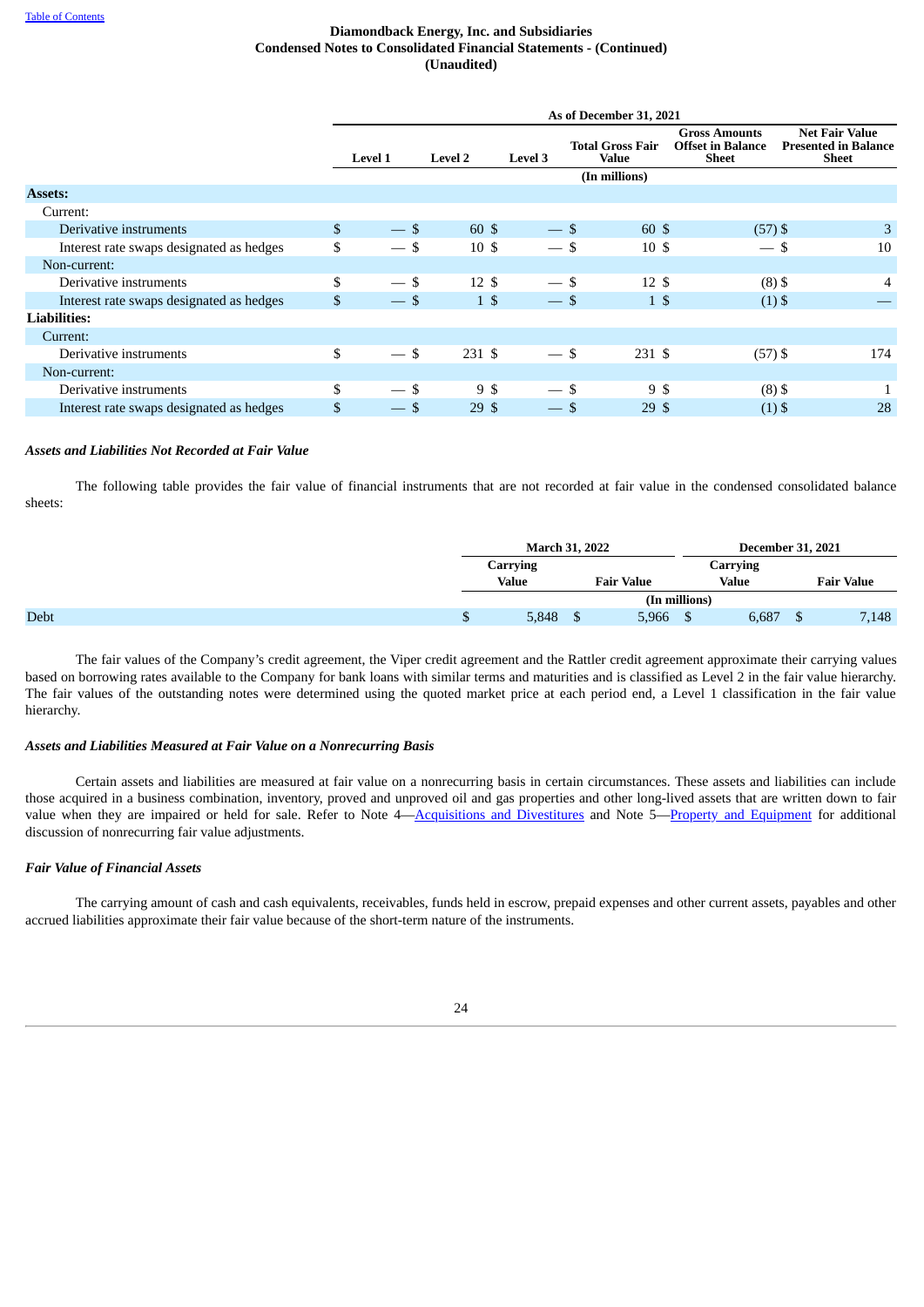| | As of December 31, 2021 | | | | | |
|---|---|---|---|---|---|---|
| | Level 1 | Level 2 | Level 3 | Total Gross Fair Value | Gross Amounts Offset in Balance Sheet | Net Fair Value Presented in Balance Sheet |
| | (In millions) | | | | | |
| **Assets:** | | | | | | |
| Current: | | | | | | |
| Derivative instruments | $ — | $ 60 | $ — | $ 60 | $ (57) | $ 3 |
| Interest rate swaps designated as hedges | $ — | $ 10 | $ — | $ 10 | $ — | $ 10 |
| Non-current: | | | | | | |
| Derivative instruments | $ — | $ 12 | $ — | $ 12 | $ (8) | $ 4 |
| Interest rate swaps designated as hedges | $ — | $ 1 | $ — | $ 1 | $ (1) | $ — |
| **Liabilities:** | | | | | | |
| Current: | | | | | | |
| Derivative instruments | $ — | $ 231 | $ — | $ 231 | $ (57) | $ 174 |
| Non-current: | | | | | | |
| Derivative instruments | $ — | $ 9 | $ — | $ 9 | $ (8) | $ 1 |
| Interest rate swaps designated as hedges | $ — | $ 29 | $ — | $ 29 | $ (1) | $ 28 |

***Assets and Liabilities Not Recorded at Fair Value***

The following table provides the fair value of financial instruments that are not recorded at fair value in the condensed consolidated balance sheets:

| | March 31, 2022 | | December 31, 2021 | |
|---|---|---|---|---|
| | Carrying Value | Fair Value | Carrying Value | Fair Value |
| | (In millions) | | | |
| Debt | $ 5,848 | $ 5,966 | $ 6,687 | $ 7,148 |

The fair values of the Company's credit agreement, the Viper credit agreement and the Rattler credit agreement approximate their carrying values based on borrowing rates available to the Company for bank loans with similar terms and maturities and is classified as Level 2 in the fair value hierarchy. The fair values of the outstanding notes were determined using the quoted market price at each period end, a Level 1 classification in the fair value hierarchy.

***Assets and Liabilities Measured at Fair Value on a Nonrecurring Basis***

Certain assets and liabilities are measured at fair value on a nonrecurring basis in certain circumstances. These assets and liabilities can include those acquired in a business combination, inventory, proved and unproved oil and gas properties and other long-lived assets that are written down to fair value when they are impaired or held for sale. Refer to Note 4—Acquisitions and Divestitures and Note 5—Property and Equipment for additional discussion of nonrecurring fair value adjustments.

***Fair Value of Financial Assets***

The carrying amount of cash and cash equivalents, receivables, funds held in escrow, prepaid expenses and other current assets, payables and other accrued liabilities approximate their fair value because of the short-term nature of the instruments.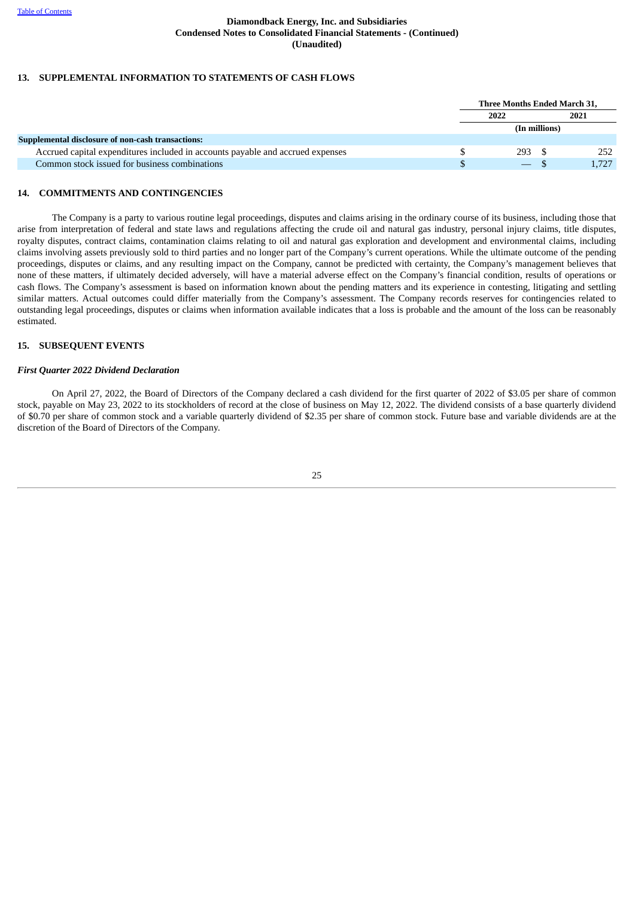Diamondback Energy, Inc. and Subsidiaries
Condensed Notes to Consolidated Financial Statements - (Continued)
(Unaudited)

## 13. SUPPLEMENTAL INFORMATION TO STATEMENTS OF CASH FLOWS

| | Three Months Ended March 31, | |
|---|---|---|
| | 2022 | 2021 |
| | (In millions) | |
| **Supplemental disclosure of non-cash transactions:** | | |
| Accrued capital expenditures included in accounts payable and accrued expenses | $ 293 | $ 252 |
| Common stock issued for business combinations | $ — | $ 1,727 |

## 14. COMMITMENTS AND CONTINGENCIES

The Company is a party to various routine legal proceedings, disputes and claims arising in the ordinary course of its business, including those that arise from interpretation of federal and state laws and regulations affecting the crude oil and natural gas industry, personal injury claims, title disputes, royalty disputes, contract claims, contamination claims relating to oil and natural gas exploration and development and environmental claims, including claims involving assets previously sold to third parties and no longer part of the Company's current operations. While the ultimate outcome of the pending proceedings, disputes or claims, and any resulting impact on the Company, cannot be predicted with certainty, the Company's management believes that none of these matters, if ultimately decided adversely, will have a material adverse effect on the Company's financial condition, results of operations or cash flows. The Company's assessment is based on information known about the pending matters and its experience in contesting, litigating and settling similar matters. Actual outcomes could differ materially from the Company's assessment. The Company records reserves for contingencies related to outstanding legal proceedings, disputes or claims when information available indicates that a loss is probable and the amount of the loss can be reasonably estimated.

## 15. SUBSEQUENT EVENTS

### *First Quarter 2022 Dividend Declaration*

On April 27, 2022, the Board of Directors of the Company declared a cash dividend for the first quarter of 2022 of $3.05 per share of common stock, payable on May 23, 2022 to its stockholders of record at the close of business on May 12, 2022. The dividend consists of a base quarterly dividend of $0.70 per share of common stock and a variable quarterly dividend of $2.35 per share of common stock. Future base and variable dividends are at the discretion of the Board of Directors of the Company.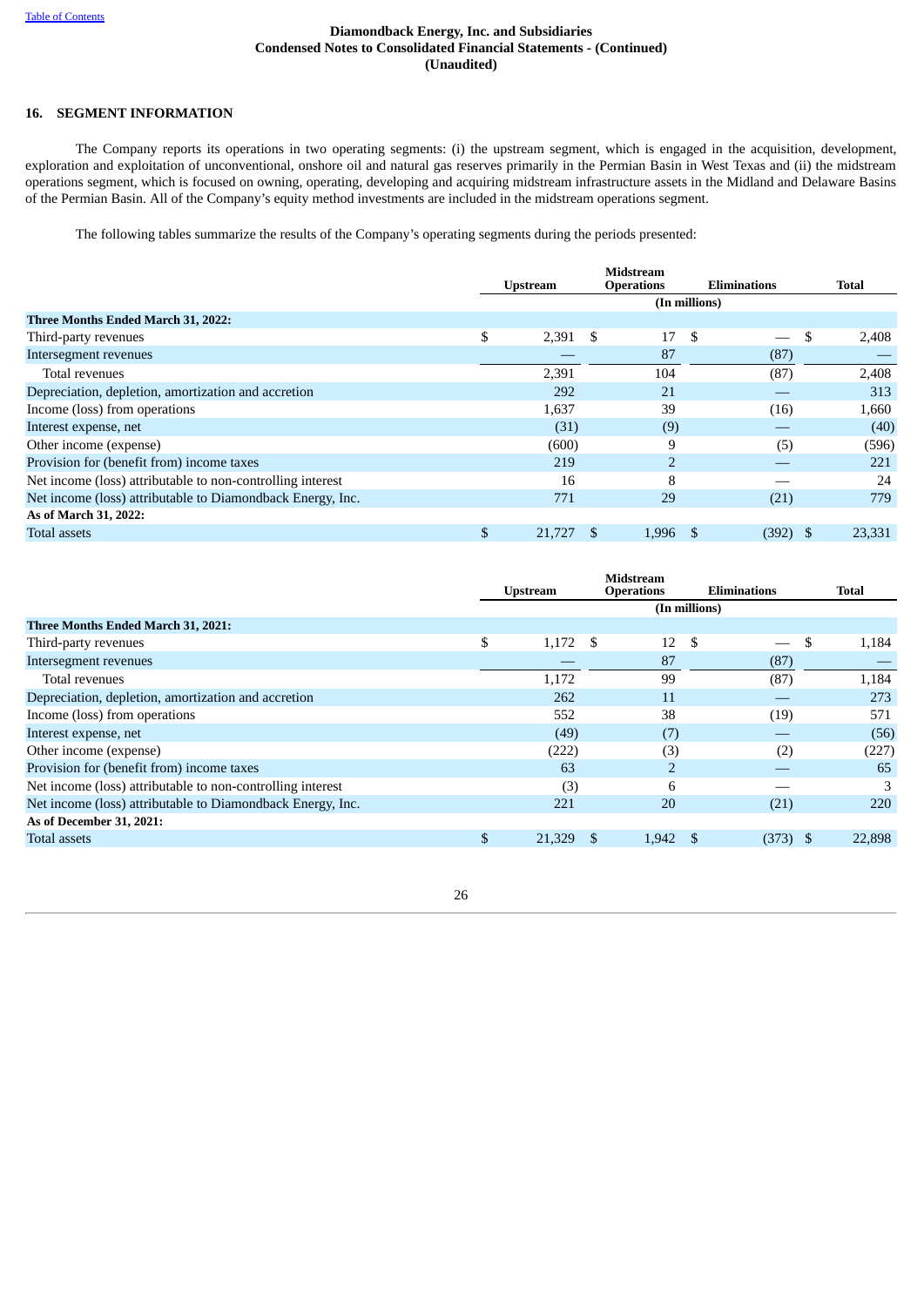Diamondback Energy, Inc. and Subsidiaries
Condensed Notes to Consolidated Financial Statements - (Continued)
(Unaudited)

## 16. SEGMENT INFORMATION

The Company reports its operations in two operating segments: (i) the upstream segment, which is engaged in the acquisition, development, exploration and exploitation of unconventional, onshore oil and natural gas reserves primarily in the Permian Basin in West Texas and (ii) the midstream operations segment, which is focused on owning, operating, developing and acquiring midstream infrastructure assets in the Midland and Delaware Basins of the Permian Basin. All of the Company's equity method investments are included in the midstream operations segment.

The following tables summarize the results of the Company's operating segments during the periods presented:

| | Upstream | Midstream Operations | Eliminations | Total |
|---|---|---|---|---|
| | (In millions) | | | |
| **Three Months Ended March 31, 2022:** | | | | |
| Third-party revenues | $ 2,391 | $ 17 | $ — | $ 2,408 |
| Intersegment revenues | — | 87 | (87) | — |
| Total revenues | 2,391 | 104 | (87) | 2,408 |
| Depreciation, depletion, amortization and accretion | 292 | 21 | — | 313 |
| Income (loss) from operations | 1,637 | 39 | (16) | 1,660 |
| Interest expense, net | (31) | (9) | — | (40) |
| Other income (expense) | (600) | 9 | (5) | (596) |
| Provision for (benefit from) income taxes | 219 | 2 | — | 221 |
| Net income (loss) attributable to non-controlling interest | 16 | 8 | — | 24 |
| Net income (loss) attributable to Diamondback Energy, Inc. | 771 | 29 | (21) | 779 |
| **As of March 31, 2022:** | | | | |
| Total assets | $ 21,727 | $ 1,996 | $ (392) | $ 23,331 |

| | Upstream | Midstream Operations | Eliminations | Total |
|---|---|---|---|---|
| | (In millions) | | | |
| **Three Months Ended March 31, 2021:** | | | | |
| Third-party revenues | $ 1,172 | $ 12 | $ — | $ 1,184 |
| Intersegment revenues | — | 87 | (87) | — |
| Total revenues | 1,172 | 99 | (87) | 1,184 |
| Depreciation, depletion, amortization and accretion | 262 | 11 | — | 273 |
| Income (loss) from operations | 552 | 38 | (19) | 571 |
| Interest expense, net | (49) | (7) | — | (56) |
| Other income (expense) | (222) | (3) | (2) | (227) |
| Provision for (benefit from) income taxes | 63 | 2 | — | 65 |
| Net income (loss) attributable to non-controlling interest | (3) | 6 | — | 3 |
| Net income (loss) attributable to Diamondback Energy, Inc. | 221 | 20 | (21) | 220 |
| **As of December 31, 2021:** | | | | |
| Total assets | $ 21,329 | $ 1,942 | $ (373) | $ 22,898 |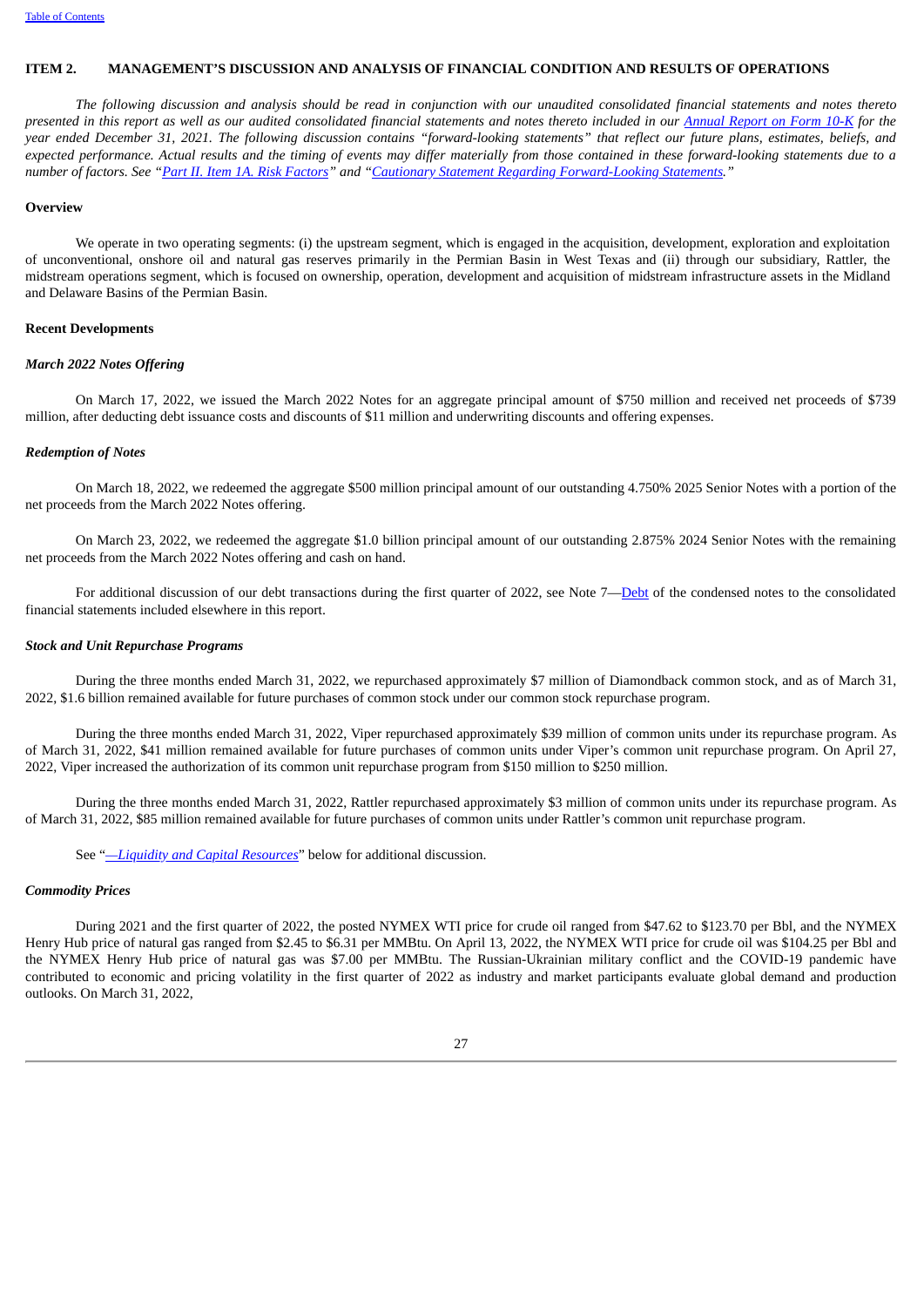## ITEM 2. MANAGEMENT'S DISCUSSION AND ANALYSIS OF FINANCIAL CONDITION AND RESULTS OF OPERATIONS

*The following discussion and analysis should be read in conjunction with our unaudited consolidated financial statements and notes thereto presented in this report as well as our audited consolidated financial statements and notes thereto included in our Annual Report on Form 10-K for the year ended December 31, 2021. The following discussion contains "forward-looking statements" that reflect our future plans, estimates, beliefs, and expected performance. Actual results and the timing of events may differ materially from those contained in these forward-looking statements due to a number of factors. See "Part II. Item 1A. Risk Factors" and "Cautionary Statement Regarding Forward-Looking Statements."*

### Overview

We operate in two operating segments: (i) the upstream segment, which is engaged in the acquisition, development, exploration and exploitation of unconventional, onshore oil and natural gas reserves primarily in the Permian Basin in West Texas and (ii) through our subsidiary, Rattler, the midstream operations segment, which is focused on ownership, operation, development and acquisition of midstream infrastructure assets in the Midland and Delaware Basins of the Permian Basin.

### Recent Developments

#### *March 2022 Notes Offering*

On March 17, 2022, we issued the March 2022 Notes for an aggregate principal amount of $750 million and received net proceeds of $739 million, after deducting debt issuance costs and discounts of $11 million and underwriting discounts and offering expenses.

#### *Redemption of Notes*

On March 18, 2022, we redeemed the aggregate $500 million principal amount of our outstanding 4.750% 2025 Senior Notes with a portion of the net proceeds from the March 2022 Notes offering.

On March 23, 2022, we redeemed the aggregate $1.0 billion principal amount of our outstanding 2.875% 2024 Senior Notes with the remaining net proceeds from the March 2022 Notes offering and cash on hand.

For additional discussion of our debt transactions during the first quarter of 2022, see Note 7—Debt of the condensed notes to the consolidated financial statements included elsewhere in this report.

#### *Stock and Unit Repurchase Programs*

During the three months ended March 31, 2022, we repurchased approximately $7 million of Diamondback common stock, and as of March 31, 2022, $1.6 billion remained available for future purchases of common stock under our common stock repurchase program.

During the three months ended March 31, 2022, Viper repurchased approximately $39 million of common units under its repurchase program. As of March 31, 2022, $41 million remained available for future purchases of common units under Viper's common unit repurchase program. On April 27, 2022, Viper increased the authorization of its common unit repurchase program from $150 million to $250 million.

During the three months ended March 31, 2022, Rattler repurchased approximately $3 million of common units under its repurchase program. As of March 31, 2022, $85 million remained available for future purchases of common units under Rattler's common unit repurchase program.

See "*—Liquidity and Capital Resources*" below for additional discussion.

#### *Commodity Prices*

During 2021 and the first quarter of 2022, the posted NYMEX WTI price for crude oil ranged from $47.62 to $123.70 per Bbl, and the NYMEX Henry Hub price of natural gas ranged from $2.45 to $6.31 per MMBtu. On April 13, 2022, the NYMEX WTI price for crude oil was $104.25 per Bbl and the NYMEX Henry Hub price of natural gas was $7.00 per MMBtu. The Russian-Ukrainian military conflict and the COVID-19 pandemic have contributed to economic and pricing volatility in the first quarter of 2022 as industry and market participants evaluate global demand and production outlooks. On March 31, 2022,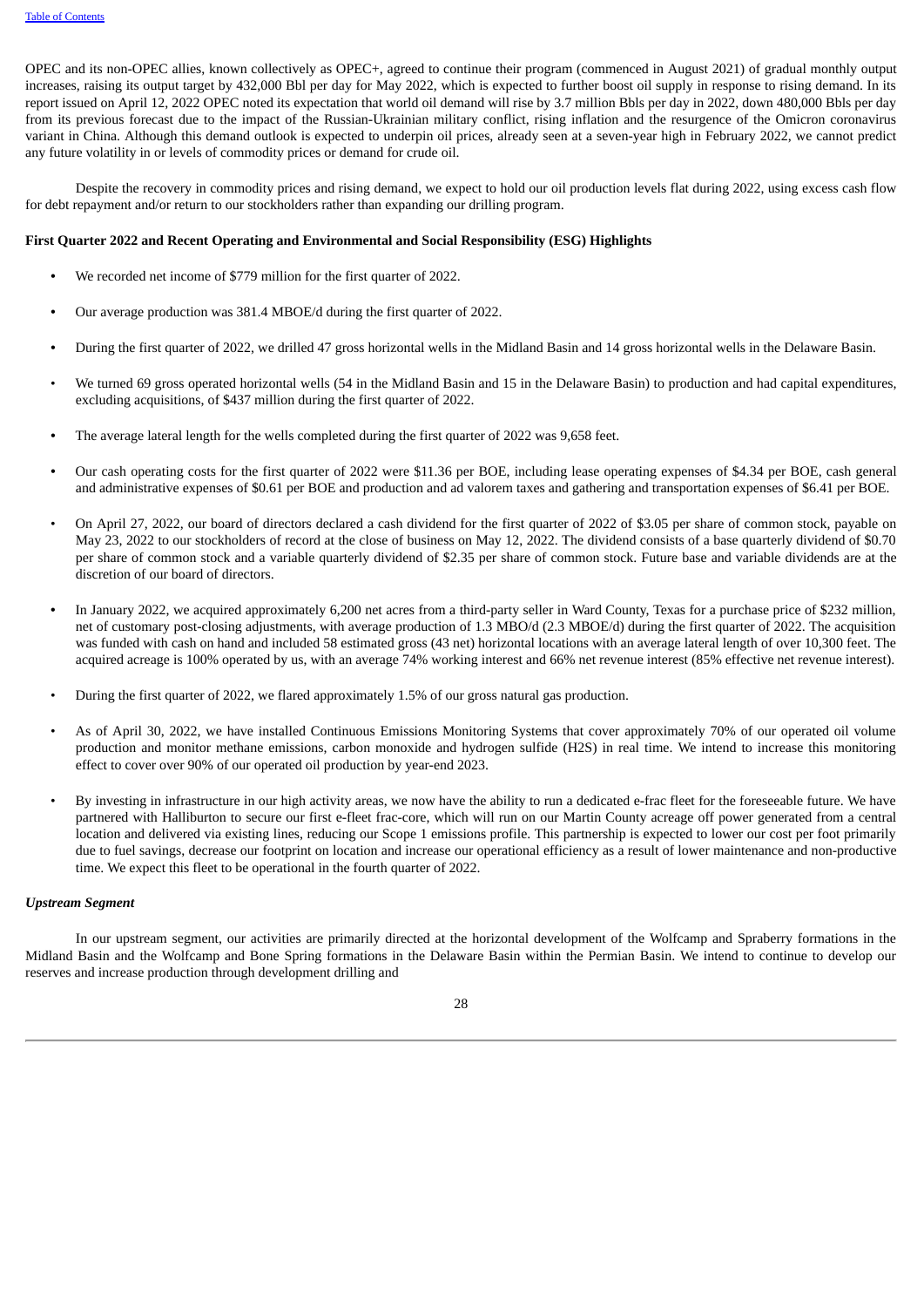OPEC and its non-OPEC allies, known collectively as OPEC+, agreed to continue their program (commenced in August 2021) of gradual monthly output increases, raising its output target by 432,000 Bbl per day for May 2022, which is expected to further boost oil supply in response to rising demand. In its report issued on April 12, 2022 OPEC noted its expectation that world oil demand will rise by 3.7 million Bbls per day in 2022, down 480,000 Bbls per day from its previous forecast due to the impact of the Russian-Ukrainian military conflict, rising inflation and the resurgence of the Omicron coronavirus variant in China. Although this demand outlook is expected to underpin oil prices, already seen at a seven-year high in February 2022, we cannot predict any future volatility in or levels of commodity prices or demand for crude oil.

Despite the recovery in commodity prices and rising demand, we expect to hold our oil production levels flat during 2022, using excess cash flow for debt repayment and/or return to our stockholders rather than expanding our drilling program.

**First Quarter 2022 and Recent Operating and Environmental and Social Responsibility (ESG) Highlights**

- We recorded net income of $779 million for the first quarter of 2022.
- Our average production was 381.4 MBOE/d during the first quarter of 2022.
- During the first quarter of 2022, we drilled 47 gross horizontal wells in the Midland Basin and 14 gross horizontal wells in the Delaware Basin.
- We turned 69 gross operated horizontal wells (54 in the Midland Basin and 15 in the Delaware Basin) to production and had capital expenditures, excluding acquisitions, of $437 million during the first quarter of 2022.
- The average lateral length for the wells completed during the first quarter of 2022 was 9,658 feet.
- Our cash operating costs for the first quarter of 2022 were $11.36 per BOE, including lease operating expenses of $4.34 per BOE, cash general and administrative expenses of $0.61 per BOE and production and ad valorem taxes and gathering and transportation expenses of $6.41 per BOE.
- On April 27, 2022, our board of directors declared a cash dividend for the first quarter of 2022 of $3.05 per share of common stock, payable on May 23, 2022 to our stockholders of record at the close of business on May 12, 2022. The dividend consists of a base quarterly dividend of $0.70 per share of common stock and a variable quarterly dividend of $2.35 per share of common stock. Future base and variable dividends are at the discretion of our board of directors.
- In January 2022, we acquired approximately 6,200 net acres from a third-party seller in Ward County, Texas for a purchase price of $232 million, net of customary post-closing adjustments, with average production of 1.3 MBO/d (2.3 MBOE/d) during the first quarter of 2022. The acquisition was funded with cash on hand and included 58 estimated gross (43 net) horizontal locations with an average lateral length of over 10,300 feet. The acquired acreage is 100% operated by us, with an average 74% working interest and 66% net revenue interest (85% effective net revenue interest).
- During the first quarter of 2022, we flared approximately 1.5% of our gross natural gas production.
- As of April 30, 2022, we have installed Continuous Emissions Monitoring Systems that cover approximately 70% of our operated oil volume production and monitor methane emissions, carbon monoxide and hydrogen sulfide (H2S) in real time. We intend to increase this monitoring effect to cover over 90% of our operated oil production by year-end 2023.
- By investing in infrastructure in our high activity areas, we now have the ability to run a dedicated e-frac fleet for the foreseeable future. We have partnered with Halliburton to secure our first e-fleet frac-core, which will run on our Martin County acreage off power generated from a central location and delivered via existing lines, reducing our Scope 1 emissions profile. This partnership is expected to lower our cost per foot primarily due to fuel savings, decrease our footprint on location and increase our operational efficiency as a result of lower maintenance and non-productive time. We expect this fleet to be operational in the fourth quarter of 2022.

*Upstream Segment*

In our upstream segment, our activities are primarily directed at the horizontal development of the Wolfcamp and Spraberry formations in the Midland Basin and the Wolfcamp and Bone Spring formations in the Delaware Basin within the Permian Basin. We intend to continue to develop our reserves and increase production through development drilling and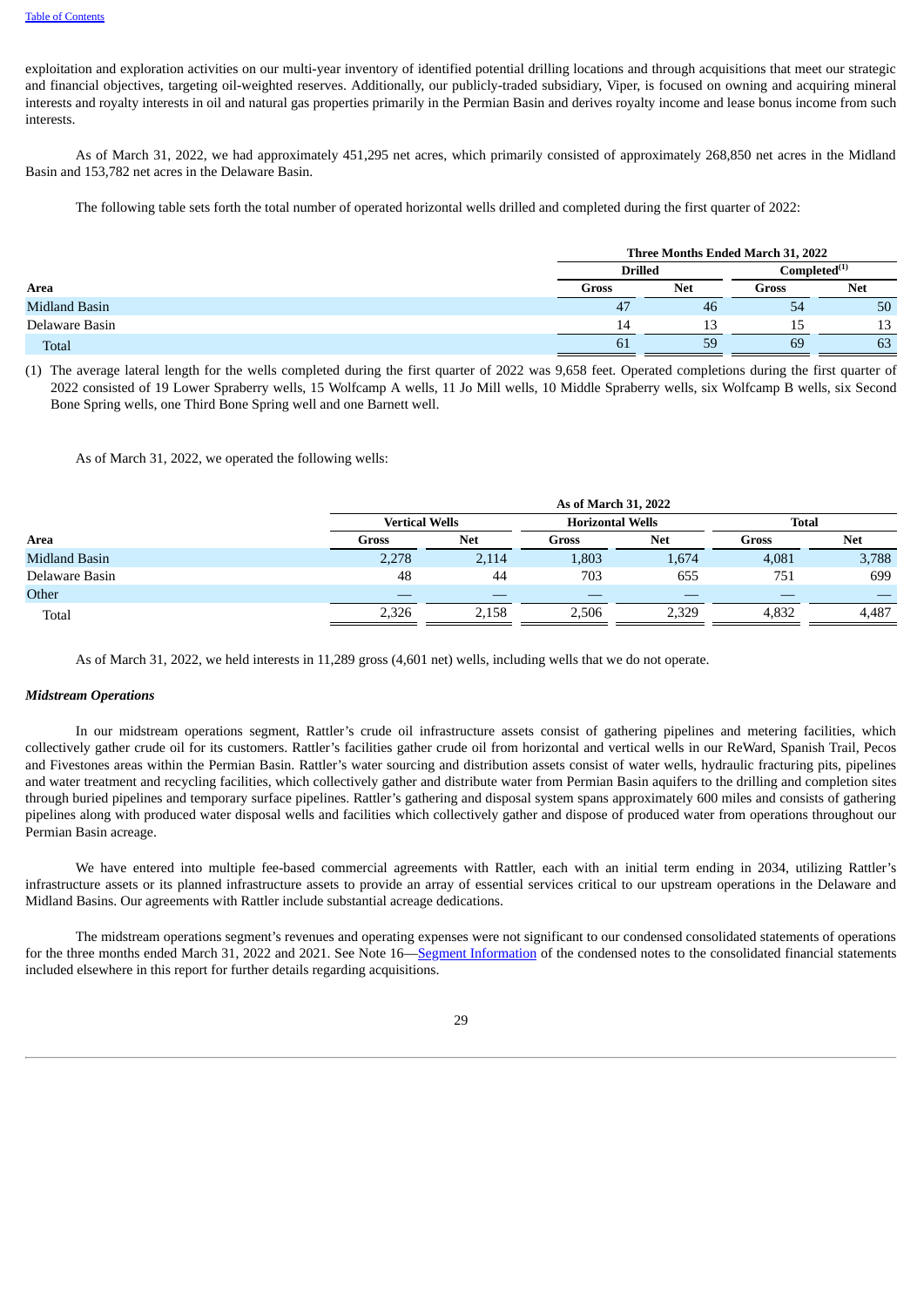exploitation and exploration activities on our multi-year inventory of identified potential drilling locations and through acquisitions that meet our strategic and financial objectives, targeting oil-weighted reserves. Additionally, our publicly-traded subsidiary, Viper, is focused on owning and acquiring mineral interests and royalty interests in oil and natural gas properties primarily in the Permian Basin and derives royalty income and lease bonus income from such interests.

As of March 31, 2022, we had approximately 451,295 net acres, which primarily consisted of approximately 268,850 net acres in the Midland Basin and 153,782 net acres in the Delaware Basin.

The following table sets forth the total number of operated horizontal wells drilled and completed during the first quarter of 2022:

| | Three Months Ended March 31, 2022 | | | |
|---|---|---|---|---|
| | Drilled | | Completed(1) | |
| Area | Gross | Net | Gross | Net |
| Midland Basin | 47 | 46 | 54 | 50 |
| Delaware Basin | 14 | 13 | 15 | 13 |
| Total | 61 | 59 | 69 | 63 |

(1) The average lateral length for the wells completed during the first quarter of 2022 was 9,658 feet. Operated completions during the first quarter of 2022 consisted of 19 Lower Spraberry wells, 15 Wolfcamp A wells, 11 Jo Mill wells, 10 Middle Spraberry wells, six Wolfcamp B wells, six Second Bone Spring wells, one Third Bone Spring well and one Barnett well.

As of March 31, 2022, we operated the following wells:

| | As of March 31, 2022 | | | | | |
|---|---|---|---|---|---|---|
| | Vertical Wells | | Horizontal Wells | | Total | |
| Area | Gross | Net | Gross | Net | Gross | Net |
| Midland Basin | 2,278 | 2,114 | 1,803 | 1,674 | 4,081 | 3,788 |
| Delaware Basin | 48 | 44 | 703 | 655 | 751 | 699 |
| Other | — | — | — | — | — | — |
| Total | 2,326 | 2,158 | 2,506 | 2,329 | 4,832 | 4,487 |

As of March 31, 2022, we held interests in 11,289 gross (4,601 net) wells, including wells that we do not operate.

***Midstream Operations***

In our midstream operations segment, Rattler's crude oil infrastructure assets consist of gathering pipelines and metering facilities, which collectively gather crude oil for its customers. Rattler's facilities gather crude oil from horizontal and vertical wells in our ReWard, Spanish Trail, Pecos and Fivestones areas within the Permian Basin. Rattler's water sourcing and distribution assets consist of water wells, hydraulic fracturing pits, pipelines and water treatment and recycling facilities, which collectively gather and distribute water from Permian Basin aquifers to the drilling and completion sites through buried pipelines and temporary surface pipelines. Rattler's gathering and disposal system spans approximately 600 miles and consists of gathering pipelines along with produced water disposal wells and facilities which collectively gather and dispose of produced water from operations throughout our Permian Basin acreage.

We have entered into multiple fee-based commercial agreements with Rattler, each with an initial term ending in 2034, utilizing Rattler's infrastructure assets or its planned infrastructure assets to provide an array of essential services critical to our upstream operations in the Delaware and Midland Basins. Our agreements with Rattler include substantial acreage dedications.

The midstream operations segment's revenues and operating expenses were not significant to our condensed consolidated statements of operations for the three months ended March 31, 2022 and 2021. See Note 16—Segment Information of the condensed notes to the consolidated financial statements included elsewhere in this report for further details regarding acquisitions.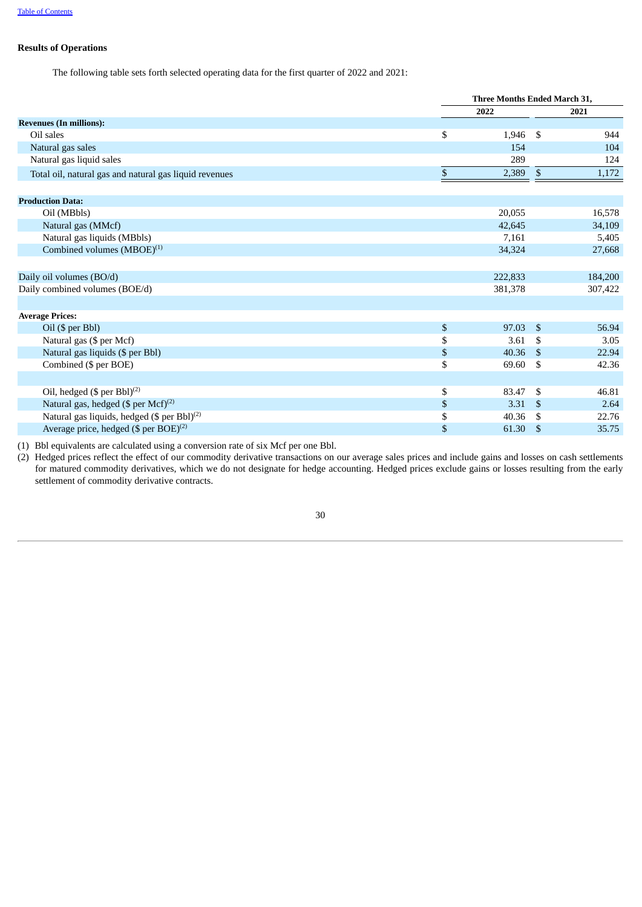## Results of Operations

The following table sets forth selected operating data for the first quarter of 2022 and 2021:

| | Three Months Ended March 31, | |
|---|---|---|
| | 2022 | 2021 |
| **Revenues (In millions):** | | |
| Oil sales | $ 1,946 | $ 944 |
| Natural gas sales | 154 | 104 |
| Natural gas liquid sales | 289 | 124 |
| Total oil, natural gas and natural gas liquid revenues | $ 2,389 | $ 1,172 |
| | | |
| **Production Data:** | | |
| Oil (MBbls) | 20,055 | 16,578 |
| Natural gas (MMcf) | 42,645 | 34,109 |
| Natural gas liquids (MBbls) | 7,161 | 5,405 |
| Combined volumes (MBOE)(1) | 34,324 | 27,668 |
| | | |
| Daily oil volumes (BO/d) | 222,833 | 184,200 |
| Daily combined volumes (BOE/d) | 381,378 | 307,422 |
| | | |
| **Average Prices:** | | |
| Oil ($ per Bbl) | $ 97.03 | $ 56.94 |
| Natural gas ($ per Mcf) | $ 3.61 | $ 3.05 |
| Natural gas liquids ($ per Bbl) | $ 40.36 | $ 22.94 |
| Combined ($ per BOE) | $ 69.60 | $ 42.36 |
| | | |
| Oil, hedged ($ per Bbl)(2) | $ 83.47 | $ 46.81 |
| Natural gas, hedged ($ per Mcf)(2) | $ 3.31 | $ 2.64 |
| Natural gas liquids, hedged ($ per Bbl)(2) | $ 40.36 | $ 22.76 |
| Average price, hedged ($ per BOE)(2) | $ 61.30 | $ 35.75 |

(1) Bbl equivalents are calculated using a conversion rate of six Mcf per one Bbl.

(2) Hedged prices reflect the effect of our commodity derivative transactions on our average sales prices and include gains and losses on cash settlements for matured commodity derivatives, which we do not designate for hedge accounting. Hedged prices exclude gains or losses resulting from the early settlement of commodity derivative contracts.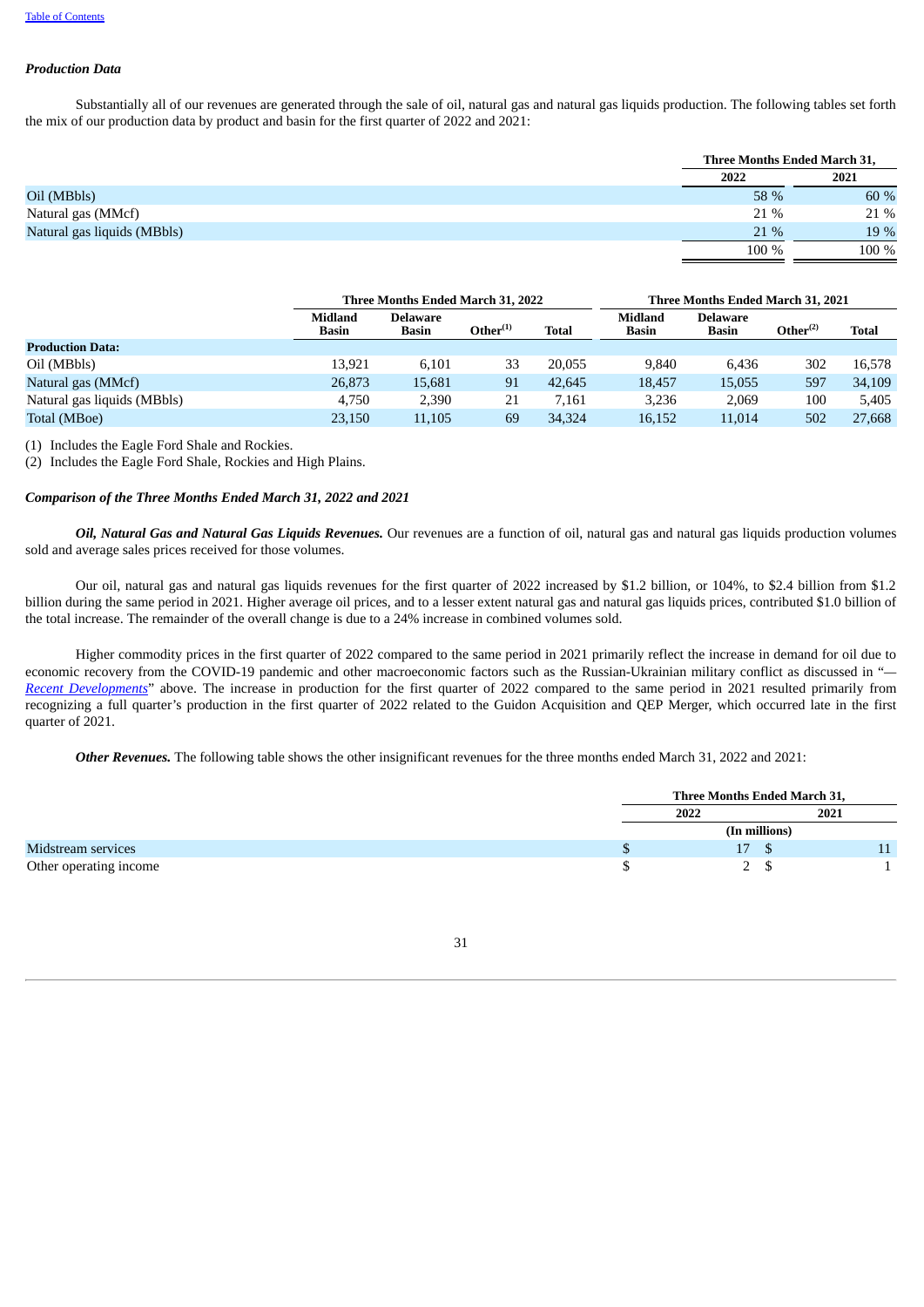### *Production Data*

Substantially all of our revenues are generated through the sale of oil, natural gas and natural gas liquids production. The following tables set forth the mix of our production data by product and basin for the first quarter of 2022 and 2021:

| | Three Months Ended March 31, | |
|---|---|---|
| | 2022 | 2021 |
| Oil (MBbls) | 58 % | 60 % |
| Natural gas (MMcf) | 21 % | 21 % |
| Natural gas liquids (MBbls) | 21 % | 19 % |
| | 100 % | 100 % |

| | Three Months Ended March 31, 2022 | | | | Three Months Ended March 31, 2021 | | | |
|---|---|---|---|---|---|---|---|---|
| | Midland Basin | Delaware Basin | Other[(1)] | Total | Midland Basin | Delaware Basin | Other[(2)] | Total |
| **Production Data:** | | | | | | | | |
| Oil (MBbls) | 13,921 | 6,101 | 33 | 20,055 | 9,840 | 6,436 | 302 | 16,578 |
| Natural gas (MMcf) | 26,873 | 15,681 | 91 | 42,645 | 18,457 | 15,055 | 597 | 34,109 |
| Natural gas liquids (MBbls) | 4,750 | 2,390 | 21 | 7,161 | 3,236 | 2,069 | 100 | 5,405 |
| Total (MBoe) | 23,150 | 11,105 | 69 | 34,324 | 16,152 | 11,014 | 502 | 27,668 |

(1) Includes the Eagle Ford Shale and Rockies.

(2) Includes the Eagle Ford Shale, Rockies and High Plains.

### *Comparison of the Three Months Ended March 31, 2022 and 2021*

***Oil, Natural Gas and Natural Gas Liquids Revenues.*** Our revenues are a function of oil, natural gas and natural gas liquids production volumes sold and average sales prices received for those volumes.

Our oil, natural gas and natural gas liquids revenues for the first quarter of 2022 increased by $1.2 billion, or 104%, to $2.4 billion from $1.2 billion during the same period in 2021. Higher average oil prices, and to a lesser extent natural gas and natural gas liquids prices, contributed $1.0 billion of the total increase. The remainder of the overall change is due to a 24% increase in combined volumes sold.

Higher commodity prices in the first quarter of 2022 compared to the same period in 2021 primarily reflect the increase in demand for oil due to economic recovery from the COVID-19 pandemic and other macroeconomic factors such as the Russian-Ukrainian military conflict as discussed in "—*Recent Developments*" above. The increase in production for the first quarter of 2022 compared to the same period in 2021 resulted primarily from recognizing a full quarter's production in the first quarter of 2022 related to the Guidon Acquisition and QEP Merger, which occurred late in the first quarter of 2021.

***Other Revenues.*** The following table shows the other insignificant revenues for the three months ended March 31, 2022 and 2021:

| | Three Months Ended March 31, | |
|---|---|---|
| | 2022 | 2021 |
| | (In millions) | |
| Midstream services | $ 17 | $ 11 |
| Other operating income | $ 2 | $ 1 |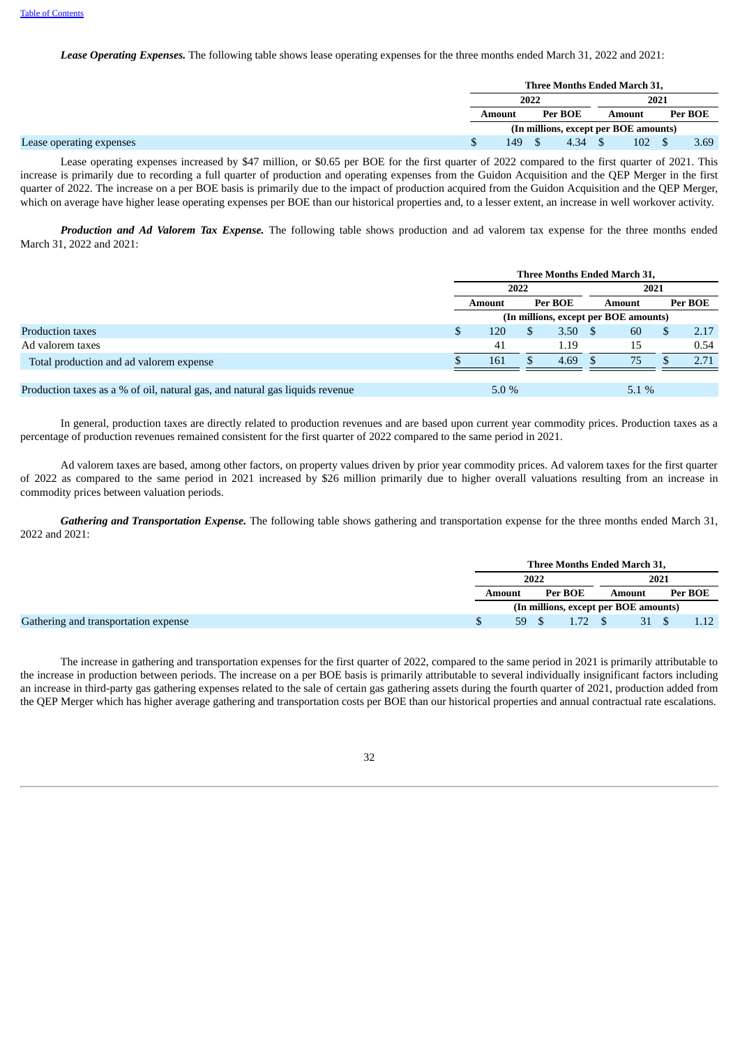***Lease Operating Expenses.*** The following table shows lease operating expenses for the three months ended March 31, 2022 and 2021:

| | Three Months Ended March 31, | | | |
|---|---|---|---|---|
| | 2022 | | 2021 | |
| | Amount | Per BOE | Amount | Per BOE |
| | (In millions, except per BOE amounts) | | | |
| Lease operating expenses | $ 149 | $ 4.34 | $ 102 | $ 3.69 |

Lease operating expenses increased by $47 million, or $0.65 per BOE for the first quarter of 2022 compared to the first quarter of 2021. This increase is primarily due to recording a full quarter of production and operating expenses from the Guidon Acquisition and the QEP Merger in the first quarter of 2022. The increase on a per BOE basis is primarily due to the impact of production acquired from the Guidon Acquisition and the QEP Merger, which on average have higher lease operating expenses per BOE than our historical properties and, to a lesser extent, an increase in well workover activity.

***Production and Ad Valorem Tax Expense.*** The following table shows production and ad valorem tax expense for the three months ended March 31, 2022 and 2021:

| | Three Months Ended March 31, | | | |
|---|---|---|---|---|
| | 2022 | | 2021 | |
| | Amount | Per BOE | Amount | Per BOE |
| | (In millions, except per BOE amounts) | | | |
| Production taxes | $ 120 | $ 3.50 | $ 60 | $ 2.17 |
| Ad valorem taxes | 41 | 1.19 | 15 | 0.54 |
| Total production and ad valorem expense | $ 161 | $ 4.69 | $ 75 | $ 2.71 |
| | | | | |
| Production taxes as a % of oil, natural gas, and natural gas liquids revenue | 5.0 % | | 5.1 % | |

In general, production taxes are directly related to production revenues and are based upon current year commodity prices. Production taxes as a percentage of production revenues remained consistent for the first quarter of 2022 compared to the same period in 2021.

Ad valorem taxes are based, among other factors, on property values driven by prior year commodity prices. Ad valorem taxes for the first quarter of 2022 as compared to the same period in 2021 increased by $26 million primarily due to higher overall valuations resulting from an increase in commodity prices between valuation periods.

***Gathering and Transportation Expense.*** The following table shows gathering and transportation expense for the three months ended March 31, 2022 and 2021:

| | Three Months Ended March 31, | | | |
|---|---|---|---|---|
| | 2022 | | 2021 | |
| | Amount | Per BOE | Amount | Per BOE |
| | (In millions, except per BOE amounts) | | | |
| Gathering and transportation expense | $ 59 | $ 1.72 | $ 31 | $ 1.12 |

The increase in gathering and transportation expenses for the first quarter of 2022, compared to the same period in 2021 is primarily attributable to the increase in production between periods. The increase on a per BOE basis is primarily attributable to several individually insignificant factors including an increase in third-party gas gathering expenses related to the sale of certain gas gathering assets during the fourth quarter of 2021, production added from the QEP Merger which has higher average gathering and transportation costs per BOE than our historical properties and annual contractual rate escalations.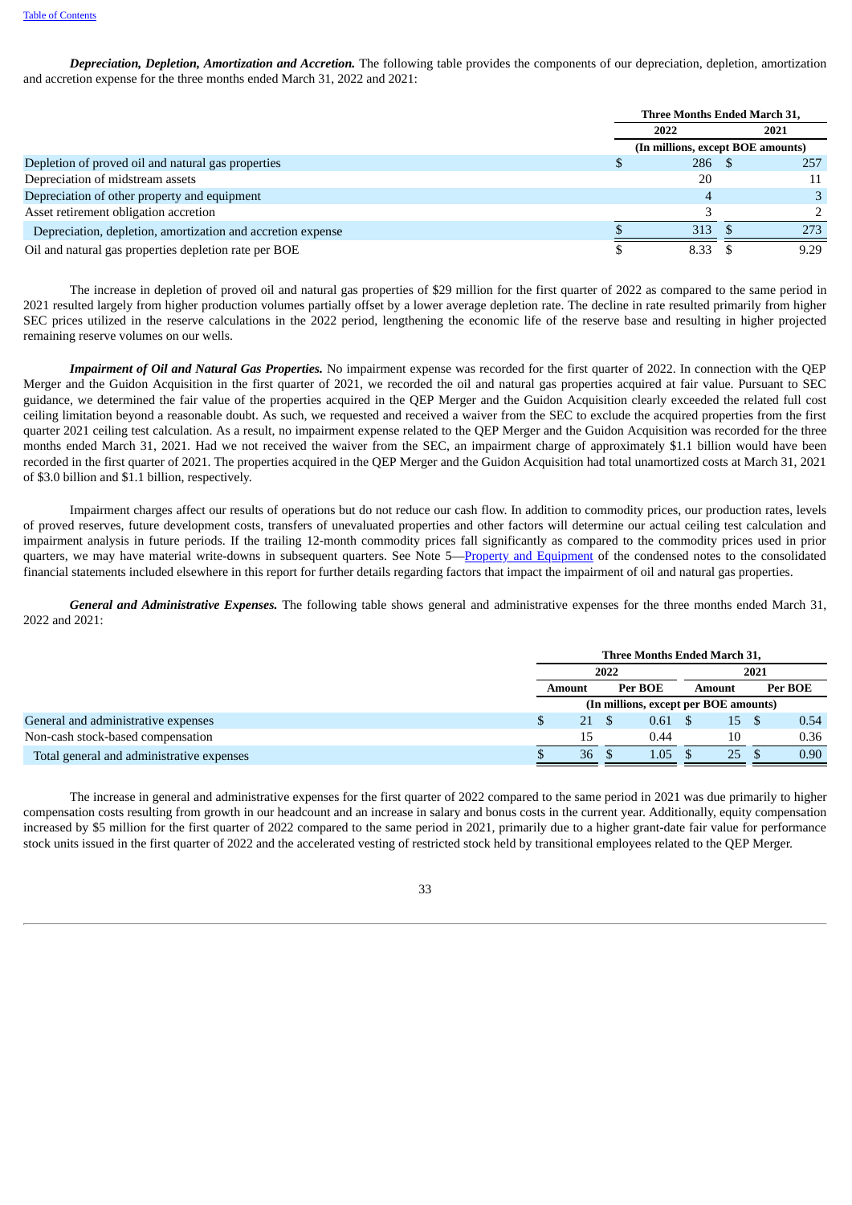***Depreciation, Depletion, Amortization and Accretion.*** The following table provides the components of our depreciation, depletion, amortization and accretion expense for the three months ended March 31, 2022 and 2021:

| | Three Months Ended March 31, | |
|---|---|---|
| | 2022 | 2021 |
| | (In millions, except BOE amounts) | |
| Depletion of proved oil and natural gas properties | $ 286 | $ 257 |
| Depreciation of midstream assets | 20 | 11 |
| Depreciation of other property and equipment | 4 | 3 |
| Asset retirement obligation accretion | 3 | 2 |
| Depreciation, depletion, amortization and accretion expense | $ 313 | $ 273 |
| Oil and natural gas properties depletion rate per BOE | $ 8.33 | $ 9.29 |

The increase in depletion of proved oil and natural gas properties of $29 million for the first quarter of 2022 as compared to the same period in 2021 resulted largely from higher production volumes partially offset by a lower average depletion rate. The decline in rate resulted primarily from higher SEC prices utilized in the reserve calculations in the 2022 period, lengthening the economic life of the reserve base and resulting in higher projected remaining reserve volumes on our wells.

***Impairment of Oil and Natural Gas Properties.*** No impairment expense was recorded for the first quarter of 2022. In connection with the QEP Merger and the Guidon Acquisition in the first quarter of 2021, we recorded the oil and natural gas properties acquired at fair value. Pursuant to SEC guidance, we determined the fair value of the properties acquired in the QEP Merger and the Guidon Acquisition clearly exceeded the related full cost ceiling limitation beyond a reasonable doubt. As such, we requested and received a waiver from the SEC to exclude the acquired properties from the first quarter 2021 ceiling test calculation. As a result, no impairment expense related to the QEP Merger and the Guidon Acquisition was recorded for the three months ended March 31, 2021. Had we not received the waiver from the SEC, an impairment charge of approximately $1.1 billion would have been recorded in the first quarter of 2021. The properties acquired in the QEP Merger and the Guidon Acquisition had total unamortized costs at March 31, 2021 of $3.0 billion and $1.1 billion, respectively.

Impairment charges affect our results of operations but do not reduce our cash flow. In addition to commodity prices, our production rates, levels of proved reserves, future development costs, transfers of unevaluated properties and other factors will determine our actual ceiling test calculation and impairment analysis in future periods. If the trailing 12-month commodity prices fall significantly as compared to the commodity prices used in prior quarters, we may have material write-downs in subsequent quarters. See Note 5—Property and Equipment of the condensed notes to the consolidated financial statements included elsewhere in this report for further details regarding factors that impact the impairment of oil and natural gas properties.

***General and Administrative Expenses.*** The following table shows general and administrative expenses for the three months ended March 31, 2022 and 2021:

| | Three Months Ended March 31, | | | |
|---|---|---|---|---|
| | 2022 | | 2021 | |
| | Amount | Per BOE | Amount | Per BOE |
| | (In millions, except per BOE amounts) | | | |
| General and administrative expenses | $ 21 | $ 0.61 | $ 15 | $ 0.54 |
| Non-cash stock-based compensation | 15 | 0.44 | 10 | 0.36 |
| Total general and administrative expenses | $ 36 | $ 1.05 | $ 25 | $ 0.90 |

The increase in general and administrative expenses for the first quarter of 2022 compared to the same period in 2021 was due primarily to higher compensation costs resulting from growth in our headcount and an increase in salary and bonus costs in the current year. Additionally, equity compensation increased by $5 million for the first quarter of 2022 compared to the same period in 2021, primarily due to a higher grant-date fair value for performance stock units issued in the first quarter of 2022 and the accelerated vesting of restricted stock held by transitional employees related to the QEP Merger.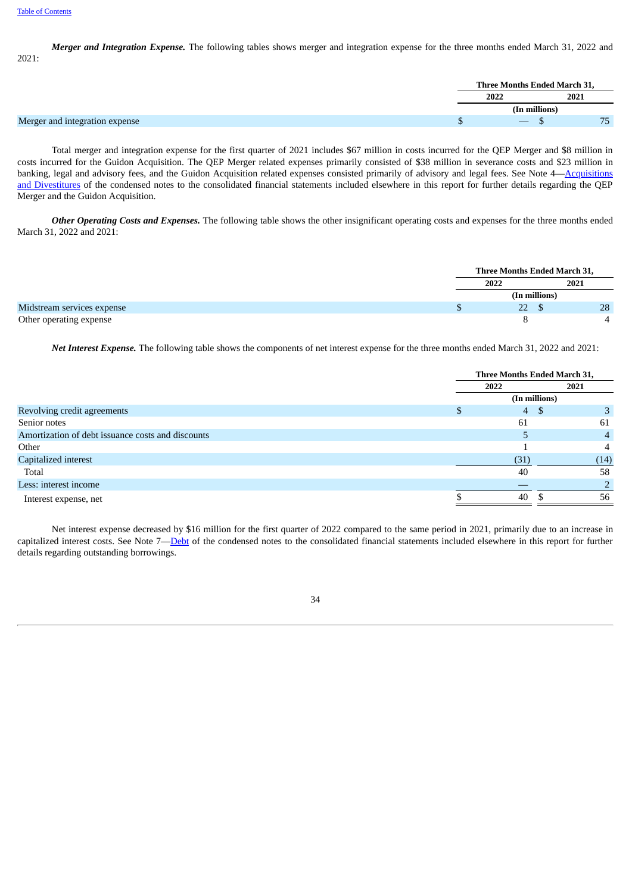***Merger and Integration Expense.*** The following tables shows merger and integration expense for the three months ended March 31, 2022 and 2021:

| | Three Months Ended March 31, | |
|---|---|---|
| | 2022 | 2021 |
| | (In millions) | |
| Merger and integration expense | $ — | $ 75 |

Total merger and integration expense for the first quarter of 2021 includes $67 million in costs incurred for the QEP Merger and $8 million in costs incurred for the Guidon Acquisition. The QEP Merger related expenses primarily consisted of $38 million in severance costs and $23 million in banking, legal and advisory fees, and the Guidon Acquisition related expenses consisted primarily of advisory and legal fees. See Note 4—Acquisitions and Divestitures of the condensed notes to the consolidated financial statements included elsewhere in this report for further details regarding the QEP Merger and the Guidon Acquisition.

***Other Operating Costs and Expenses.*** The following table shows the other insignificant operating costs and expenses for the three months ended March 31, 2022 and 2021:

| | Three Months Ended March 31, | |
|---|---|---|
| | 2022 | 2021 |
| | (In millions) | |
| Midstream services expense | $ 22 | $ 28 |
| Other operating expense | 8 | 4 |

***Net Interest Expense.*** The following table shows the components of net interest expense for the three months ended March 31, 2022 and 2021:

| | Three Months Ended March 31, | |
|---|---|---|
| | 2022 | 2021 |
| | (In millions) | |
| Revolving credit agreements | $ 4 | $ 3 |
| Senior notes | 61 | 61 |
| Amortization of debt issuance costs and discounts | 5 | 4 |
| Other | 1 | 4 |
| Capitalized interest | (31) | (14) |
| Total | 40 | 58 |
| Less: interest income | — | 2 |
| Interest expense, net | $ 40 | $ 56 |

Net interest expense decreased by $16 million for the first quarter of 2022 compared to the same period in 2021, primarily due to an increase in capitalized interest costs. See Note 7—Debt of the condensed notes to the consolidated financial statements included elsewhere in this report for further details regarding outstanding borrowings.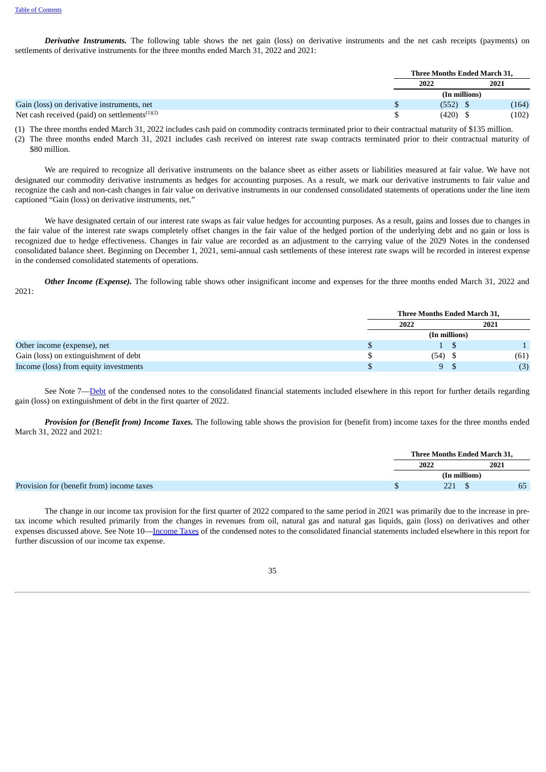[Table of Contents](#)

***Derivative Instruments.*** The following table shows the net gain (loss) on derivative instruments and the net cash receipts (payments) on settlements of derivative instruments for the three months ended March 31, 2022 and 2021:

| | Three Months Ended March 31, | |
|---|---|---|
| | 2022 | 2021 |
| | (In millions) | |
| Gain (loss) on derivative instruments, net | $ (552) | $ (164) |
| Net cash received (paid) on settlements[(1)(2)] | $ (420) | $ (102) |

(1) The three months ended March 31, 2022 includes cash paid on commodity contracts terminated prior to their contractual maturity of $135 million.

(2) The three months ended March 31, 2021 includes cash received on interest rate swap contracts terminated prior to their contractual maturity of $80 million.

We are required to recognize all derivative instruments on the balance sheet as either assets or liabilities measured at fair value. We have not designated our commodity derivative instruments as hedges for accounting purposes. As a result, we mark our derivative instruments to fair value and recognize the cash and non-cash changes in fair value on derivative instruments in our condensed consolidated statements of operations under the line item captioned "Gain (loss) on derivative instruments, net."

We have designated certain of our interest rate swaps as fair value hedges for accounting purposes. As a result, gains and losses due to changes in the fair value of the interest rate swaps completely offset changes in the fair value of the hedged portion of the underlying debt and no gain or loss is recognized due to hedge effectiveness. Changes in fair value are recorded as an adjustment to the carrying value of the 2029 Notes in the condensed consolidated balance sheet. Beginning on December 1, 2021, semi-annual cash settlements of these interest rate swaps will be recorded in interest expense in the condensed consolidated statements of operations.

***Other Income (Expense).*** The following table shows other insignificant income and expenses for the three months ended March 31, 2022 and 2021:

| | Three Months Ended March 31, | |
|---|---|---|
| | 2022 | 2021 |
| | (In millions) | |
| Other income (expense), net | $ 1 | $ 1 |
| Gain (loss) on extinguishment of debt | $ (54) | $ (61) |
| Income (loss) from equity investments | $ 9 | $ (3) |

See Note 7—[Debt](#) of the condensed notes to the consolidated financial statements included elsewhere in this report for further details regarding gain (loss) on extinguishment of debt in the first quarter of 2022.

***Provision for (Benefit from) Income Taxes.*** The following table shows the provision for (benefit from) income taxes for the three months ended March 31, 2022 and 2021:

| | Three Months Ended March 31, | |
|---|---|---|
| | 2022 | 2021 |
| | (In millions) | |
| Provision for (benefit from) income taxes | $ 221 | $ 65 |

The change in our income tax provision for the first quarter of 2022 compared to the same period in 2021 was primarily due to the increase in pre-tax income which resulted primarily from the changes in revenues from oil, natural gas and natural gas liquids, gain (loss) on derivatives and other expenses discussed above. See Note 10—[Income Taxes](#) of the condensed notes to the consolidated financial statements included elsewhere in this report for further discussion of our income tax expense.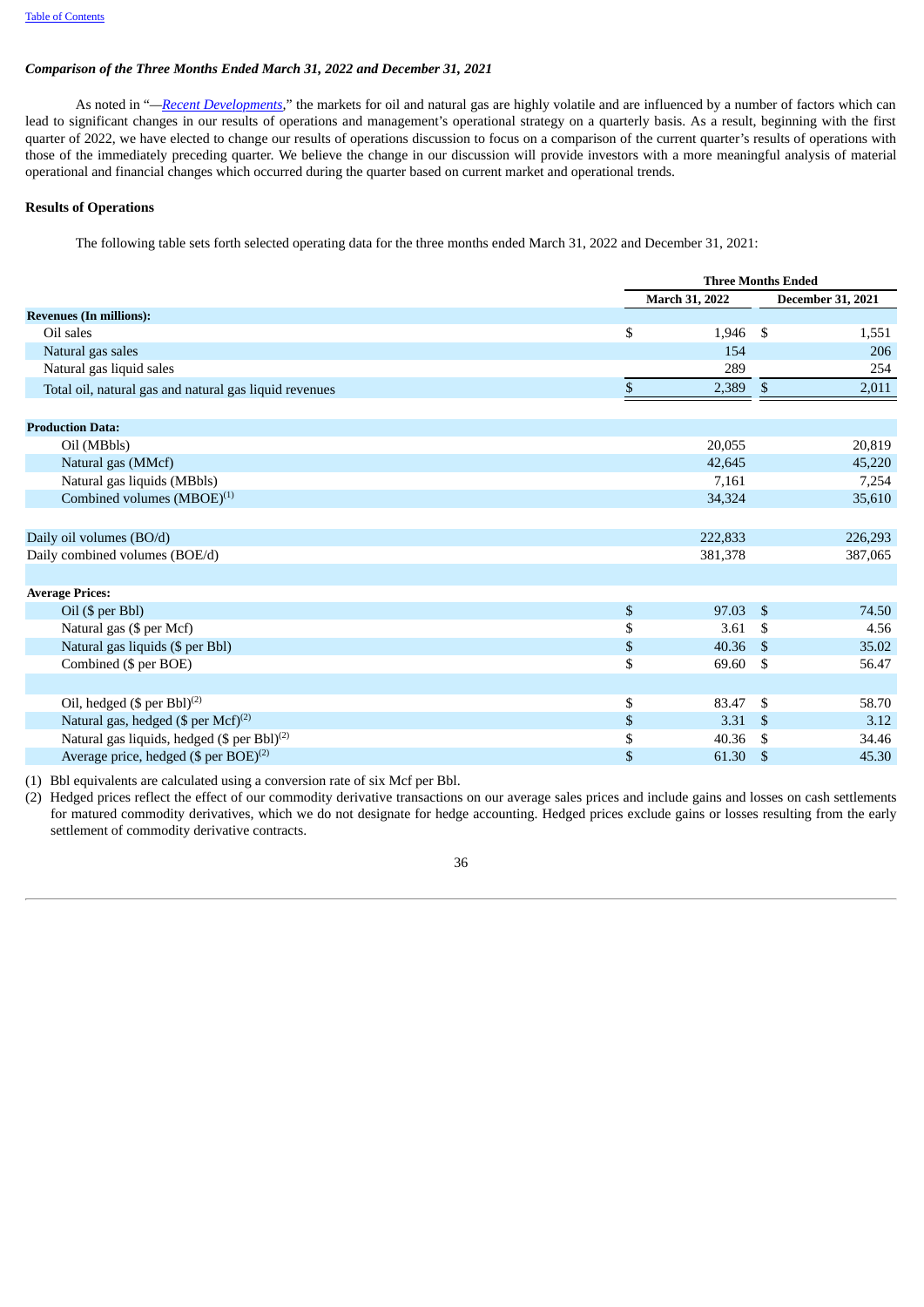*Comparison of the Three Months Ended March 31, 2022 and December 31, 2021*

As noted in "—*Recent Developments*," the markets for oil and natural gas are highly volatile and are influenced by a number of factors which can lead to significant changes in our results of operations and management's operational strategy on a quarterly basis. As a result, beginning with the first quarter of 2022, we have elected to change our results of operations discussion to focus on a comparison of the current quarter's results of operations with those of the immediately preceding quarter. We believe the change in our discussion will provide investors with a more meaningful analysis of material operational and financial changes which occurred during the quarter based on current market and operational trends.

**Results of Operations**

The following table sets forth selected operating data for the three months ended March 31, 2022 and December 31, 2021:

| | Three Months Ended | |
|---|---|---|
| | March 31, 2022 | December 31, 2021 |
| **Revenues (In millions):** | | |
| Oil sales | $ 1,946 | $ 1,551 |
| Natural gas sales | 154 | 206 |
| Natural gas liquid sales | 289 | 254 |
| Total oil, natural gas and natural gas liquid revenues | $ 2,389 | $ 2,011 |
| | | |
| **Production Data:** | | |
| Oil (MBbls) | 20,055 | 20,819 |
| Natural gas (MMcf) | 42,645 | 45,220 |
| Natural gas liquids (MBbls) | 7,161 | 7,254 |
| Combined volumes (MBOE)(1) | 34,324 | 35,610 |
| | | |
| Daily oil volumes (BO/d) | 222,833 | 226,293 |
| Daily combined volumes (BOE/d) | 381,378 | 387,065 |
| | | |
| **Average Prices:** | | |
| Oil ($ per Bbl) | $ 97.03 | $ 74.50 |
| Natural gas ($ per Mcf) | $ 3.61 | $ 4.56 |
| Natural gas liquids ($ per Bbl) | $ 40.36 | $ 35.02 |
| Combined ($ per BOE) | $ 69.60 | $ 56.47 |
| | | |
| Oil, hedged ($ per Bbl)(2) | $ 83.47 | $ 58.70 |
| Natural gas, hedged ($ per Mcf)(2) | $ 3.31 | $ 3.12 |
| Natural gas liquids, hedged ($ per Bbl)(2) | $ 40.36 | $ 34.46 |
| Average price, hedged ($ per BOE)(2) | $ 61.30 | $ 45.30 |

(1) Bbl equivalents are calculated using a conversion rate of six Mcf per Bbl.

(2) Hedged prices reflect the effect of our commodity derivative transactions on our average sales prices and include gains and losses on cash settlements for matured commodity derivatives, which we do not designate for hedge accounting. Hedged prices exclude gains or losses resulting from the early settlement of commodity derivative contracts.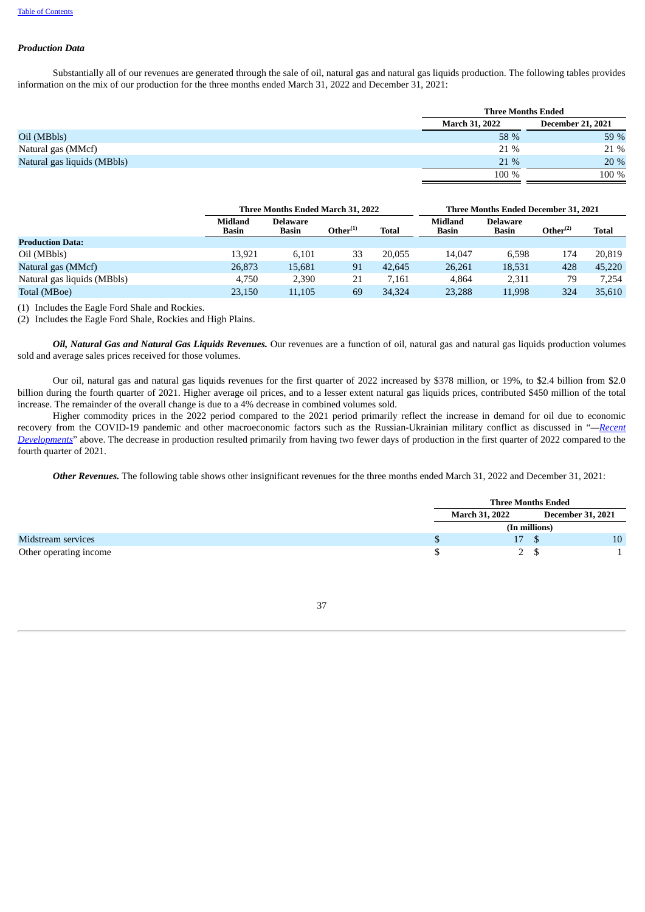Table of Contents

***Production Data***

Substantially all of our revenues are generated through the sale of oil, natural gas and natural gas liquids production. The following tables provides information on the mix of our production for the three months ended March 31, 2022 and December 31, 2021:

| | Three Months Ended | |
|---|---|---|
| | March 31, 2022 | December 21, 2021 |
| Oil (MBbls) | 58 % | 59 % |
| Natural gas (MMcf) | 21 % | 21 % |
| Natural gas liquids (MBbls) | 21 % | 20 % |
| | 100 % | 100 % |

| | Three Months Ended March 31, 2022 | | | | Three Months Ended December 31, 2021 | | | |
|---|---|---|---|---|---|---|---|---|
| | Midland Basin | Delaware Basin | Other[(1)] | Total | Midland Basin | Delaware Basin | Other[(2)] | Total |
| **Production Data:** | | | | | | | | |
| Oil (MBbls) | 13,921 | 6,101 | 33 | 20,055 | 14,047 | 6,598 | 174 | 20,819 |
| Natural gas (MMcf) | 26,873 | 15,681 | 91 | 42,645 | 26,261 | 18,531 | 428 | 45,220 |
| Natural gas liquids (MBbls) | 4,750 | 2,390 | 21 | 7,161 | 4,864 | 2,311 | 79 | 7,254 |
| Total (MBoe) | 23,150 | 11,105 | 69 | 34,324 | 23,288 | 11,998 | 324 | 35,610 |

(1) Includes the Eagle Ford Shale and Rockies.

(2) Includes the Eagle Ford Shale, Rockies and High Plains.

***Oil, Natural Gas and Natural Gas Liquids Revenues.*** Our revenues are a function of oil, natural gas and natural gas liquids production volumes sold and average sales prices received for those volumes.

Our oil, natural gas and natural gas liquids revenues for the first quarter of 2022 increased by $378 million, or 19%, to $2.4 billion from $2.0 billion during the fourth quarter of 2021. Higher average oil prices, and to a lesser extent natural gas liquids prices, contributed $450 million of the total increase. The remainder of the overall change is due to a 4% decrease in combined volumes sold.

Higher commodity prices in the 2022 period compared to the 2021 period primarily reflect the increase in demand for oil due to economic recovery from the COVID-19 pandemic and other macroeconomic factors such as the Russian-Ukrainian military conflict as discussed in "—*Recent Developments*" above. The decrease in production resulted primarily from having two fewer days of production in the first quarter of 2022 compared to the fourth quarter of 2021.

***Other Revenues.*** The following table shows other insignificant revenues for the three months ended March 31, 2022 and December 31, 2021:

| | Three Months Ended | |
|---|---|---|
| | March 31, 2022 | December 31, 2021 |
| | (In millions) | |
| Midstream services | $ 17 | $ 10 |
| Other operating income | $ 2 | $ 1 |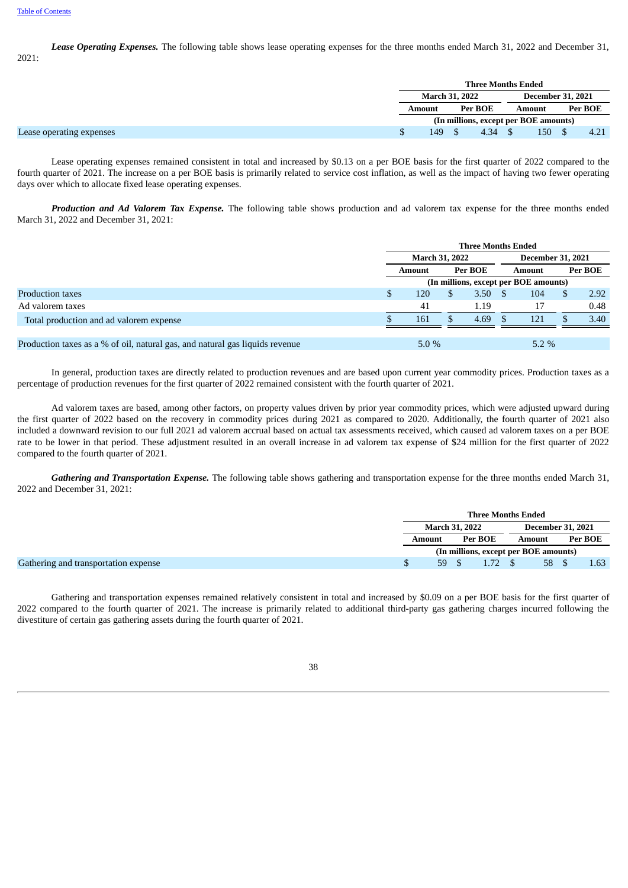*Lease Operating Expenses.* The following table shows lease operating expenses for the three months ended March 31, 2022 and December 31, 2021:

| | Three Months Ended | | | |
|---|---|---|---|---|
| | March 31, 2022 | | December 31, 2021 | |
| | Amount | Per BOE | Amount | Per BOE |
| | (In millions, except per BOE amounts) | | | |
| Lease operating expenses | $ 149 | $ 4.34 | $ 150 | $ 4.21 |

Lease operating expenses remained consistent in total and increased by $0.13 on a per BOE basis for the first quarter of 2022 compared to the fourth quarter of 2021. The increase on a per BOE basis is primarily related to service cost inflation, as well as the impact of having two fewer operating days over which to allocate fixed lease operating expenses.

*Production and Ad Valorem Tax Expense.* The following table shows production and ad valorem tax expense for the three months ended March 31, 2022 and December 31, 2021:

| | Three Months Ended | | | |
|---|---|---|---|---|
| | March 31, 2022 | | December 31, 2021 | |
| | Amount | Per BOE | Amount | Per BOE |
| | (In millions, except per BOE amounts) | | | |
| Production taxes | $ 120 | $ 3.50 | $ 104 | $ 2.92 |
| Ad valorem taxes | 41 | 1.19 | 17 | 0.48 |
| Total production and ad valorem expense | $ 161 | $ 4.69 | $ 121 | $ 3.40 |
| | | | | |
| Production taxes as a % of oil, natural gas, and natural gas liquids revenue | 5.0 % | | 5.2 % | |

In general, production taxes are directly related to production revenues and are based upon current year commodity prices. Production taxes as a percentage of production revenues for the first quarter of 2022 remained consistent with the fourth quarter of 2021.

Ad valorem taxes are based, among other factors, on property values driven by prior year commodity prices, which were adjusted upward during the first quarter of 2022 based on the recovery in commodity prices during 2021 as compared to 2020. Additionally, the fourth quarter of 2021 also included a downward revision to our full 2021 ad valorem accrual based on actual tax assessments received, which caused ad valorem taxes on a per BOE rate to be lower in that period. These adjustment resulted in an overall increase in ad valorem tax expense of $24 million for the first quarter of 2022 compared to the fourth quarter of 2021.

*Gathering and Transportation Expense.* The following table shows gathering and transportation expense for the three months ended March 31, 2022 and December 31, 2021:

| | Three Months Ended | | | |
|---|---|---|---|---|
| | March 31, 2022 | | December 31, 2021 | |
| | Amount | Per BOE | Amount | Per BOE |
| | (In millions, except per BOE amounts) | | | |
| Gathering and transportation expense | $ 59 | $ 1.72 | $ 58 | $ 1.63 |

Gathering and transportation expenses remained relatively consistent in total and increased by $0.09 on a per BOE basis for the first quarter of 2022 compared to the fourth quarter of 2021. The increase is primarily related to additional third-party gas gathering charges incurred following the divestiture of certain gas gathering assets during the fourth quarter of 2021.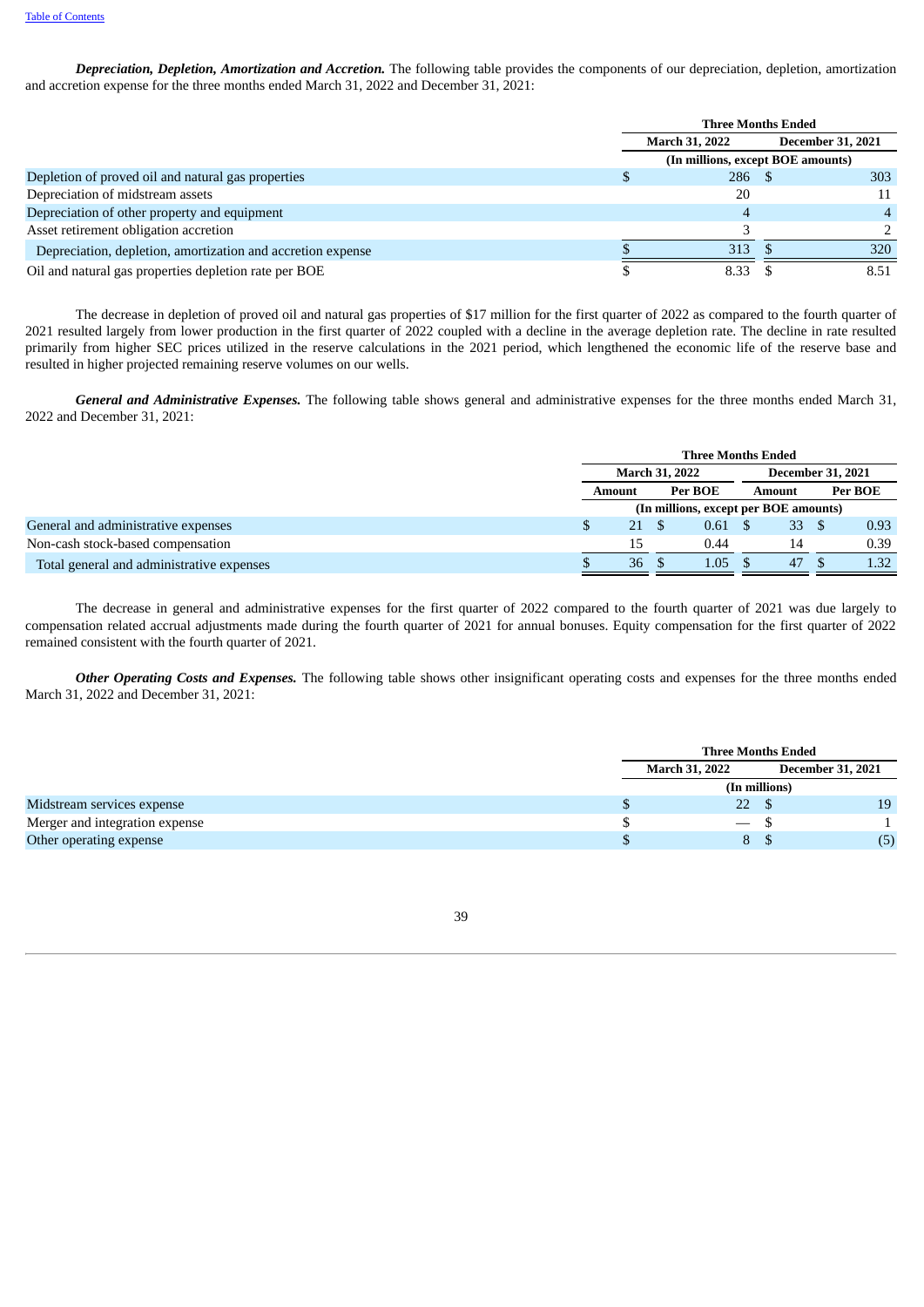***Depreciation, Depletion, Amortization and Accretion.*** The following table provides the components of our depreciation, depletion, amortization and accretion expense for the three months ended March 31, 2022 and December 31, 2021:

| | Three Months Ended | |
|---|---|---|
| | March 31, 2022 | December 31, 2021 |
| | (In millions, except BOE amounts) | |
| Depletion of proved oil and natural gas properties | $ 286 | $ 303 |
| Depreciation of midstream assets | 20 | 11 |
| Depreciation of other property and equipment | 4 | 4 |
| Asset retirement obligation accretion | 3 | 2 |
| Depreciation, depletion, amortization and accretion expense | $ 313 | $ 320 |
| Oil and natural gas properties depletion rate per BOE | $ 8.33 | $ 8.51 |

The decrease in depletion of proved oil and natural gas properties of $17 million for the first quarter of 2022 as compared to the fourth quarter of 2021 resulted largely from lower production in the first quarter of 2022 coupled with a decline in the average depletion rate. The decline in rate resulted primarily from higher SEC prices utilized in the reserve calculations in the 2021 period, which lengthened the economic life of the reserve base and resulted in higher projected remaining reserve volumes on our wells.

***General and Administrative Expenses.*** The following table shows general and administrative expenses for the three months ended March 31, 2022 and December 31, 2021:

| | Three Months Ended | | | |
|---|---|---|---|---|
| | March 31, 2022 | | December 31, 2021 | |
| | Amount | Per BOE | Amount | Per BOE |
| | (In millions, except per BOE amounts) | | | |
| General and administrative expenses | $ 21 | $ 0.61 | $ 33 | $ 0.93 |
| Non-cash stock-based compensation | 15 | 0.44 | 14 | 0.39 |
| Total general and administrative expenses | $ 36 | $ 1.05 | $ 47 | $ 1.32 |

The decrease in general and administrative expenses for the first quarter of 2022 compared to the fourth quarter of 2021 was due largely to compensation related accrual adjustments made during the fourth quarter of 2021 for annual bonuses. Equity compensation for the first quarter of 2022 remained consistent with the fourth quarter of 2021.

***Other Operating Costs and Expenses.*** The following table shows other insignificant operating costs and expenses for the three months ended March 31, 2022 and December 31, 2021:

| | Three Months Ended | |
|---|---|---|
| | March 31, 2022 | December 31, 2021 |
| | (In millions) | |
| Midstream services expense | $ 22 | $ 19 |
| Merger and integration expense | $ — | $ 1 |
| Other operating expense | $ 8 | $ (5) |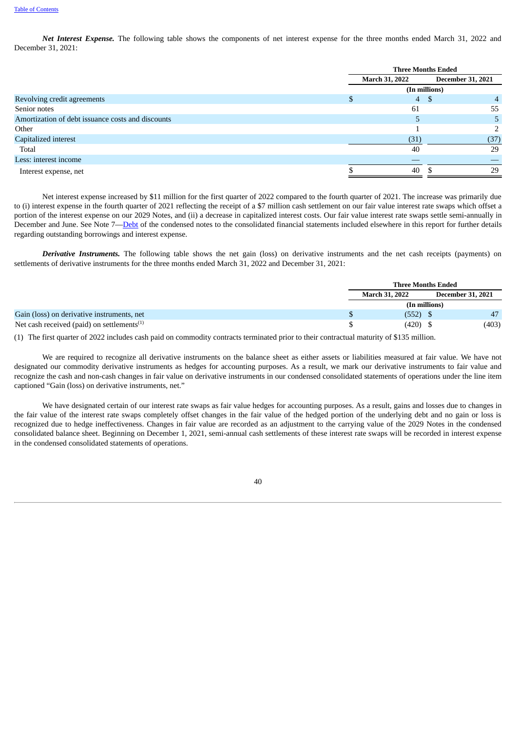***Net Interest Expense.*** The following table shows the components of net interest expense for the three months ended March 31, 2022 and December 31, 2021:

| | Three Months Ended | |
|---|---|---|
| | March 31, 2022 | December 31, 2021 |
| | (In millions) | |
| Revolving credit agreements | $ 4 | $ 4 |
| Senior notes | 61 | 55 |
| Amortization of debt issuance costs and discounts | 5 | 5 |
| Other | 1 | 2 |
| Capitalized interest | (31) | (37) |
| Total | 40 | 29 |
| Less: interest income | — | — |
| Interest expense, net | $ 40 | $ 29 |

Net interest expense increased by $11 million for the first quarter of 2022 compared to the fourth quarter of 2021. The increase was primarily due to (i) interest expense in the fourth quarter of 2021 reflecting the receipt of a $7 million cash settlement on our fair value interest rate swaps which offset a portion of the interest expense on our 2029 Notes, and (ii) a decrease in capitalized interest costs. Our fair value interest rate swaps settle semi-annually in December and June. See Note 7—Debt of the condensed notes to the consolidated financial statements included elsewhere in this report for further details regarding outstanding borrowings and interest expense.

***Derivative Instruments.*** The following table shows the net gain (loss) on derivative instruments and the net cash receipts (payments) on settlements of derivative instruments for the three months ended March 31, 2022 and December 31, 2021:

| | Three Months Ended | |
|---|---|---|
| | March 31, 2022 | December 31, 2021 |
| | (In millions) | |
| Gain (loss) on derivative instruments, net | $ (552) | $ 47 |
| Net cash received (paid) on settlements[(1)] | $ (420) | $ (403) |

(1) The first quarter of 2022 includes cash paid on commodity contracts terminated prior to their contractual maturity of $135 million.

We are required to recognize all derivative instruments on the balance sheet as either assets or liabilities measured at fair value. We have not designated our commodity derivative instruments as hedges for accounting purposes. As a result, we mark our derivative instruments to fair value and recognize the cash and non-cash changes in fair value on derivative instruments in our condensed consolidated statements of operations under the line item captioned "Gain (loss) on derivative instruments, net."

We have designated certain of our interest rate swaps as fair value hedges for accounting purposes. As a result, gains and losses due to changes in the fair value of the interest rate swaps completely offset changes in the fair value of the hedged portion of the underlying debt and no gain or loss is recognized due to hedge ineffectiveness. Changes in fair value are recorded as an adjustment to the carrying value of the 2029 Notes in the condensed consolidated balance sheet. Beginning on December 1, 2021, semi-annual cash settlements of these interest rate swaps will be recorded in interest expense in the condensed consolidated statements of operations.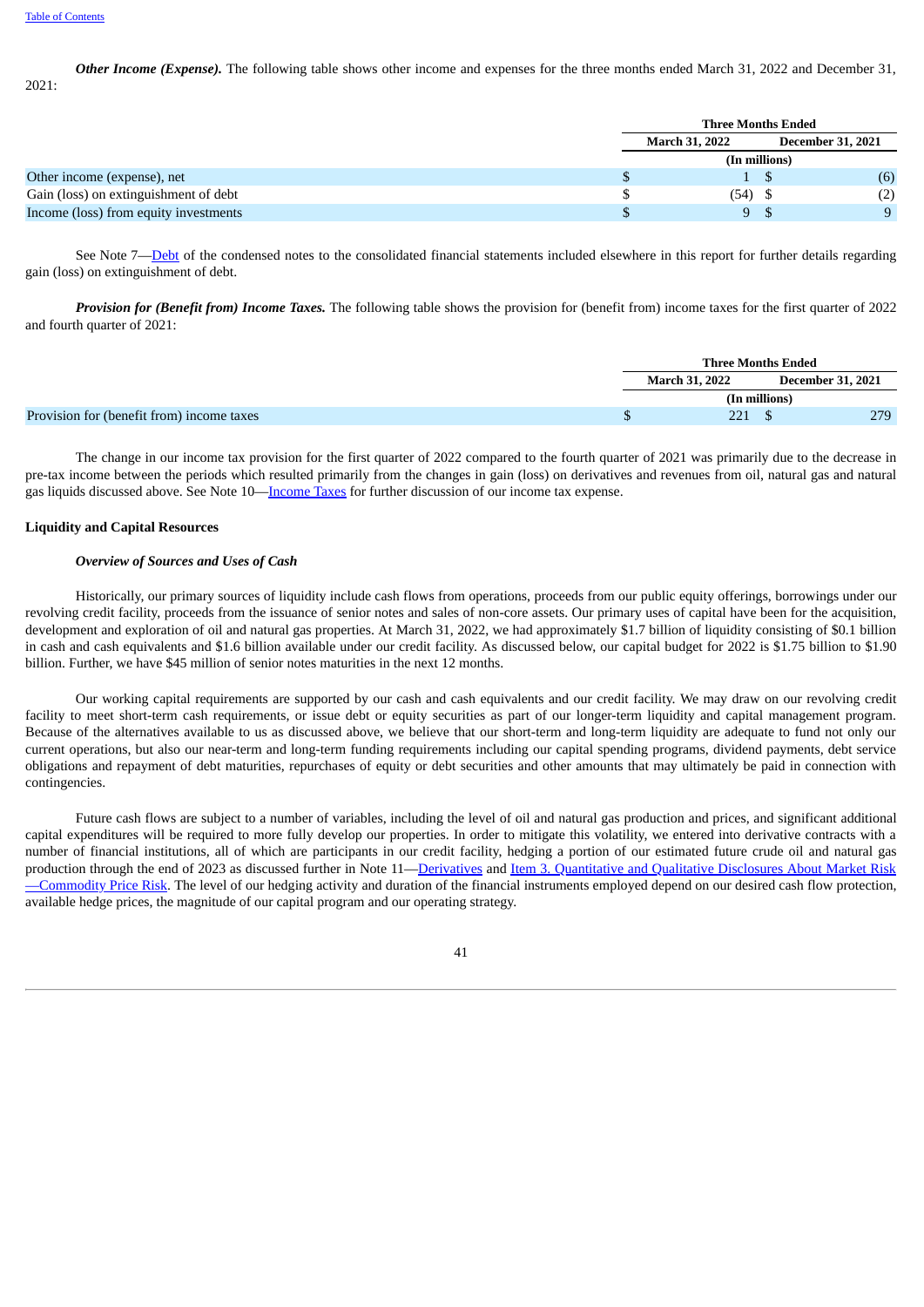*Other Income (Expense).* The following table shows other income and expenses for the three months ended March 31, 2022 and December 31, 2021:

| | Three Months Ended | |
|---|---|---|
| | March 31, 2022 | December 31, 2021 |
| | (In millions) | |
| Other income (expense), net | $ 1 | $ (6) |
| Gain (loss) on extinguishment of debt | $ (54) | $ (2) |
| Income (loss) from equity investments | $ 9 | $ 9 |

See Note 7—Debt of the condensed notes to the consolidated financial statements included elsewhere in this report for further details regarding gain (loss) on extinguishment of debt.

*Provision for (Benefit from) Income Taxes.* The following table shows the provision for (benefit from) income taxes for the first quarter of 2022 and fourth quarter of 2021:

| | Three Months Ended | |
|---|---|---|
| | March 31, 2022 | December 31, 2021 |
| | (In millions) | |
| Provision for (benefit from) income taxes | $ 221 | $ 279 |

The change in our income tax provision for the first quarter of 2022 compared to the fourth quarter of 2021 was primarily due to the decrease in pre-tax income between the periods which resulted primarily from the changes in gain (loss) on derivatives and revenues from oil, natural gas and natural gas liquids discussed above. See Note 10—Income Taxes for further discussion of our income tax expense.

**Liquidity and Capital Resources**

***Overview of Sources and Uses of Cash***

Historically, our primary sources of liquidity include cash flows from operations, proceeds from our public equity offerings, borrowings under our revolving credit facility, proceeds from the issuance of senior notes and sales of non-core assets. Our primary uses of capital have been for the acquisition, development and exploration of oil and natural gas properties. At March 31, 2022, we had approximately $1.7 billion of liquidity consisting of $0.1 billion in cash and cash equivalents and $1.6 billion available under our credit facility. As discussed below, our capital budget for 2022 is $1.75 billion to $1.90 billion. Further, we have $45 million of senior notes maturities in the next 12 months.

Our working capital requirements are supported by our cash and cash equivalents and our credit facility. We may draw on our revolving credit facility to meet short-term cash requirements, or issue debt or equity securities as part of our longer-term liquidity and capital management program. Because of the alternatives available to us as discussed above, we believe that our short-term and long-term liquidity are adequate to fund not only our current operations, but also our near-term and long-term funding requirements including our capital spending programs, dividend payments, debt service obligations and repayment of debt maturities, repurchases of equity or debt securities and other amounts that may ultimately be paid in connection with contingencies.

Future cash flows are subject to a number of variables, including the level of oil and natural gas production and prices, and significant additional capital expenditures will be required to more fully develop our properties. In order to mitigate this volatility, we entered into derivative contracts with a number of financial institutions, all of which are participants in our credit facility, hedging a portion of our estimated future crude oil and natural gas production through the end of 2023 as discussed further in Note 11—Derivatives and Item 3. Quantitative and Qualitative Disclosures About Market Risk—Commodity Price Risk. The level of our hedging activity and duration of the financial instruments employed depend on our desired cash flow protection, available hedge prices, the magnitude of our capital program and our operating strategy.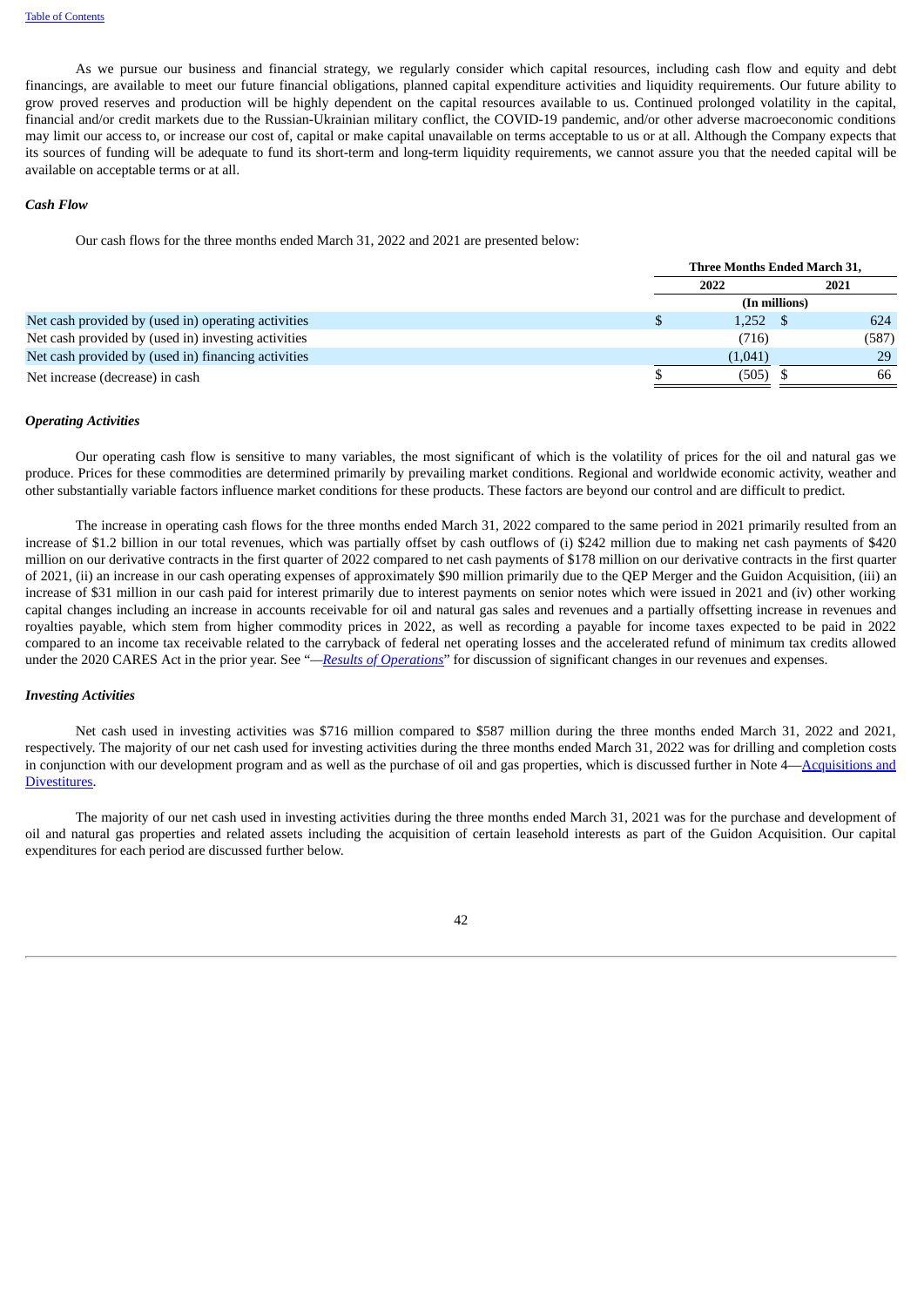As we pursue our business and financial strategy, we regularly consider which capital resources, including cash flow and equity and debt financings, are available to meet our future financial obligations, planned capital expenditure activities and liquidity requirements. Our future ability to grow proved reserves and production will be highly dependent on the capital resources available to us. Continued prolonged volatility in the capital, financial and/or credit markets due to the Russian-Ukrainian military conflict, the COVID-19 pandemic, and/or other adverse macroeconomic conditions may limit our access to, or increase our cost of, capital or make capital unavailable on terms acceptable to us or at all. Although the Company expects that its sources of funding will be adequate to fund its short-term and long-term liquidity requirements, we cannot assure you that the needed capital will be available on acceptable terms or at all.

***Cash Flow***

Our cash flows for the three months ended March 31, 2022 and 2021 are presented below:

| | Three Months Ended March 31, | |
|---|---|---|
| | 2022 | 2021 |
| | (In millions) | |
| Net cash provided by (used in) operating activities | $ 1,252 | $ 624 |
| Net cash provided by (used in) investing activities | (716) | (587) |
| Net cash provided by (used in) financing activities | (1,041) | 29 |
| Net increase (decrease) in cash | $ (505) | $ 66 |

***Operating Activities***

Our operating cash flow is sensitive to many variables, the most significant of which is the volatility of prices for the oil and natural gas we produce. Prices for these commodities are determined primarily by prevailing market conditions. Regional and worldwide economic activity, weather and other substantially variable factors influence market conditions for these products. These factors are beyond our control and are difficult to predict.

The increase in operating cash flows for the three months ended March 31, 2022 compared to the same period in 2021 primarily resulted from an increase of $1.2 billion in our total revenues, which was partially offset by cash outflows of (i) $242 million due to making net cash payments of $420 million on our derivative contracts in the first quarter of 2022 compared to net cash payments of $178 million on our derivative contracts in the first quarter of 2021, (ii) an increase in our cash operating expenses of approximately $90 million primarily due to the QEP Merger and the Guidon Acquisition, (iii) an increase of $31 million in our cash paid for interest primarily due to interest payments on senior notes which were issued in 2021 and (iv) other working capital changes including an increase in accounts receivable for oil and natural gas sales and revenues and a partially offsetting increase in revenues and royalties payable, which stem from higher commodity prices in 2022, as well as recording a payable for income taxes expected to be paid in 2022 compared to an income tax receivable related to the carryback of federal net operating losses and the accelerated refund of minimum tax credits allowed under the 2020 CARES Act in the prior year. See "—*Results of Operations*" for discussion of significant changes in our revenues and expenses.

***Investing Activities***

Net cash used in investing activities was $716 million compared to $587 million during the three months ended March 31, 2022 and 2021, respectively. The majority of our net cash used for investing activities during the three months ended March 31, 2022 was for drilling and completion costs in conjunction with our development program and as well as the purchase of oil and gas properties, which is discussed further in Note 4—Acquisitions and Divestitures.

The majority of our net cash used in investing activities during the three months ended March 31, 2021 was for the purchase and development of oil and natural gas properties and related assets including the acquisition of certain leasehold interests as part of the Guidon Acquisition. Our capital expenditures for each period are discussed further below.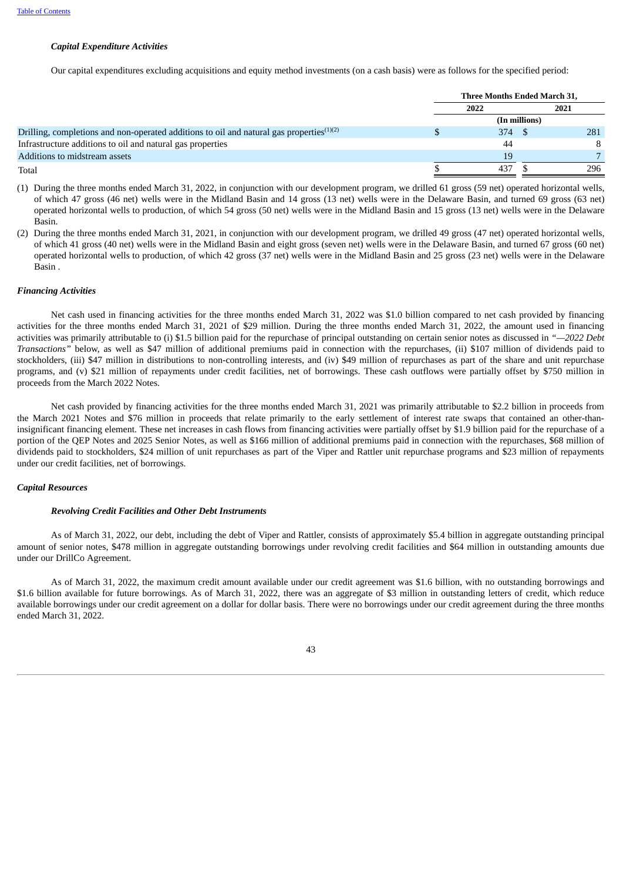*Capital Expenditure Activities*

Our capital expenditures excluding acquisitions and equity method investments (on a cash basis) were as follows for the specified period:

| | Three Months Ended March 31, | |
|---|---|---|
| | 2022 | 2021 |
| | (In millions) | |
| Drilling, completions and non-operated additions to oil and natural gas properties[(1)(2)] | $ 374 | $ 281 |
| Infrastructure additions to oil and natural gas properties | 44 | 8 |
| Additions to midstream assets | 19 | 7 |
| Total | $ 437 | $ 296 |

(1) During the three months ended March 31, 2022, in conjunction with our development program, we drilled 61 gross (59 net) operated horizontal wells, of which 47 gross (46 net) wells were in the Midland Basin and 14 gross (13 net) wells were in the Delaware Basin, and turned 69 gross (63 net) operated horizontal wells to production, of which 54 gross (50 net) wells were in the Midland Basin and 15 gross (13 net) wells were in the Delaware Basin.

(2) During the three months ended March 31, 2021, in conjunction with our development program, we drilled 49 gross (47 net) operated horizontal wells, of which 41 gross (40 net) wells were in the Midland Basin and eight gross (seven net) wells were in the Delaware Basin, and turned 67 gross (60 net) operated horizontal wells to production, of which 42 gross (37 net) wells were in the Midland Basin and 25 gross (23 net) wells were in the Delaware Basin .

*Financing Activities*

Net cash used in financing activities for the three months ended March 31, 2022 was $1.0 billion compared to net cash provided by financing activities for the three months ended March 31, 2021 of $29 million. During the three months ended March 31, 2022, the amount used in financing activities was primarily attributable to (i) $1.5 billion paid for the repurchase of principal outstanding on certain senior notes as discussed in *"—2022 Debt Transactions"* below, as well as $47 million of additional premiums paid in connection with the repurchases, (ii) $107 million of dividends paid to stockholders, (iii) $47 million in distributions to non-controlling interests, and (iv) $49 million of repurchases as part of the share and unit repurchase programs, and (v) $21 million of repayments under credit facilities, net of borrowings. These cash outflows were partially offset by $750 million in proceeds from the March 2022 Notes.

Net cash provided by financing activities for the three months ended March 31, 2021 was primarily attributable to $2.2 billion in proceeds from the March 2021 Notes and $76 million in proceeds that relate primarily to the early settlement of interest rate swaps that contained an other-than-insignificant financing element. These net increases in cash flows from financing activities were partially offset by $1.9 billion paid for the repurchase of a portion of the QEP Notes and 2025 Senior Notes, as well as $166 million of additional premiums paid in connection with the repurchases, $68 million of dividends paid to stockholders, $24 million of unit repurchases as part of the Viper and Rattler unit repurchase programs and $23 million of repayments under our credit facilities, net of borrowings.

*Capital Resources*

*Revolving Credit Facilities and Other Debt Instruments*

As of March 31, 2022, our debt, including the debt of Viper and Rattler, consists of approximately $5.4 billion in aggregate outstanding principal amount of senior notes, $478 million in aggregate outstanding borrowings under revolving credit facilities and $64 million in outstanding amounts due under our DrillCo Agreement.

As of March 31, 2022, the maximum credit amount available under our credit agreement was $1.6 billion, with no outstanding borrowings and $1.6 billion available for future borrowings. As of March 31, 2022, there was an aggregate of $3 million in outstanding letters of credit, which reduce available borrowings under our credit agreement on a dollar for dollar basis. There were no borrowings under our credit agreement during the three months ended March 31, 2022.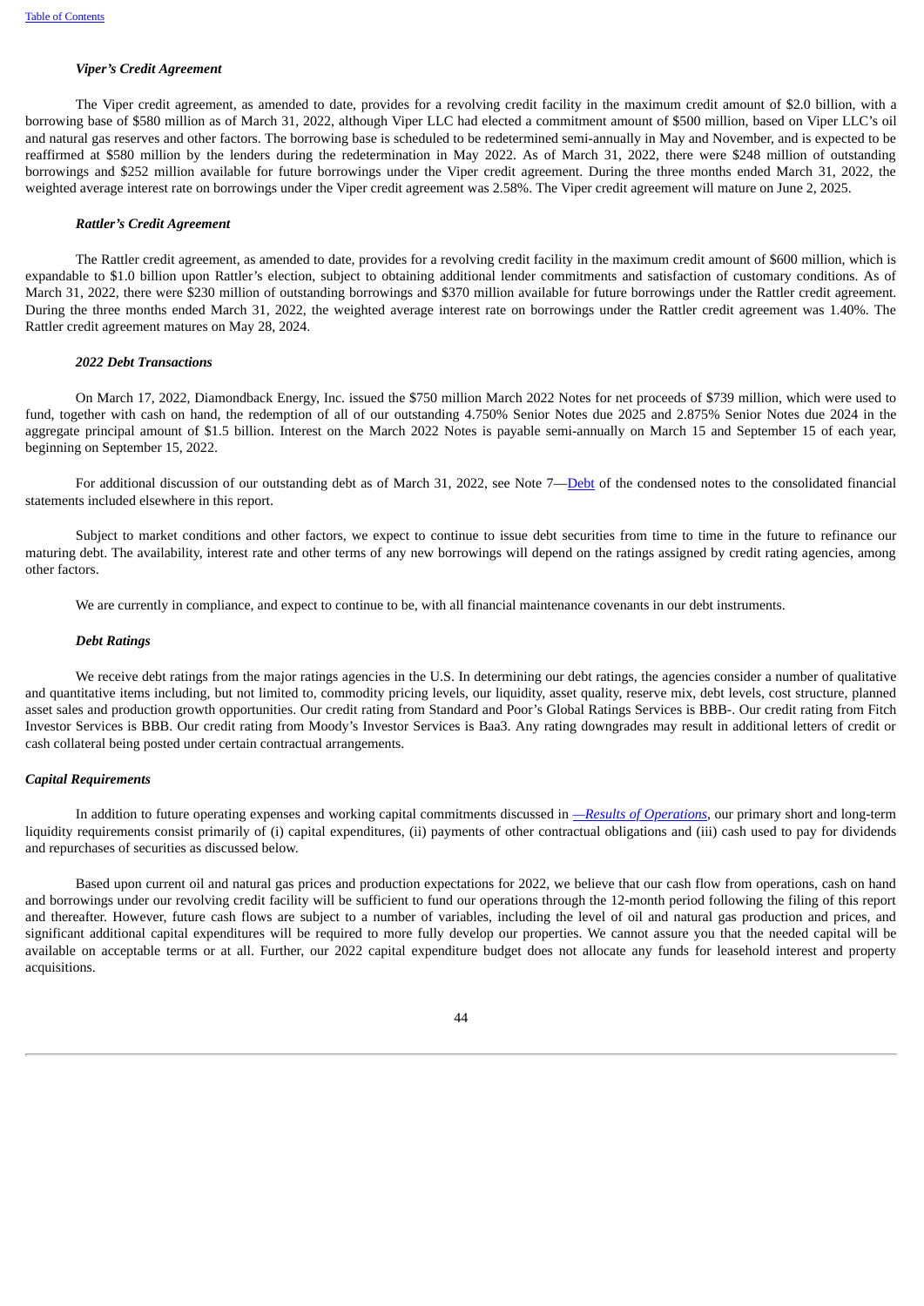#### *Viper's Credit Agreement*

The Viper credit agreement, as amended to date, provides for a revolving credit facility in the maximum credit amount of $2.0 billion, with a borrowing base of $580 million as of March 31, 2022, although Viper LLC had elected a commitment amount of $500 million, based on Viper LLC's oil and natural gas reserves and other factors. The borrowing base is scheduled to be redetermined semi-annually in May and November, and is expected to be reaffirmed at $580 million by the lenders during the redetermination in May 2022. As of March 31, 2022, there were $248 million of outstanding borrowings and $252 million available for future borrowings under the Viper credit agreement. During the three months ended March 31, 2022, the weighted average interest rate on borrowings under the Viper credit agreement was 2.58%. The Viper credit agreement will mature on June 2, 2025.

#### *Rattler's Credit Agreement*

The Rattler credit agreement, as amended to date, provides for a revolving credit facility in the maximum credit amount of $600 million, which is expandable to $1.0 billion upon Rattler's election, subject to obtaining additional lender commitments and satisfaction of customary conditions. As of March 31, 2022, there were $230 million of outstanding borrowings and $370 million available for future borrowings under the Rattler credit agreement. During the three months ended March 31, 2022, the weighted average interest rate on borrowings under the Rattler credit agreement was 1.40%. The Rattler credit agreement matures on May 28, 2024.

#### *2022 Debt Transactions*

On March 17, 2022, Diamondback Energy, Inc. issued the $750 million March 2022 Notes for net proceeds of $739 million, which were used to fund, together with cash on hand, the redemption of all of our outstanding 4.750% Senior Notes due 2025 and 2.875% Senior Notes due 2024 in the aggregate principal amount of $1.5 billion. Interest on the March 2022 Notes is payable semi-annually on March 15 and September 15 of each year, beginning on September 15, 2022.

For additional discussion of our outstanding debt as of March 31, 2022, see Note 7—Debt of the condensed notes to the consolidated financial statements included elsewhere in this report.

Subject to market conditions and other factors, we expect to continue to issue debt securities from time to time in the future to refinance our maturing debt. The availability, interest rate and other terms of any new borrowings will depend on the ratings assigned by credit rating agencies, among other factors.

We are currently in compliance, and expect to continue to be, with all financial maintenance covenants in our debt instruments.

#### *Debt Ratings*

We receive debt ratings from the major ratings agencies in the U.S. In determining our debt ratings, the agencies consider a number of qualitative and quantitative items including, but not limited to, commodity pricing levels, our liquidity, asset quality, reserve mix, debt levels, cost structure, planned asset sales and production growth opportunities. Our credit rating from Standard and Poor's Global Ratings Services is BBB-. Our credit rating from Fitch Investor Services is BBB. Our credit rating from Moody's Investor Services is Baa3. Any rating downgrades may result in additional letters of credit or cash collateral being posted under certain contractual arrangements.

### *Capital Requirements*

In addition to future operating expenses and working capital commitments discussed in *—Results of Operations*, our primary short and long-term liquidity requirements consist primarily of (i) capital expenditures, (ii) payments of other contractual obligations and (iii) cash used to pay for dividends and repurchases of securities as discussed below.

Based upon current oil and natural gas prices and production expectations for 2022, we believe that our cash flow from operations, cash on hand and borrowings under our revolving credit facility will be sufficient to fund our operations through the 12-month period following the filing of this report and thereafter. However, future cash flows are subject to a number of variables, including the level of oil and natural gas production and prices, and significant additional capital expenditures will be required to more fully develop our properties. We cannot assure you that the needed capital will be available on acceptable terms or at all. Further, our 2022 capital expenditure budget does not allocate any funds for leasehold interest and property acquisitions.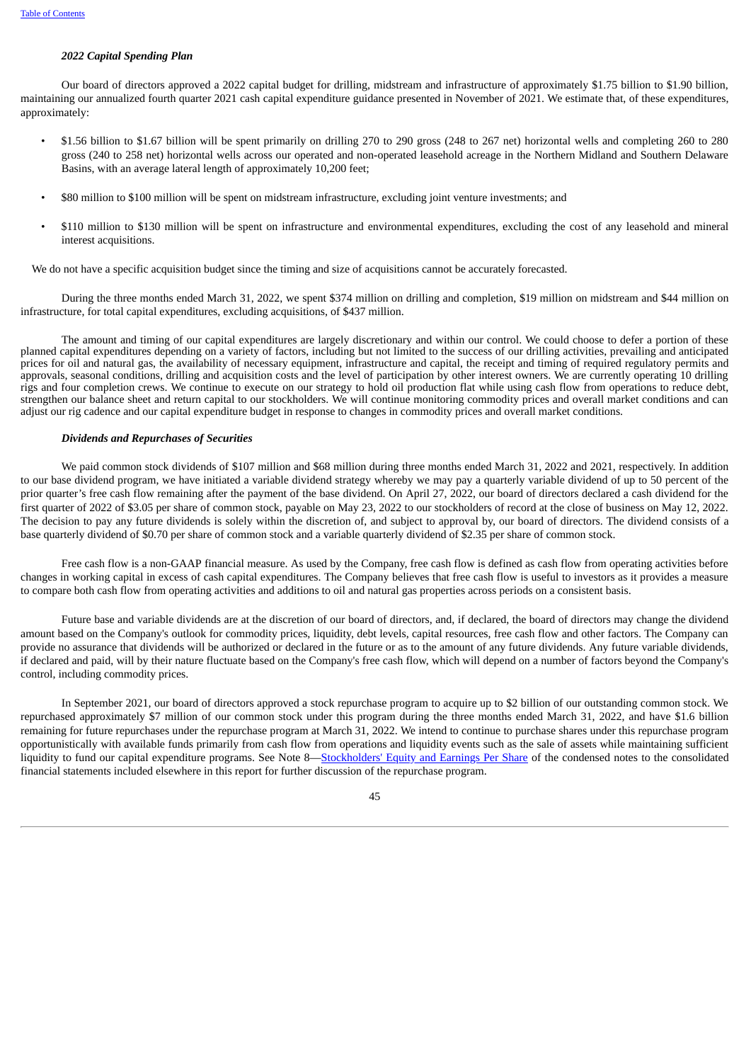### *2022 Capital Spending Plan*

Our board of directors approved a 2022 capital budget for drilling, midstream and infrastructure of approximately $1.75 billion to $1.90 billion, maintaining our annualized fourth quarter 2021 cash capital expenditure guidance presented in November of 2021. We estimate that, of these expenditures, approximately:

- $1.56 billion to $1.67 billion will be spent primarily on drilling 270 to 290 gross (248 to 267 net) horizontal wells and completing 260 to 280 gross (240 to 258 net) horizontal wells across our operated and non-operated leasehold acreage in the Northern Midland and Southern Delaware Basins, with an average lateral length of approximately 10,200 feet;
- $80 million to $100 million will be spent on midstream infrastructure, excluding joint venture investments; and
- $110 million to $130 million will be spent on infrastructure and environmental expenditures, excluding the cost of any leasehold and mineral interest acquisitions.

We do not have a specific acquisition budget since the timing and size of acquisitions cannot be accurately forecasted.

During the three months ended March 31, 2022, we spent $374 million on drilling and completion, $19 million on midstream and $44 million on infrastructure, for total capital expenditures, excluding acquisitions, of $437 million.

The amount and timing of our capital expenditures are largely discretionary and within our control. We could choose to defer a portion of these planned capital expenditures depending on a variety of factors, including but not limited to the success of our drilling activities, prevailing and anticipated prices for oil and natural gas, the availability of necessary equipment, infrastructure and capital, the receipt and timing of required regulatory permits and approvals, seasonal conditions, drilling and acquisition costs and the level of participation by other interest owners. We are currently operating 10 drilling rigs and four completion crews. We continue to execute on our strategy to hold oil production flat while using cash flow from operations to reduce debt, strengthen our balance sheet and return capital to our stockholders. We will continue monitoring commodity prices and overall market conditions and can adjust our rig cadence and our capital expenditure budget in response to changes in commodity prices and overall market conditions.

### *Dividends and Repurchases of Securities*

We paid common stock dividends of $107 million and $68 million during three months ended March 31, 2022 and 2021, respectively. In addition to our base dividend program, we have initiated a variable dividend strategy whereby we may pay a quarterly variable dividend of up to 50 percent of the prior quarter's free cash flow remaining after the payment of the base dividend. On April 27, 2022, our board of directors declared a cash dividend for the first quarter of 2022 of $3.05 per share of common stock, payable on May 23, 2022 to our stockholders of record at the close of business on May 12, 2022. The decision to pay any future dividends is solely within the discretion of, and subject to approval by, our board of directors. The dividend consists of a base quarterly dividend of $0.70 per share of common stock and a variable quarterly dividend of $2.35 per share of common stock.

Free cash flow is a non-GAAP financial measure. As used by the Company, free cash flow is defined as cash flow from operating activities before changes in working capital in excess of cash capital expenditures. The Company believes that free cash flow is useful to investors as it provides a measure to compare both cash flow from operating activities and additions to oil and natural gas properties across periods on a consistent basis.

Future base and variable dividends are at the discretion of our board of directors, and, if declared, the board of directors may change the dividend amount based on the Company's outlook for commodity prices, liquidity, debt levels, capital resources, free cash flow and other factors. The Company can provide no assurance that dividends will be authorized or declared in the future or as to the amount of any future dividends. Any future variable dividends, if declared and paid, will by their nature fluctuate based on the Company's free cash flow, which will depend on a number of factors beyond the Company's control, including commodity prices.

In September 2021, our board of directors approved a stock repurchase program to acquire up to $2 billion of our outstanding common stock. We repurchased approximately $7 million of our common stock under this program during the three months ended March 31, 2022, and have $1.6 billion remaining for future repurchases under the repurchase program at March 31, 2022. We intend to continue to purchase shares under this repurchase program opportunistically with available funds primarily from cash flow from operations and liquidity events such as the sale of assets while maintaining sufficient liquidity to fund our capital expenditure programs. See Note 8—Stockholders' Equity and Earnings Per Share of the condensed notes to the consolidated financial statements included elsewhere in this report for further discussion of the repurchase program.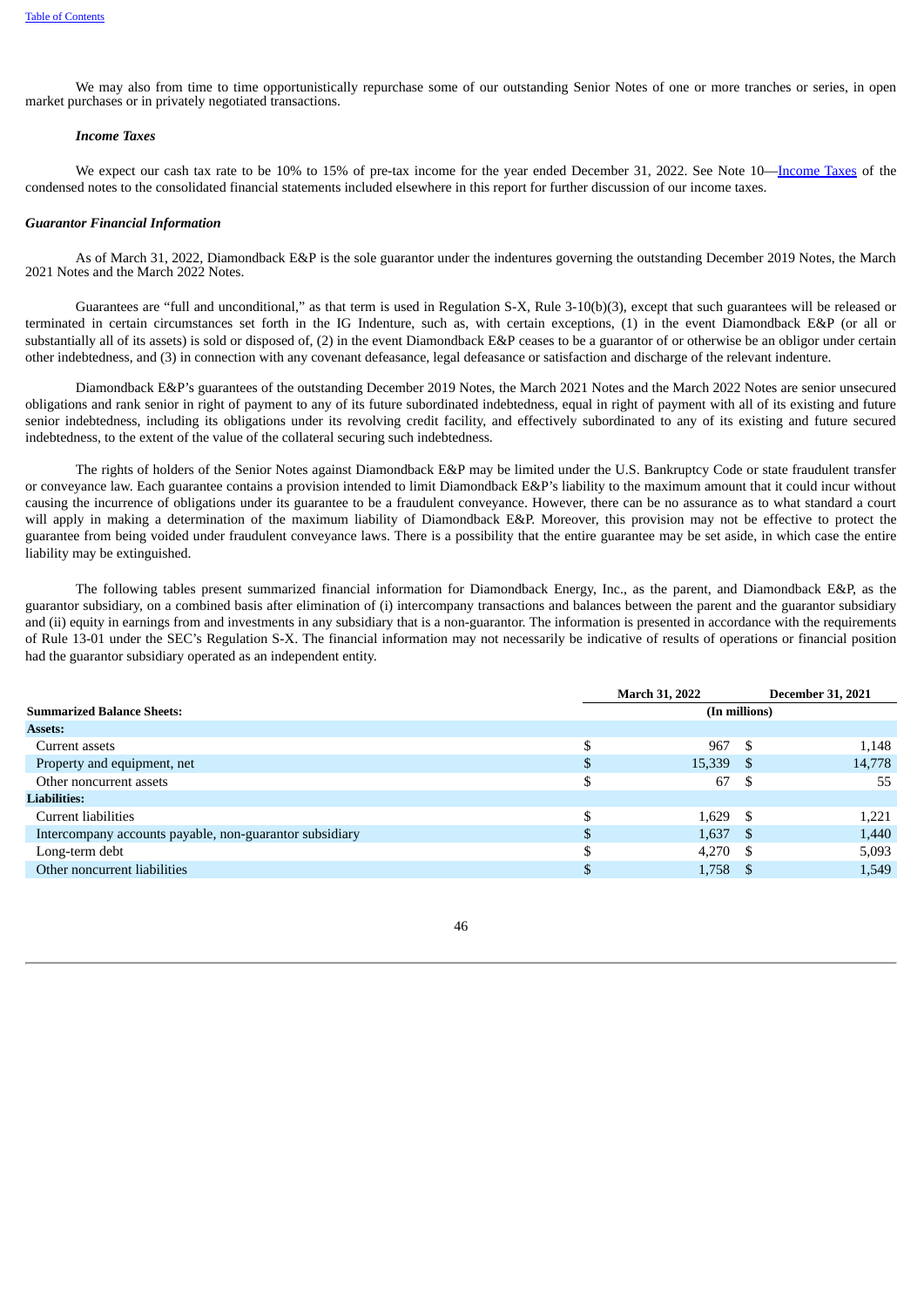We may also from time to time opportunistically repurchase some of our outstanding Senior Notes of one or more tranches or series, in open market purchases or in privately negotiated transactions.

***Income Taxes***

We expect our cash tax rate to be 10% to 15% of pre-tax income for the year ended December 31, 2022. See Note 10—Income Taxes of the condensed notes to the consolidated financial statements included elsewhere in this report for further discussion of our income taxes.

***Guarantor Financial Information***

As of March 31, 2022, Diamondback E&P is the sole guarantor under the indentures governing the outstanding December 2019 Notes, the March 2021 Notes and the March 2022 Notes.

Guarantees are "full and unconditional," as that term is used in Regulation S-X, Rule 3-10(b)(3), except that such guarantees will be released or terminated in certain circumstances set forth in the IG Indenture, such as, with certain exceptions, (1) in the event Diamondback E&P (or all or substantially all of its assets) is sold or disposed of, (2) in the event Diamondback E&P ceases to be a guarantor of or otherwise be an obligor under certain other indebtedness, and (3) in connection with any covenant defeasance, legal defeasance or satisfaction and discharge of the relevant indenture.

Diamondback E&P's guarantees of the outstanding December 2019 Notes, the March 2021 Notes and the March 2022 Notes are senior unsecured obligations and rank senior in right of payment to any of its future subordinated indebtedness, equal in right of payment with all of its existing and future senior indebtedness, including its obligations under its revolving credit facility, and effectively subordinated to any of its existing and future secured indebtedness, to the extent of the value of the collateral securing such indebtedness.

The rights of holders of the Senior Notes against Diamondback E&P may be limited under the U.S. Bankruptcy Code or state fraudulent transfer or conveyance law. Each guarantee contains a provision intended to limit Diamondback E&P's liability to the maximum amount that it could incur without causing the incurrence of obligations under its guarantee to be a fraudulent conveyance. However, there can be no assurance as to what standard a court will apply in making a determination of the maximum liability of Diamondback E&P. Moreover, this provision may not be effective to protect the guarantee from being voided under fraudulent conveyance laws. There is a possibility that the entire guarantee may be set aside, in which case the entire liability may be extinguished.

The following tables present summarized financial information for Diamondback Energy, Inc., as the parent, and Diamondback E&P, as the guarantor subsidiary, on a combined basis after elimination of (i) intercompany transactions and balances between the parent and the guarantor subsidiary and (ii) equity in earnings from and investments in any subsidiary that is a non-guarantor. The information is presented in accordance with the requirements of Rule 13-01 under the SEC's Regulation S-X. The financial information may not necessarily be indicative of results of operations or financial position had the guarantor subsidiary operated as an independent entity.

| | March 31, 2022 | December 31, 2021 |
|---|---|---|
| **Summarized Balance Sheets:** | (In millions) | |
| **Assets:** | | |
| Current assets | $ 967 | $ 1,148 |
| Property and equipment, net | $ 15,339 | $ 14,778 |
| Other noncurrent assets | $ 67 | $ 55 |
| **Liabilities:** | | |
| Current liabilities | $ 1,629 | $ 1,221 |
| Intercompany accounts payable, non-guarantor subsidiary | $ 1,637 | $ 1,440 |
| Long-term debt | $ 4,270 | $ 5,093 |
| Other noncurrent liabilities | $ 1,758 | $ 1,549 |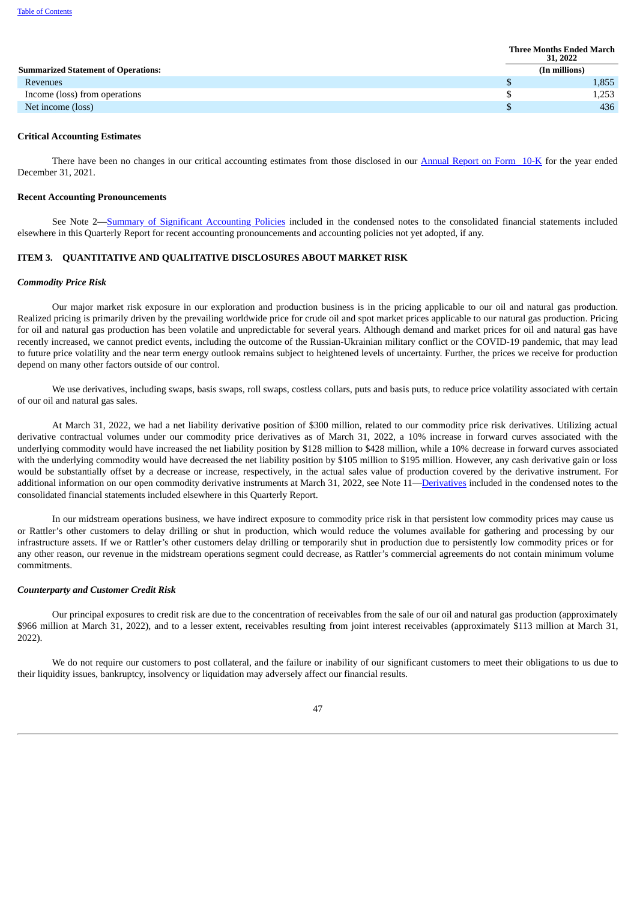| Summarized Statement of Operations: | | Three Months Ended March 31, 2022 |
|---|---|---|
| | | (In millions) |
| Revenues | $ | 1,855 |
| Income (loss) from operations | $ | 1,253 |
| Net income (loss) | $ | 436 |

**Critical Accounting Estimates**

There have been no changes in our critical accounting estimates from those disclosed in our Annual Report on Form 10-K for the year ended December 31, 2021.

**Recent Accounting Pronouncements**

See Note 2—Summary of Significant Accounting Policies included in the condensed notes to the consolidated financial statements included elsewhere in this Quarterly Report for recent accounting pronouncements and accounting policies not yet adopted, if any.

## ITEM 3. QUANTITATIVE AND QUALITATIVE DISCLOSURES ABOUT MARKET RISK

***Commodity Price Risk***

Our major market risk exposure in our exploration and production business is in the pricing applicable to our oil and natural gas production. Realized pricing is primarily driven by the prevailing worldwide price for crude oil and spot market prices applicable to our natural gas production. Pricing for oil and natural gas production has been volatile and unpredictable for several years. Although demand and market prices for oil and natural gas have recently increased, we cannot predict events, including the outcome of the Russian-Ukrainian military conflict or the COVID-19 pandemic, that may lead to future price volatility and the near term energy outlook remains subject to heightened levels of uncertainty. Further, the prices we receive for production depend on many other factors outside of our control.

We use derivatives, including swaps, basis swaps, roll swaps, costless collars, puts and basis puts, to reduce price volatility associated with certain of our oil and natural gas sales.

At March 31, 2022, we had a net liability derivative position of $300 million, related to our commodity price risk derivatives. Utilizing actual derivative contractual volumes under our commodity price derivatives as of March 31, 2022, a 10% increase in forward curves associated with the underlying commodity would have increased the net liability position by $128 million to $428 million, while a 10% decrease in forward curves associated with the underlying commodity would have decreased the net liability position by $105 million to $195 million. However, any cash derivative gain or loss would be substantially offset by a decrease or increase, respectively, in the actual sales value of production covered by the derivative instrument. For additional information on our open commodity derivative instruments at March 31, 2022, see Note 11—Derivatives included in the condensed notes to the consolidated financial statements included elsewhere in this Quarterly Report.

In our midstream operations business, we have indirect exposure to commodity price risk in that persistent low commodity prices may cause us or Rattler's other customers to delay drilling or shut in production, which would reduce the volumes available for gathering and processing by our infrastructure assets. If we or Rattler's other customers delay drilling or temporarily shut in production due to persistently low commodity prices or for any other reason, our revenue in the midstream operations segment could decrease, as Rattler's commercial agreements do not contain minimum volume commitments.

***Counterparty and Customer Credit Risk***

Our principal exposures to credit risk are due to the concentration of receivables from the sale of our oil and natural gas production (approximately $966 million at March 31, 2022), and to a lesser extent, receivables resulting from joint interest receivables (approximately $113 million at March 31, 2022).

We do not require our customers to post collateral, and the failure or inability of our significant customers to meet their obligations to us due to their liquidity issues, bankruptcy, insolvency or liquidation may adversely affect our financial results.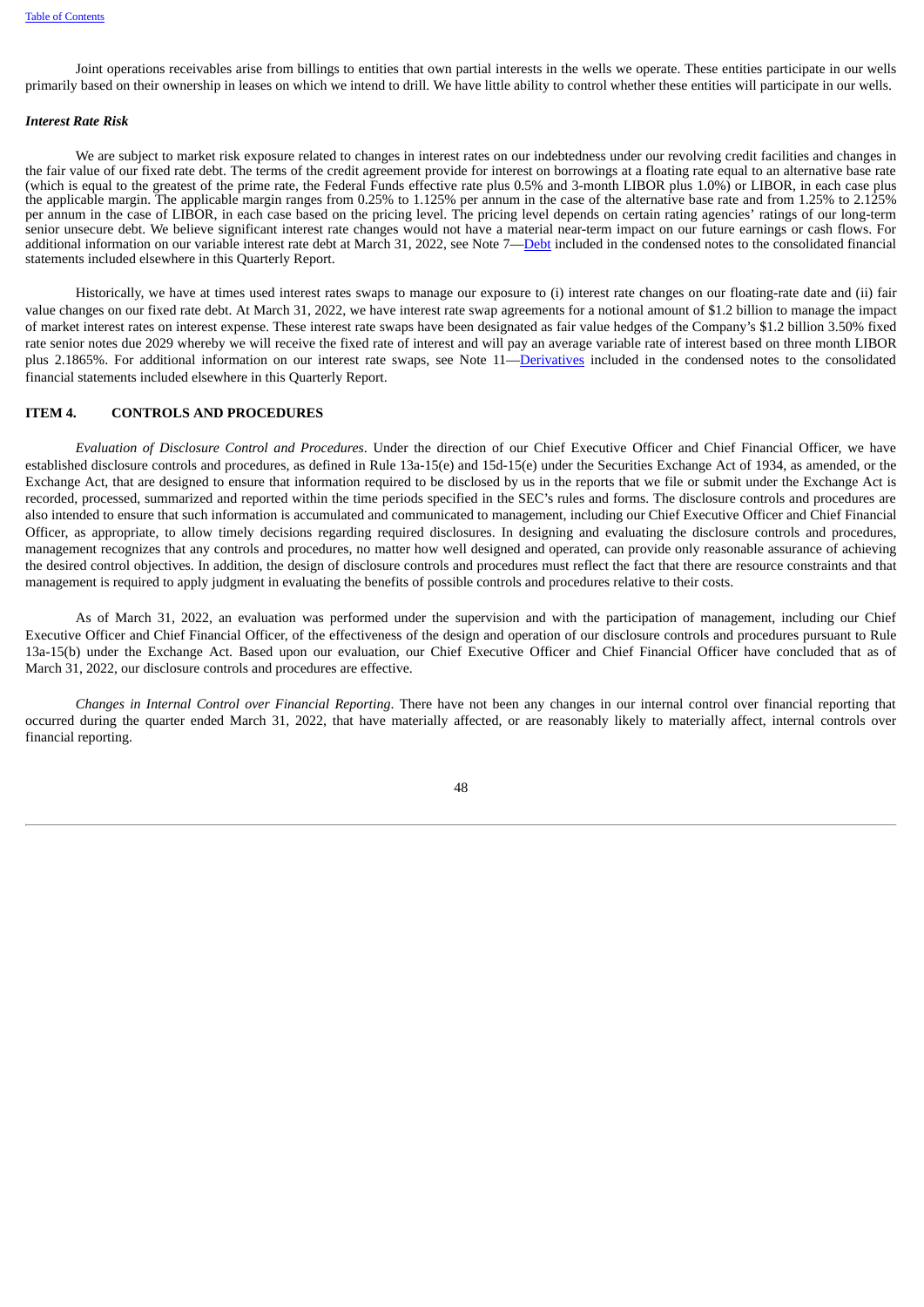Joint operations receivables arise from billings to entities that own partial interests in the wells we operate. These entities participate in our wells primarily based on their ownership in leases on which we intend to drill. We have little ability to control whether these entities will participate in our wells.

***Interest Rate Risk***

We are subject to market risk exposure related to changes in interest rates on our indebtedness under our revolving credit facilities and changes in the fair value of our fixed rate debt. The terms of the credit agreement provide for interest on borrowings at a floating rate equal to an alternative base rate (which is equal to the greatest of the prime rate, the Federal Funds effective rate plus 0.5% and 3-month LIBOR plus 1.0%) or LIBOR, in each case plus the applicable margin. The applicable margin ranges from 0.25% to 1.125% per annum in the case of the alternative base rate and from 1.25% to 2.125% per annum in the case of LIBOR, in each case based on the pricing level. The pricing level depends on certain rating agencies' ratings of our long-term senior unsecure debt. We believe significant interest rate changes would not have a material near-term impact on our future earnings or cash flows. For additional information on our variable interest rate debt at March 31, 2022, see Note 7—Debt included in the condensed notes to the consolidated financial statements included elsewhere in this Quarterly Report.

Historically, we have at times used interest rates swaps to manage our exposure to (i) interest rate changes on our floating-rate date and (ii) fair value changes on our fixed rate debt. At March 31, 2022, we have interest rate swap agreements for a notional amount of $1.2 billion to manage the impact of market interest rates on interest expense. These interest rate swaps have been designated as fair value hedges of the Company's $1.2 billion 3.50% fixed rate senior notes due 2029 whereby we will receive the fixed rate of interest and will pay an average variable rate of interest based on three month LIBOR plus 2.1865%. For additional information on our interest rate swaps, see Note 11—Derivatives included in the condensed notes to the consolidated financial statements included elsewhere in this Quarterly Report.

## ITEM 4. CONTROLS AND PROCEDURES

*Evaluation of Disclosure Control and Procedures*. Under the direction of our Chief Executive Officer and Chief Financial Officer, we have established disclosure controls and procedures, as defined in Rule 13a-15(e) and 15d-15(e) under the Securities Exchange Act of 1934, as amended, or the Exchange Act, that are designed to ensure that information required to be disclosed by us in the reports that we file or submit under the Exchange Act is recorded, processed, summarized and reported within the time periods specified in the SEC's rules and forms. The disclosure controls and procedures are also intended to ensure that such information is accumulated and communicated to management, including our Chief Executive Officer and Chief Financial Officer, as appropriate, to allow timely decisions regarding required disclosures. In designing and evaluating the disclosure controls and procedures, management recognizes that any controls and procedures, no matter how well designed and operated, can provide only reasonable assurance of achieving the desired control objectives. In addition, the design of disclosure controls and procedures must reflect the fact that there are resource constraints and that management is required to apply judgment in evaluating the benefits of possible controls and procedures relative to their costs.

As of March 31, 2022, an evaluation was performed under the supervision and with the participation of management, including our Chief Executive Officer and Chief Financial Officer, of the effectiveness of the design and operation of our disclosure controls and procedures pursuant to Rule 13a-15(b) under the Exchange Act. Based upon our evaluation, our Chief Executive Officer and Chief Financial Officer have concluded that as of March 31, 2022, our disclosure controls and procedures are effective.

*Changes in Internal Control over Financial Reporting*. There have not been any changes in our internal control over financial reporting that occurred during the quarter ended March 31, 2022, that have materially affected, or are reasonably likely to materially affect, internal controls over financial reporting.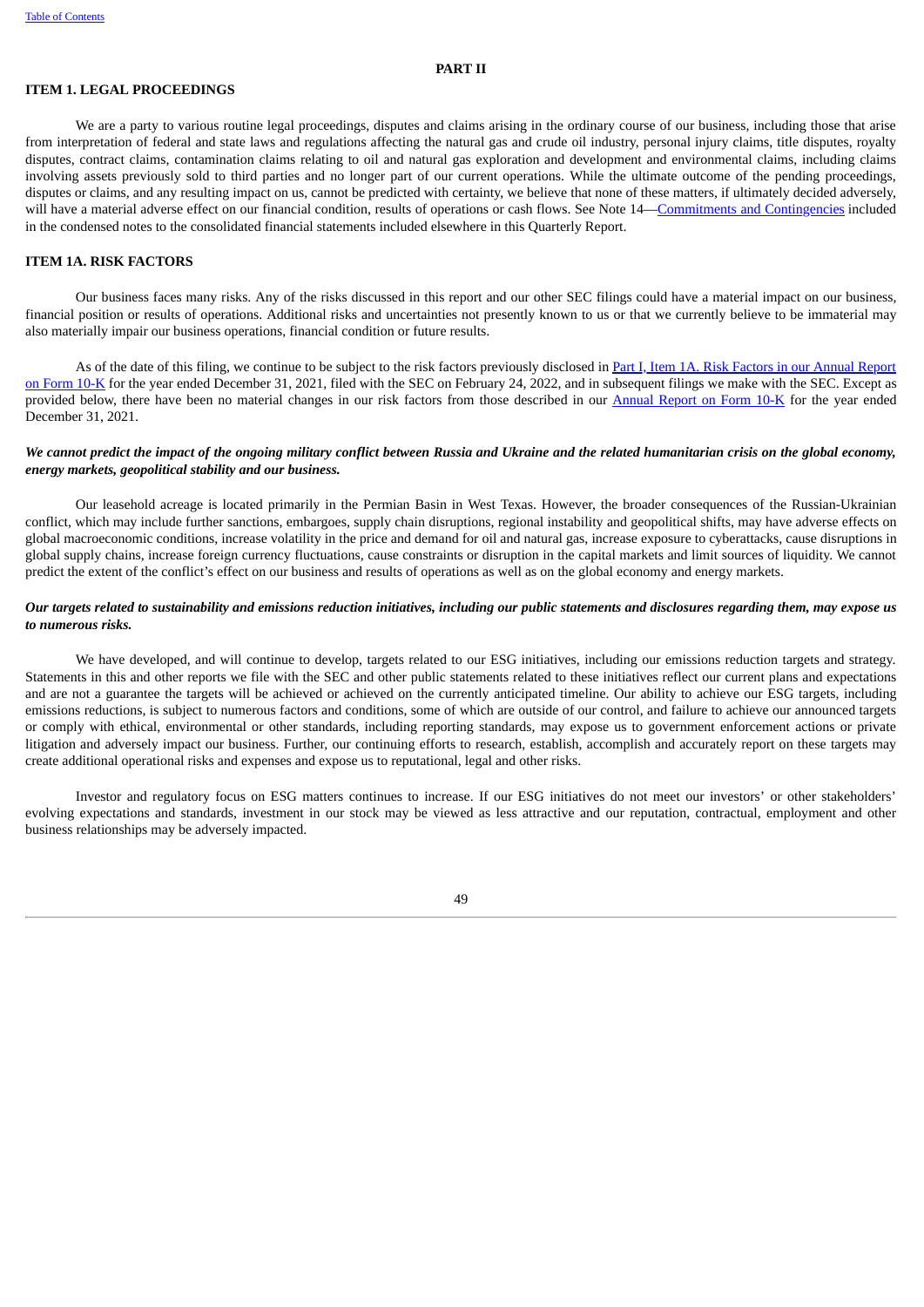# PART II

## ITEM 1. LEGAL PROCEEDINGS

We are a party to various routine legal proceedings, disputes and claims arising in the ordinary course of our business, including those that arise from interpretation of federal and state laws and regulations affecting the natural gas and crude oil industry, personal injury claims, title disputes, royalty disputes, contract claims, contamination claims relating to oil and natural gas exploration and development and environmental claims, including claims involving assets previously sold to third parties and no longer part of our current operations. While the ultimate outcome of the pending proceedings, disputes or claims, and any resulting impact on us, cannot be predicted with certainty, we believe that none of these matters, if ultimately decided adversely, will have a material adverse effect on our financial condition, results of operations or cash flows. See Note 14—Commitments and Contingencies included in the condensed notes to the consolidated financial statements included elsewhere in this Quarterly Report.

## ITEM 1A. RISK FACTORS

Our business faces many risks. Any of the risks discussed in this report and our other SEC filings could have a material impact on our business, financial position or results of operations. Additional risks and uncertainties not presently known to us or that we currently believe to be immaterial may also materially impair our business operations, financial condition or future results.

As of the date of this filing, we continue to be subject to the risk factors previously disclosed in Part I, Item 1A. Risk Factors in our Annual Report on Form 10-K for the year ended December 31, 2021, filed with the SEC on February 24, 2022, and in subsequent filings we make with the SEC. Except as provided below, there have been no material changes in our risk factors from those described in our Annual Report on Form 10-K for the year ended December 31, 2021.

***We cannot predict the impact of the ongoing military conflict between Russia and Ukraine and the related humanitarian crisis on the global economy, energy markets, geopolitical stability and our business.***

Our leasehold acreage is located primarily in the Permian Basin in West Texas. However, the broader consequences of the Russian-Ukrainian conflict, which may include further sanctions, embargoes, supply chain disruptions, regional instability and geopolitical shifts, may have adverse effects on global macroeconomic conditions, increase volatility in the price and demand for oil and natural gas, increase exposure to cyberattacks, cause disruptions in global supply chains, increase foreign currency fluctuations, cause constraints or disruption in the capital markets and limit sources of liquidity. We cannot predict the extent of the conflict's effect on our business and results of operations as well as on the global economy and energy markets.

***Our targets related to sustainability and emissions reduction initiatives, including our public statements and disclosures regarding them, may expose us to numerous risks.***

We have developed, and will continue to develop, targets related to our ESG initiatives, including our emissions reduction targets and strategy. Statements in this and other reports we file with the SEC and other public statements related to these initiatives reflect our current plans and expectations and are not a guarantee the targets will be achieved or achieved on the currently anticipated timeline. Our ability to achieve our ESG targets, including emissions reductions, is subject to numerous factors and conditions, some of which are outside of our control, and failure to achieve our announced targets or comply with ethical, environmental or other standards, including reporting standards, may expose us to government enforcement actions or private litigation and adversely impact our business. Further, our continuing efforts to research, establish, accomplish and accurately report on these targets may create additional operational risks and expenses and expose us to reputational, legal and other risks.

Investor and regulatory focus on ESG matters continues to increase. If our ESG initiatives do not meet our investors' or other stakeholders' evolving expectations and standards, investment in our stock may be viewed as less attractive and our reputation, contractual, employment and other business relationships may be adversely impacted.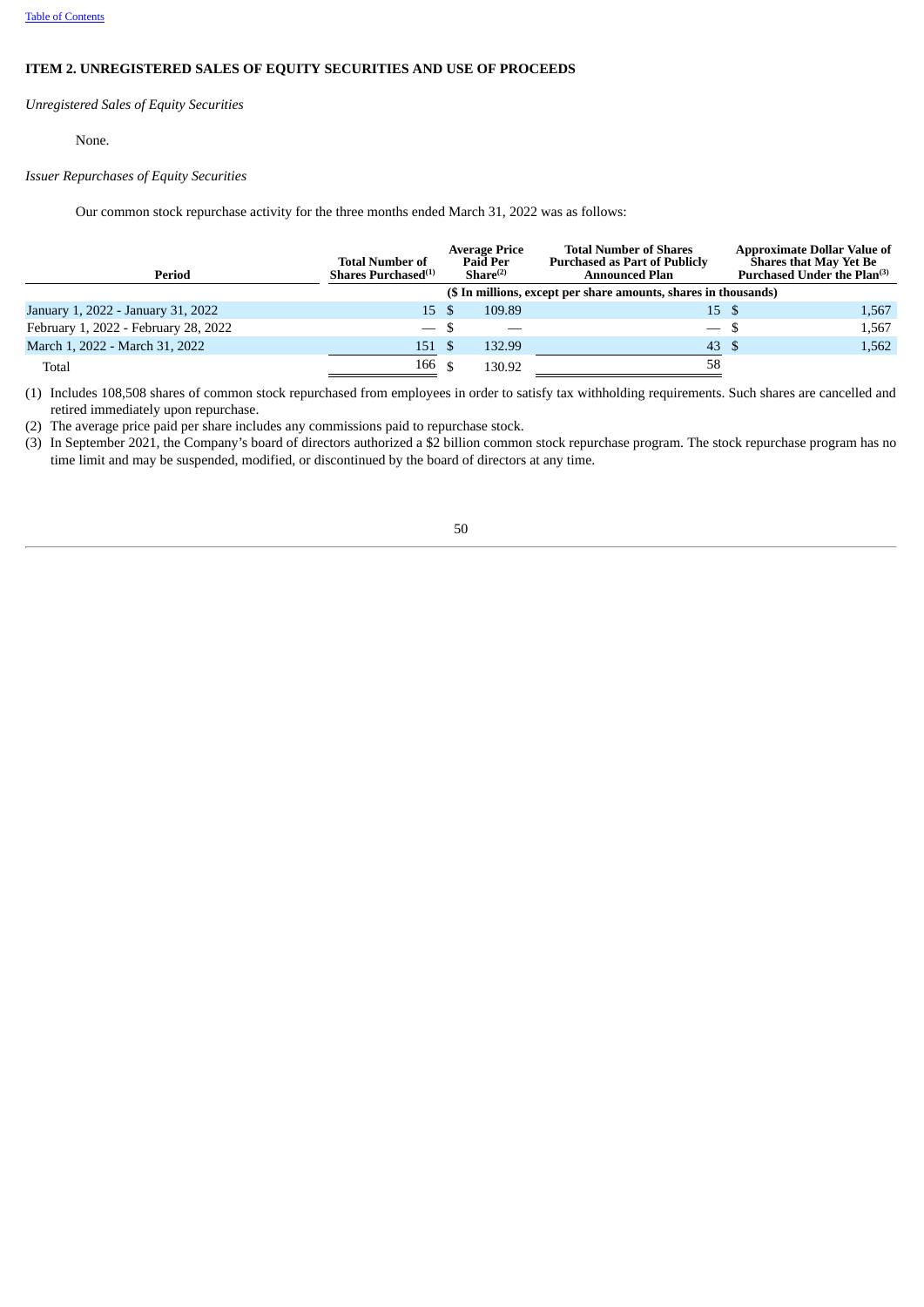## ITEM 2. UNREGISTERED SALES OF EQUITY SECURITIES AND USE OF PROCEEDS

*Unregistered Sales of Equity Securities*

None.

*Issuer Repurchases of Equity Securities*

Our common stock repurchase activity for the three months ended March 31, 2022 was as follows:

| Period | Total Number of Shares Purchased[(1)] | Average Price Paid Per Share[(2)] | Total Number of Shares Purchased as Part of Publicly Announced Plan | Approximate Dollar Value of Shares that May Yet Be Purchased Under the Plan[(3)] |
|---|---|---|---|---|
| | ($ In millions, except per share amounts, shares in thousands) | | | |
| January 1, 2022 - January 31, 2022 | 15 | $ 109.89 | 15 | $ 1,567 |
| February 1, 2022 - February 28, 2022 | — | $ — | — | $ 1,567 |
| March 1, 2022 - March 31, 2022 | 151 | $ 132.99 | 43 | $ 1,562 |
| Total | 166 | $ 130.92 | 58 | |

(1) Includes 108,508 shares of common stock repurchased from employees in order to satisfy tax withholding requirements. Such shares are cancelled and retired immediately upon repurchase.

(2) The average price paid per share includes any commissions paid to repurchase stock.

(3) In September 2021, the Company's board of directors authorized a $2 billion common stock repurchase program. The stock repurchase program has no time limit and may be suspended, modified, or discontinued by the board of directors at any time.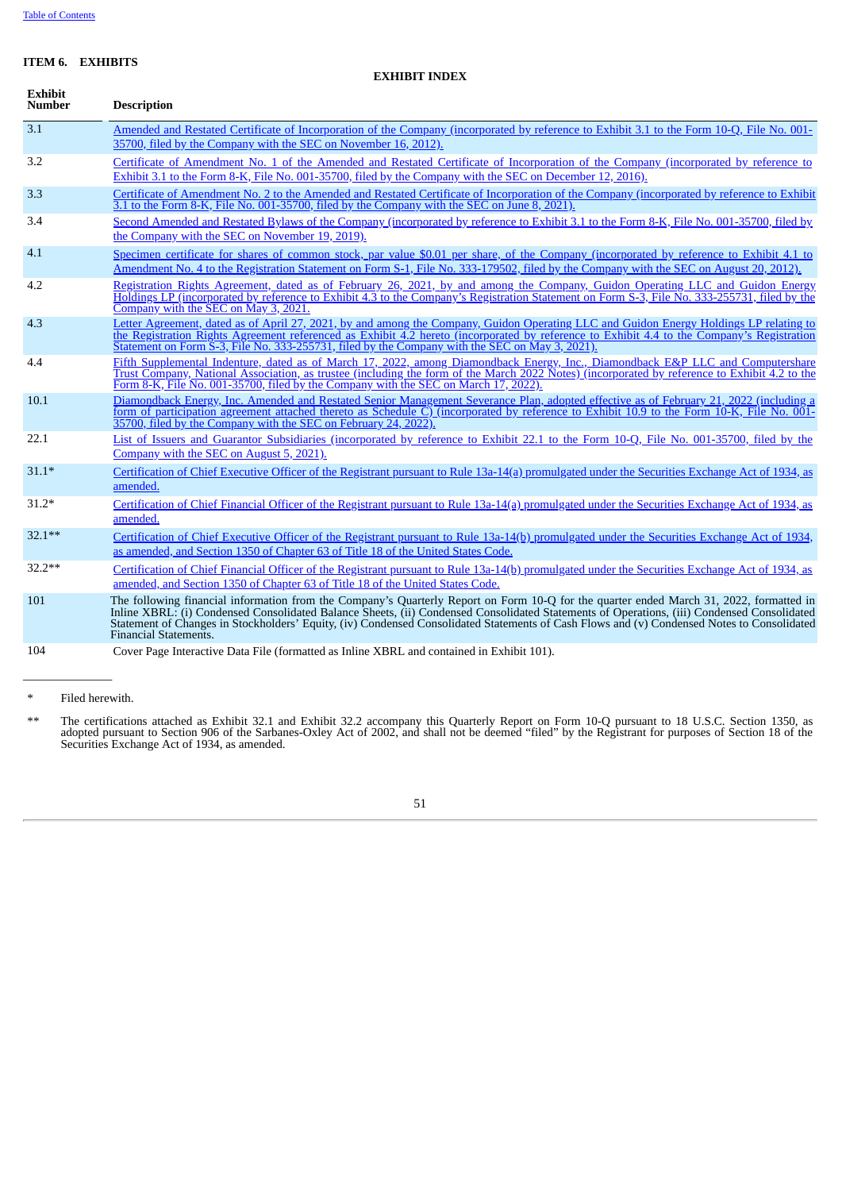## ITEM 6. EXHIBITS

**EXHIBIT INDEX**

| Exhibit Number | Description |
|---|---|
| 3.1 | Amended and Restated Certificate of Incorporation of the Company (incorporated by reference to Exhibit 3.1 to the Form 10-Q, File No. 001-35700, filed by the Company with the SEC on November 16, 2012). |
| 3.2 | Certificate of Amendment No. 1 of the Amended and Restated Certificate of Incorporation of the Company (incorporated by reference to Exhibit 3.1 to the Form 8-K, File No. 001-35700, filed by the Company with the SEC on December 12, 2016). |
| 3.3 | Certificate of Amendment No. 2 to the Amended and Restated Certificate of Incorporation of the Company (incorporated by reference to Exhibit 3.1 to the Form 8-K, File No. 001-35700, filed by the Company with the SEC on June 8, 2021). |
| 3.4 | Second Amended and Restated Bylaws of the Company (incorporated by reference to Exhibit 3.1 to the Form 8-K, File No. 001-35700, filed by the Company with the SEC on November 19, 2019). |
| 4.1 | Specimen certificate for shares of common stock, par value $0.01 per share, of the Company (incorporated by reference to Exhibit 4.1 to Amendment No. 4 to the Registration Statement on Form S-1, File No. 333-179502, filed by the Company with the SEC on August 20, 2012). |
| 4.2 | Registration Rights Agreement, dated as of February 26, 2021, by and among the Company, Guidon Operating LLC and Guidon Energy Holdings LP (incorporated by reference to Exhibit 4.3 to the Company's Registration Statement on Form S-3, File No. 333-255731, filed by the Company with the SEC on May 3, 2021. |
| 4.3 | Letter Agreement, dated as of April 27, 2021, by and among the Company, Guidon Operating LLC and Guidon Energy Holdings LP relating to the Registration Rights Agreement referenced as Exhibit 4.2 hereto (incorporated by reference to Exhibit 4.4 to the Company's Registration Statement on Form S-3, File No. 333-255731, filed by the Company with the SEC on May 3, 2021). |
| 4.4 | Fifth Supplemental Indenture, dated as of March 17, 2022, among Diamondback Energy, Inc., Diamondback E&P LLC and Computershare Trust Company, National Association, as trustee (including the form of the March 2022 Notes) (incorporated by reference to Exhibit 4.2 to the Form 8-K, File No. 001-35700, filed by the Company with the SEC on March 17, 2022). |
| 10.1 | Diamondback Energy, Inc. Amended and Restated Senior Management Severance Plan, adopted effective as of February 21, 2022 (including a form of participation agreement attached thereto as Schedule C) (incorporated by reference to Exhibit 10.9 to the Form 10-K, File No. 001-35700, filed by the Company with the SEC on February 24, 2022). |
| 22.1 | List of Issuers and Guarantor Subsidiaries (incorporated by reference to Exhibit 22.1 to the Form 10-Q, File No. 001-35700, filed by the Company with the SEC on August 5, 2021). |
| 31.1* | Certification of Chief Executive Officer of the Registrant pursuant to Rule 13a-14(a) promulgated under the Securities Exchange Act of 1934, as amended. |
| 31.2* | Certification of Chief Financial Officer of the Registrant pursuant to Rule 13a-14(a) promulgated under the Securities Exchange Act of 1934, as amended. |
| 32.1** | Certification of Chief Executive Officer of the Registrant pursuant to Rule 13a-14(b) promulgated under the Securities Exchange Act of 1934, as amended, and Section 1350 of Chapter 63 of Title 18 of the United States Code. |
| 32.2** | Certification of Chief Financial Officer of the Registrant pursuant to Rule 13a-14(b) promulgated under the Securities Exchange Act of 1934, as amended, and Section 1350 of Chapter 63 of Title 18 of the United States Code. |
| 101 | The following financial information from the Company's Quarterly Report on Form 10-Q for the quarter ended March 31, 2022, formatted in Inline XBRL: (i) Condensed Consolidated Balance Sheets, (ii) Condensed Consolidated Statements of Operations, (iii) Condensed Consolidated Statement of Changes in Stockholders' Equity, (iv) Condensed Consolidated Statements of Cash Flows and (v) Condensed Notes to Consolidated Financial Statements. |
| 104 | Cover Page Interactive Data File (formatted as Inline XBRL and contained in Exhibit 101). |

---

\* Filed herewith.

\*\* The certifications attached as Exhibit 32.1 and Exhibit 32.2 accompany this Quarterly Report on Form 10-Q pursuant to 18 U.S.C. Section 1350, as adopted pursuant to Section 906 of the Sarbanes-Oxley Act of 2002, and shall not be deemed "filed" by the Registrant for purposes of Section 18 of the Securities Exchange Act of 1934, as amended.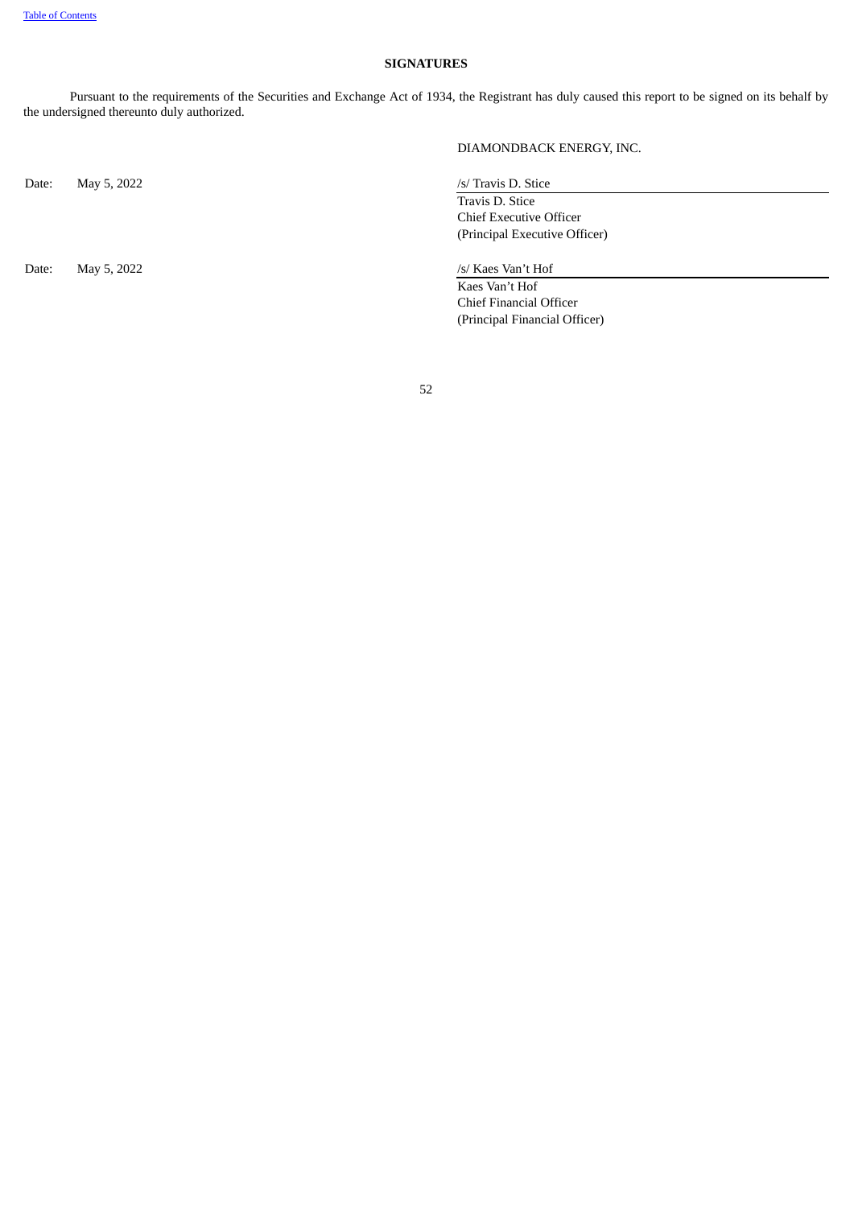## SIGNATURES

Pursuant to the requirements of the Securities and Exchange Act of 1934, the Registrant has duly caused this report to be signed on its behalf by the undersigned thereunto duly authorized.

DIAMONDBACK ENERGY, INC.

| | |
|---|---|
| Date: May 5, 2022 | /s/ Travis D. Stice<br>Travis D. Stice<br>Chief Executive Officer<br>(Principal Executive Officer) |
| Date: May 5, 2022 | /s/ Kaes Van't Hof<br>Kaes Van't Hof<br>Chief Financial Officer<br>(Principal Financial Officer) |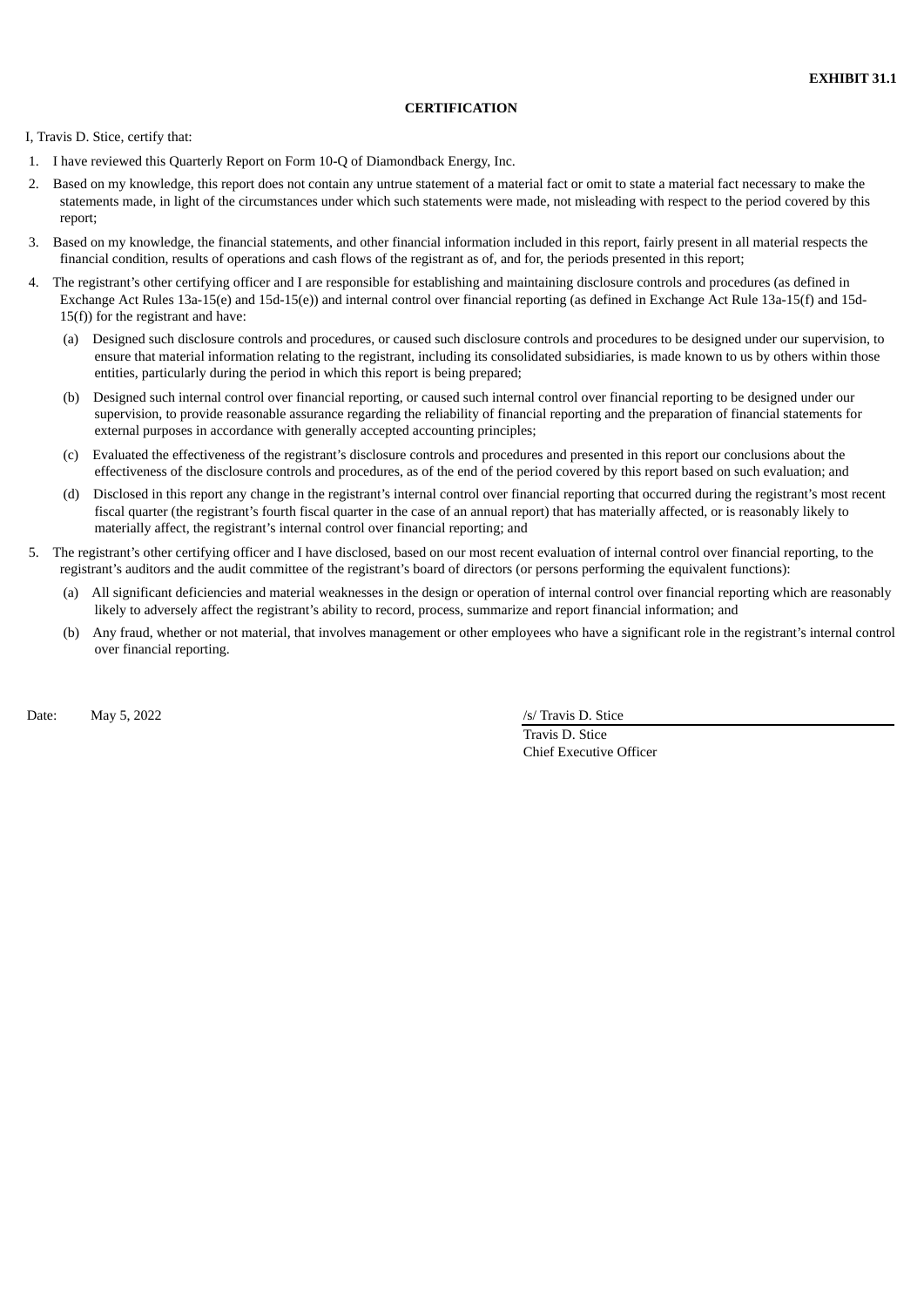**EXHIBIT 31.1**

**CERTIFICATION**

I, Travis D. Stice, certify that:

1. I have reviewed this Quarterly Report on Form 10-Q of Diamondback Energy, Inc.
2. Based on my knowledge, this report does not contain any untrue statement of a material fact or omit to state a material fact necessary to make the statements made, in light of the circumstances under which such statements were made, not misleading with respect to the period covered by this report;
3. Based on my knowledge, the financial statements, and other financial information included in this report, fairly present in all material respects the financial condition, results of operations and cash flows of the registrant as of, and for, the periods presented in this report;
4. The registrant's other certifying officer and I are responsible for establishing and maintaining disclosure controls and procedures (as defined in Exchange Act Rules 13a-15(e) and 15d-15(e)) and internal control over financial reporting (as defined in Exchange Act Rule 13a-15(f) and 15d-15(f)) for the registrant and have:
   (a) Designed such disclosure controls and procedures, or caused such disclosure controls and procedures to be designed under our supervision, to ensure that material information relating to the registrant, including its consolidated subsidiaries, is made known to us by others within those entities, particularly during the period in which this report is being prepared;
   (b) Designed such internal control over financial reporting, or caused such internal control over financial reporting to be designed under our supervision, to provide reasonable assurance regarding the reliability of financial reporting and the preparation of financial statements for external purposes in accordance with generally accepted accounting principles;
   (c) Evaluated the effectiveness of the registrant's disclosure controls and procedures and presented in this report our conclusions about the effectiveness of the disclosure controls and procedures, as of the end of the period covered by this report based on such evaluation; and
   (d) Disclosed in this report any change in the registrant's internal control over financial reporting that occurred during the registrant's most recent fiscal quarter (the registrant's fourth fiscal quarter in the case of an annual report) that has materially affected, or is reasonably likely to materially affect, the registrant's internal control over financial reporting; and
5. The registrant's other certifying officer and I have disclosed, based on our most recent evaluation of internal control over financial reporting, to the registrant's auditors and the audit committee of the registrant's board of directors (or persons performing the equivalent functions):
   (a) All significant deficiencies and material weaknesses in the design or operation of internal control over financial reporting which are reasonably likely to adversely affect the registrant's ability to record, process, summarize and report financial information; and
   (b) Any fraud, whether or not material, that involves management or other employees who have a significant role in the registrant's internal control over financial reporting.

Date: May 5, 2022

/s/ Travis D. Stice
Travis D. Stice
Chief Executive Officer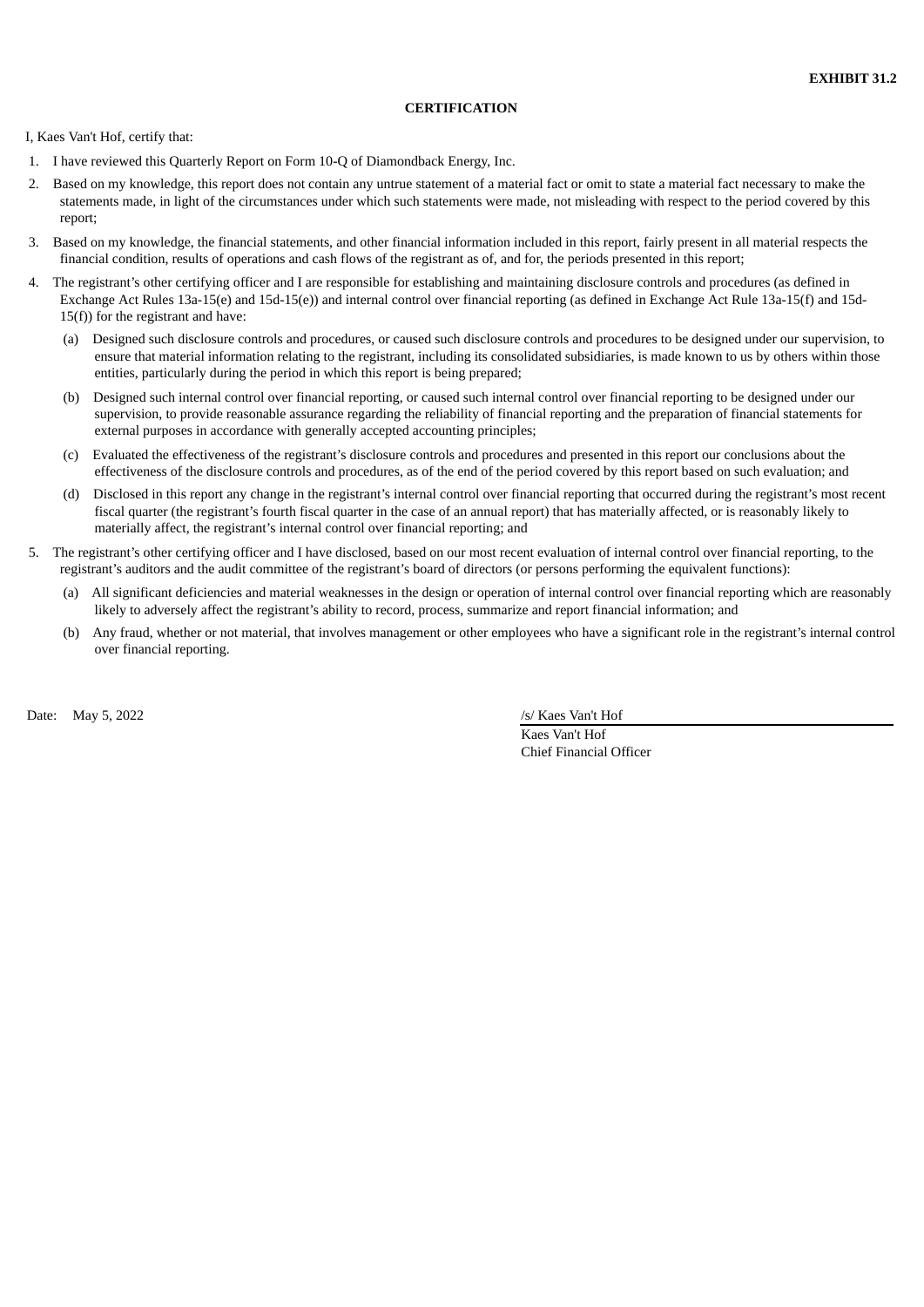**EXHIBIT 31.2**

**CERTIFICATION**

I, Kaes Van't Hof, certify that:

1. I have reviewed this Quarterly Report on Form 10-Q of Diamondback Energy, Inc.
2. Based on my knowledge, this report does not contain any untrue statement of a material fact or omit to state a material fact necessary to make the statements made, in light of the circumstances under which such statements were made, not misleading with respect to the period covered by this report;
3. Based on my knowledge, the financial statements, and other financial information included in this report, fairly present in all material respects the financial condition, results of operations and cash flows of the registrant as of, and for, the periods presented in this report;
4. The registrant's other certifying officer and I are responsible for establishing and maintaining disclosure controls and procedures (as defined in Exchange Act Rules 13a-15(e) and 15d-15(e)) and internal control over financial reporting (as defined in Exchange Act Rule 13a-15(f) and 15d-15(f)) for the registrant and have:
   (a) Designed such disclosure controls and procedures, or caused such disclosure controls and procedures to be designed under our supervision, to ensure that material information relating to the registrant, including its consolidated subsidiaries, is made known to us by others within those entities, particularly during the period in which this report is being prepared;
   (b) Designed such internal control over financial reporting, or caused such internal control over financial reporting to be designed under our supervision, to provide reasonable assurance regarding the reliability of financial reporting and the preparation of financial statements for external purposes in accordance with generally accepted accounting principles;
   (c) Evaluated the effectiveness of the registrant's disclosure controls and procedures and presented in this report our conclusions about the effectiveness of the disclosure controls and procedures, as of the end of the period covered by this report based on such evaluation; and
   (d) Disclosed in this report any change in the registrant's internal control over financial reporting that occurred during the registrant's most recent fiscal quarter (the registrant's fourth fiscal quarter in the case of an annual report) that has materially affected, or is reasonably likely to materially affect, the registrant's internal control over financial reporting; and
5. The registrant's other certifying officer and I have disclosed, based on our most recent evaluation of internal control over financial reporting, to the registrant's auditors and the audit committee of the registrant's board of directors (or persons performing the equivalent functions):
   (a) All significant deficiencies and material weaknesses in the design or operation of internal control over financial reporting which are reasonably likely to adversely affect the registrant's ability to record, process, summarize and report financial information; and
   (b) Any fraud, whether or not material, that involves management or other employees who have a significant role in the registrant's internal control over financial reporting.

Date: May 5, 2022

/s/ Kaes Van't Hof
Kaes Van't Hof
Chief Financial Officer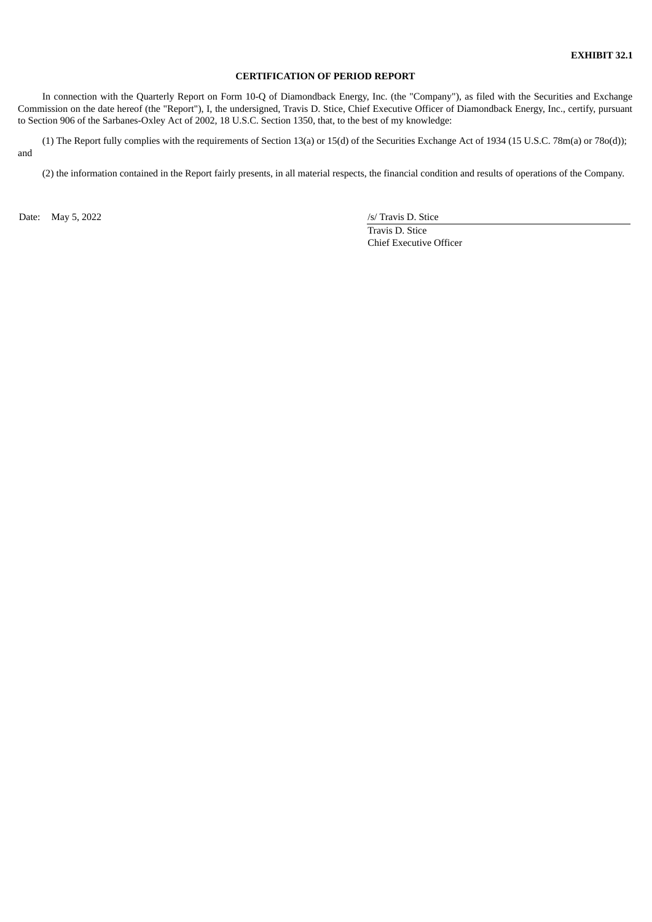**EXHIBIT 32.1**

**CERTIFICATION OF PERIOD REPORT**

In connection with the Quarterly Report on Form 10-Q of Diamondback Energy, Inc. (the "Company"), as filed with the Securities and Exchange Commission on the date hereof (the "Report"), I, the undersigned, Travis D. Stice, Chief Executive Officer of Diamondback Energy, Inc., certify, pursuant to Section 906 of the Sarbanes-Oxley Act of 2002, 18 U.S.C. Section 1350, that, to the best of my knowledge:

(1) The Report fully complies with the requirements of Section 13(a) or 15(d) of the Securities Exchange Act of 1934 (15 U.S.C. 78m(a) or 78o(d)); and

(2) the information contained in the Report fairly presents, in all material respects, the financial condition and results of operations of the Company.

Date: May 5, 2022

/s/ Travis D. Stice
Travis D. Stice
Chief Executive Officer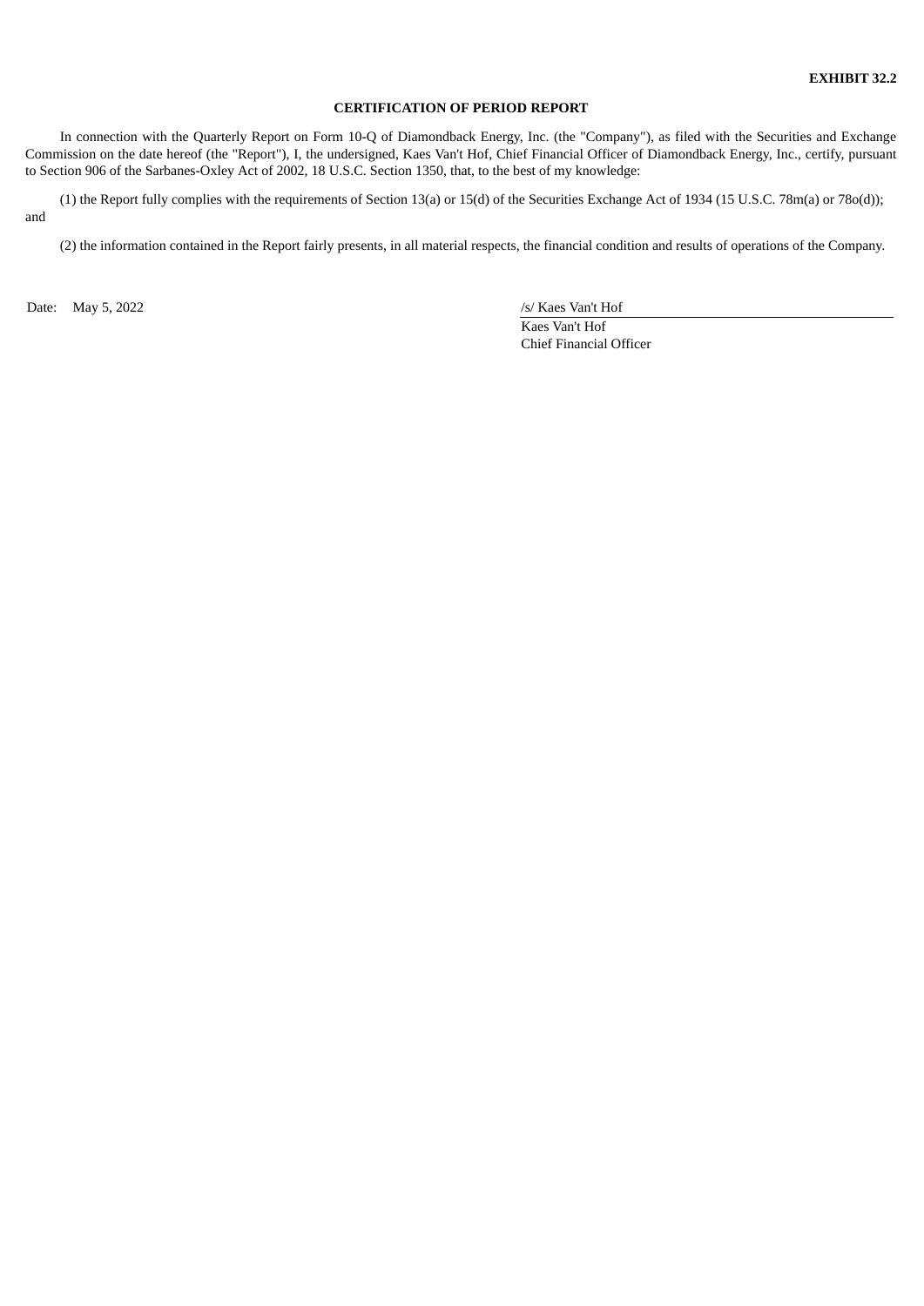**EXHIBIT 32.2**

**CERTIFICATION OF PERIOD REPORT**

In connection with the Quarterly Report on Form 10-Q of Diamondback Energy, Inc. (the "Company"), as filed with the Securities and Exchange Commission on the date hereof (the "Report"), I, the undersigned, Kaes Van't Hof, Chief Financial Officer of Diamondback Energy, Inc., certify, pursuant to Section 906 of the Sarbanes-Oxley Act of 2002, 18 U.S.C. Section 1350, that, to the best of my knowledge:

(1) the Report fully complies with the requirements of Section 13(a) or 15(d) of the Securities Exchange Act of 1934 (15 U.S.C. 78m(a) or 78o(d)); and

(2) the information contained in the Report fairly presents, in all material respects, the financial condition and results of operations of the Company.

Date: May 5, 2022

/s/ Kaes Van't Hof

Kaes Van't Hof
Chief Financial Officer